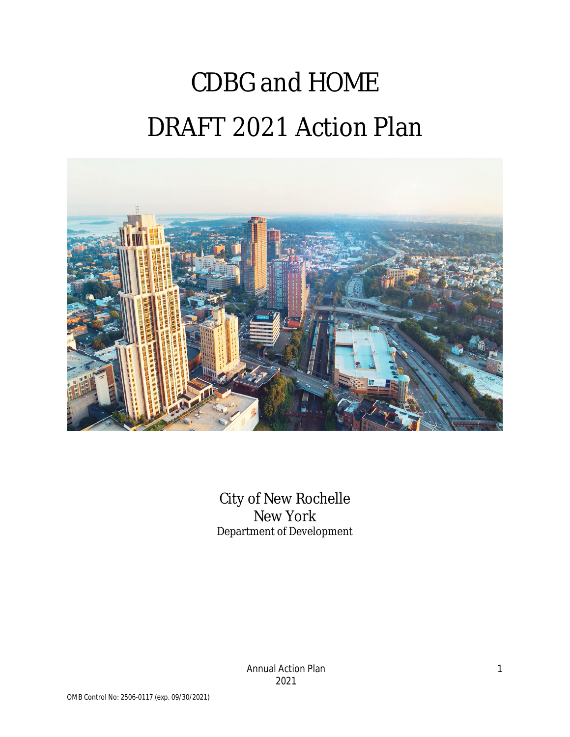# CDBG and HOME

# DRAFT 2021 Action Plan

City of New Rochelle
New York
Department of Development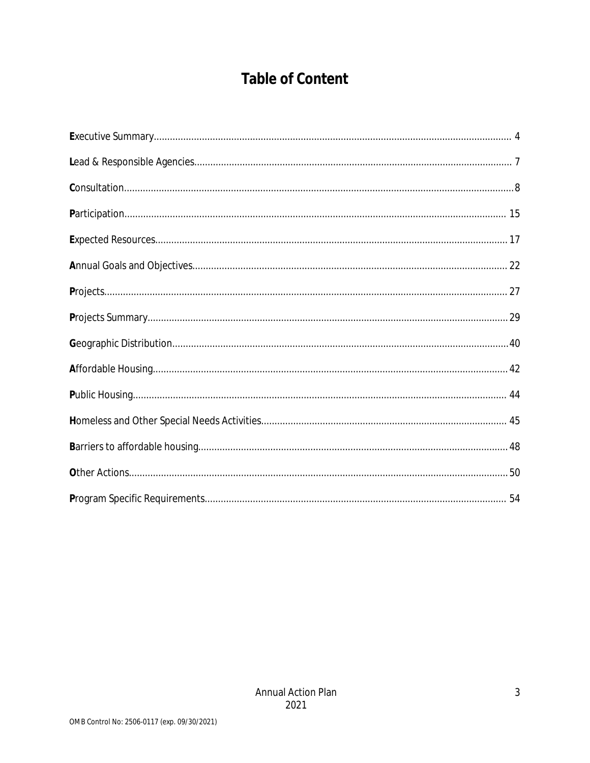# Table of Content

Executive Summary.......................................................... 4

Lead & Responsible Agencies.......................................................... 7

Consultation.......................................................... 8

Participation.......................................................... 15

Expected Resources.......................................................... 17

Annual Goals and Objectives.......................................................... 22

Projects.......................................................... 27

Projects Summary.......................................................... 29

Geographic Distribution.......................................................... 40

Affordable Housing.......................................................... 42

Public Housing.......................................................... 44

Homeless and Other Special Needs Activities.......................................................... 45

Barriers to affordable housing.......................................................... 48

Other Actions.......................................................... 50

Program Specific Requirements.......................................................... 54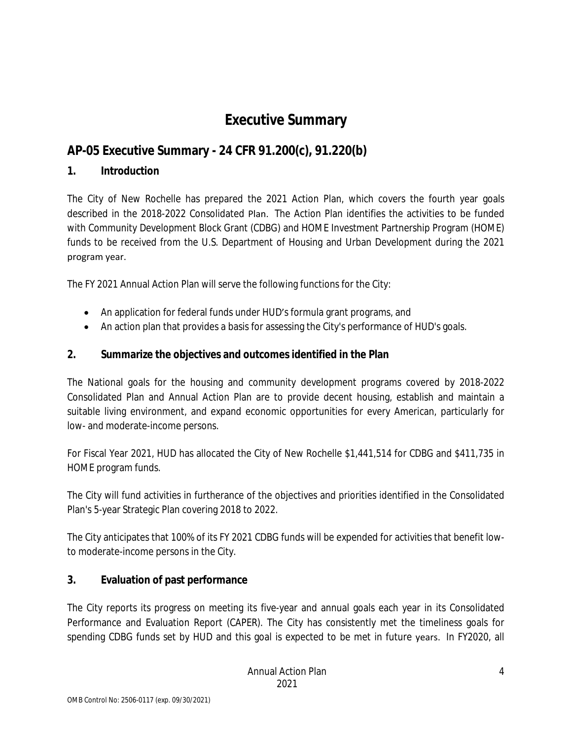# Executive Summary

## AP-05 Executive Summary - 24 CFR 91.200(c), 91.220(b)

### 1. Introduction

The City of New Rochelle has prepared the 2021 Action Plan, which covers the fourth year goals described in the 2018-2022 Consolidated Plan. The Action Plan identifies the activities to be funded with Community Development Block Grant (CDBG) and HOME Investment Partnership Program (HOME) funds to be received from the U.S. Department of Housing and Urban Development during the 2021 program year.

The FY 2021 Annual Action Plan will serve the following functions for the City:

- An application for federal funds under HUD's formula grant programs, and
- An action plan that provides a basis for assessing the City's performance of HUD's goals.

### 2. Summarize the objectives and outcomes identified in the Plan

The National goals for the housing and community development programs covered by 2018-2022 Consolidated Plan and Annual Action Plan are to provide decent housing, establish and maintain a suitable living environment, and expand economic opportunities for every American, particularly for low- and moderate-income persons.

For Fiscal Year 2021, HUD has allocated the City of New Rochelle $1,441,514 for CDBG and $411,735 in HOME program funds.

The City will fund activities in furtherance of the objectives and priorities identified in the Consolidated Plan's 5-year Strategic Plan covering 2018 to 2022.

The City anticipates that 100% of its FY 2021 CDBG funds will be expended for activities that benefit low- to moderate-income persons in the City.

### 3. Evaluation of past performance

The City reports its progress on meeting its five-year and annual goals each year in its Consolidated Performance and Evaluation Report (CAPER). The City has consistently met the timeliness goals for spending CDBG funds set by HUD and this goal is expected to be met in future years. In FY2020, all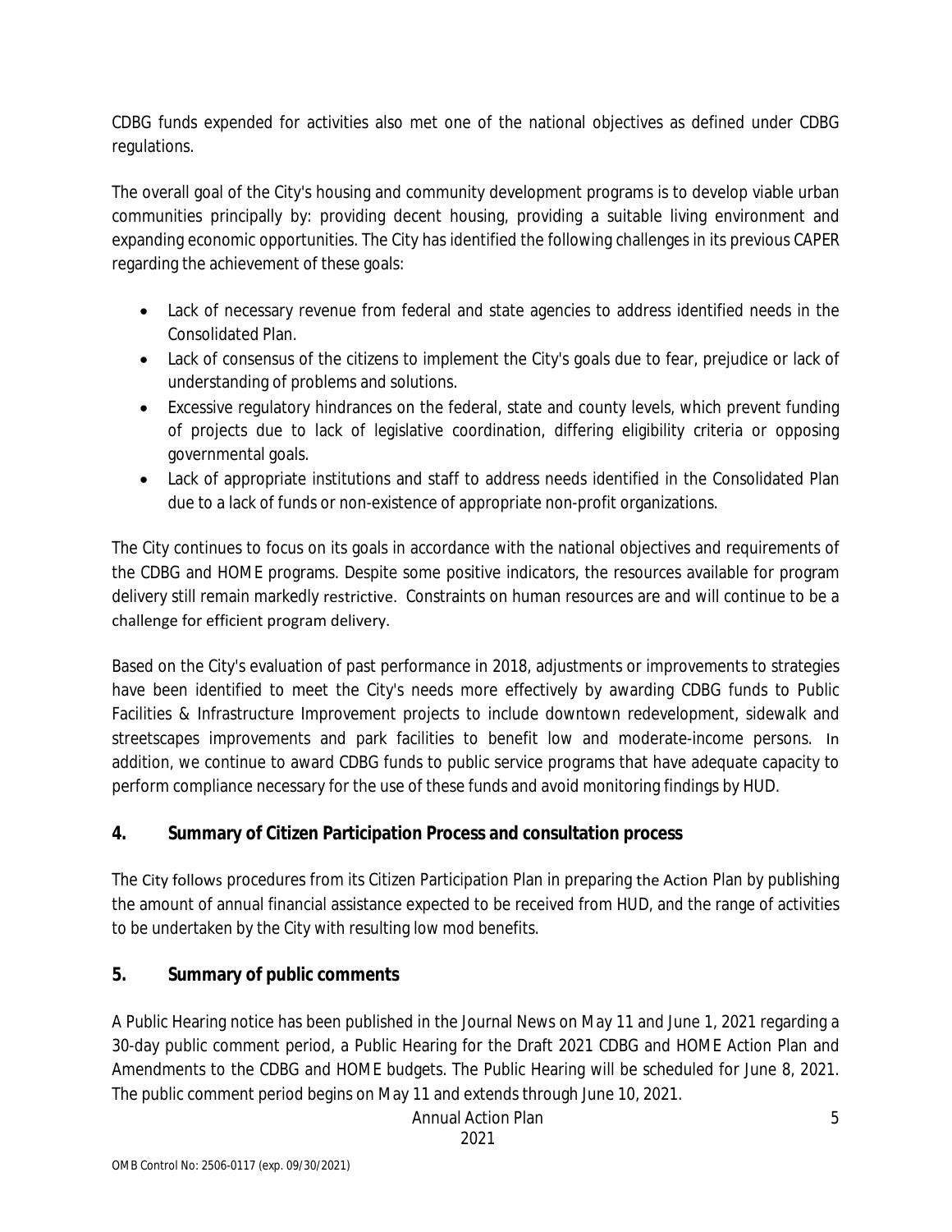CDBG funds expended for activities also met one of the national objectives as defined under CDBG regulations.

The overall goal of the City's housing and community development programs is to develop viable urban communities principally by: providing decent housing, providing a suitable living environment and expanding economic opportunities. The City has identified the following challenges in its previous CAPER regarding the achievement of these goals:

- Lack of necessary revenue from federal and state agencies to address identified needs in the Consolidated Plan.
- Lack of consensus of the citizens to implement the City's goals due to fear, prejudice or lack of understanding of problems and solutions.
- Excessive regulatory hindrances on the federal, state and county levels, which prevent funding of projects due to lack of legislative coordination, differing eligibility criteria or opposing governmental goals.
- Lack of appropriate institutions and staff to address needs identified in the Consolidated Plan due to a lack of funds or non-existence of appropriate non-profit organizations.

The City continues to focus on its goals in accordance with the national objectives and requirements of the CDBG and HOME programs. Despite some positive indicators, the resources available for program delivery still remain markedly restrictive. Constraints on human resources are and will continue to be a challenge for efficient program delivery.

Based on the City's evaluation of past performance in 2018, adjustments or improvements to strategies have been identified to meet the City's needs more effectively by awarding CDBG funds to Public Facilities & Infrastructure Improvement projects to include downtown redevelopment, sidewalk and streetscapes improvements and park facilities to benefit low and moderate-income persons. In addition, we continue to award CDBG funds to public service programs that have adequate capacity to perform compliance necessary for the use of these funds and avoid monitoring findings by HUD.

## 4. Summary of Citizen Participation Process and consultation process

The City follows procedures from its Citizen Participation Plan in preparing the Action Plan by publishing the amount of annual financial assistance expected to be received from HUD, and the range of activities to be undertaken by the City with resulting low mod benefits.

## 5. Summary of public comments

A Public Hearing notice has been published in the Journal News on May 11 and June 1, 2021 regarding a 30-day public comment period, a Public Hearing for the Draft 2021 CDBG and HOME Action Plan and Amendments to the CDBG and HOME budgets. The Public Hearing will be scheduled for June 8, 2021. The public comment period begins on May 11 and extends through June 10, 2021.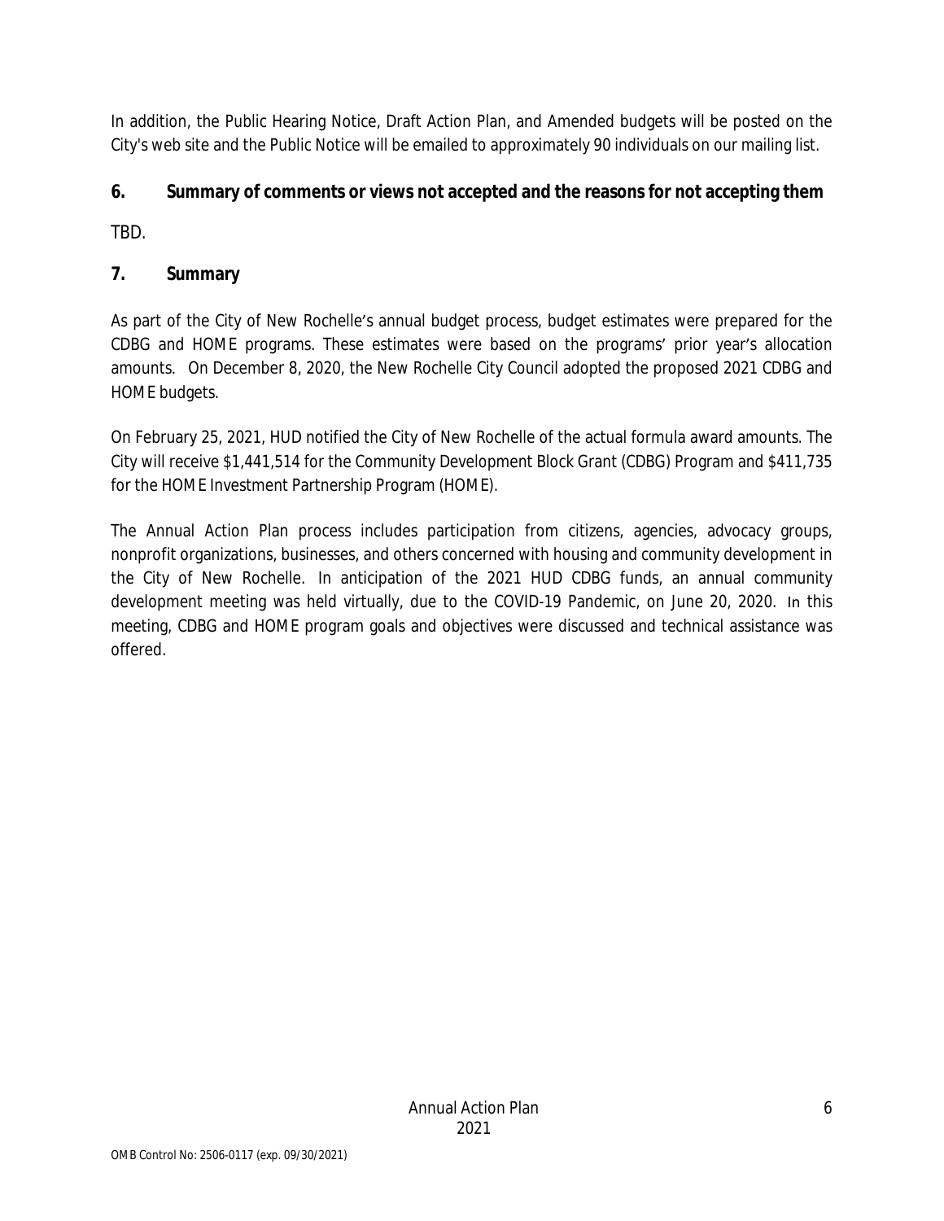In addition, the Public Hearing Notice, Draft Action Plan, and Amended budgets will be posted on the City's web site and the Public Notice will be emailed to approximately 90 individuals on our mailing list.

## 6. Summary of comments or views not accepted and the reasons for not accepting them

TBD.

## 7. Summary

As part of the City of New Rochelle's annual budget process, budget estimates were prepared for the CDBG and HOME programs. These estimates were based on the programs' prior year's allocation amounts. On December 8, 2020, the New Rochelle City Council adopted the proposed 2021 CDBG and HOME budgets.

On February 25, 2021, HUD notified the City of New Rochelle of the actual formula award amounts. The City will receive $1,441,514 for the Community Development Block Grant (CDBG) Program and $411,735 for the HOME Investment Partnership Program (HOME).

The Annual Action Plan process includes participation from citizens, agencies, advocacy groups, nonprofit organizations, businesses, and others concerned with housing and community development in the City of New Rochelle. In anticipation of the 2021 HUD CDBG funds, an annual community development meeting was held virtually, due to the COVID-19 Pandemic, on June 20, 2020. In this meeting, CDBG and HOME program goals and objectives were discussed and technical assistance was offered.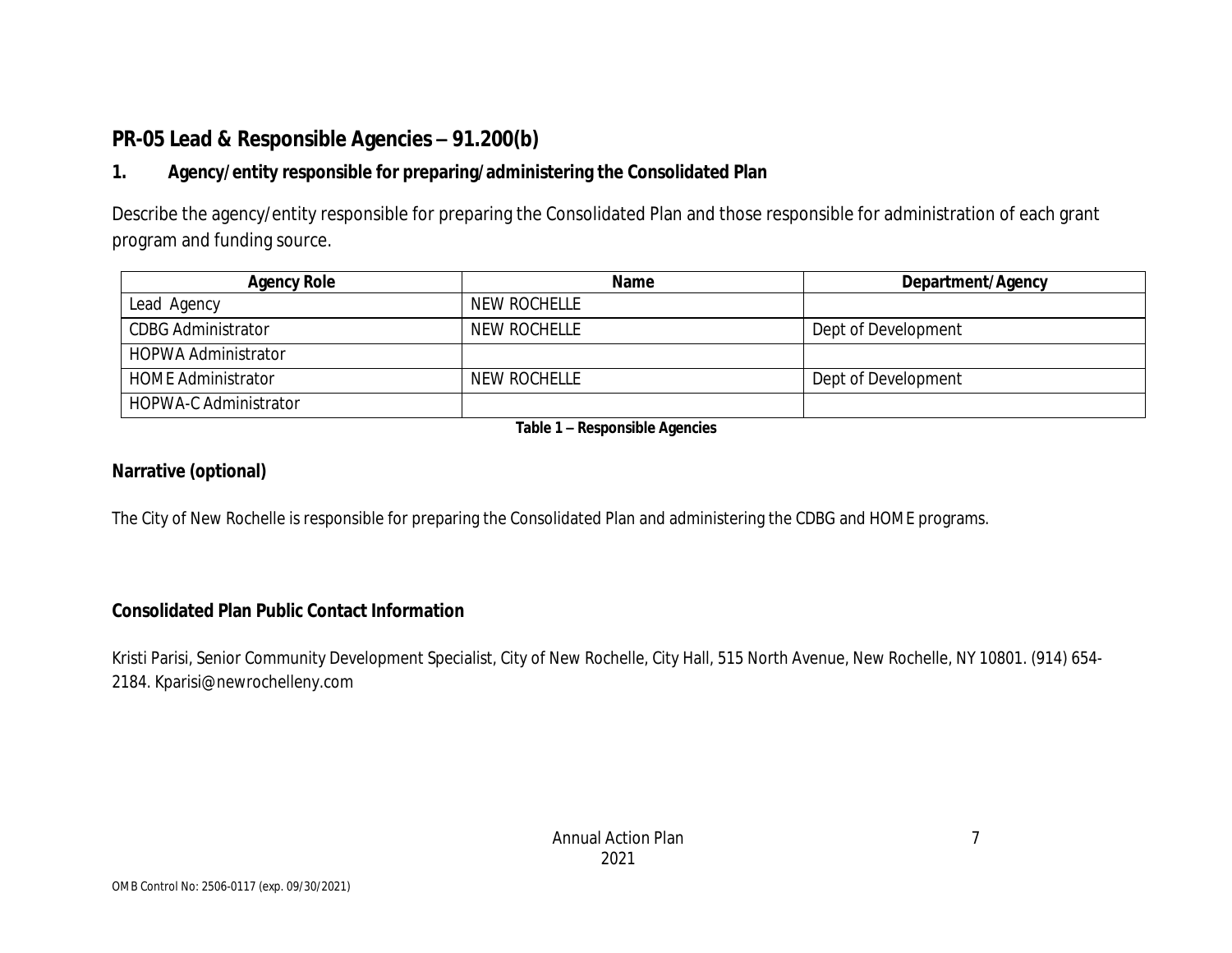## PR-05 Lead & Responsible Agencies – 91.200(b)

### 1. Agency/entity responsible for preparing/administering the Consolidated Plan

Describe the agency/entity responsible for preparing the Consolidated Plan and those responsible for administration of each grant program and funding source.

| Agency Role | Name | Department/Agency |
|---|---|---|
| Lead Agency | NEW ROCHELLE | |
| CDBG Administrator | NEW ROCHELLE | Dept of Development |
| HOPWA Administrator | | |
| HOME Administrator | NEW ROCHELLE | Dept of Development |
| HOPWA-C Administrator | | |

**Table 1 – Responsible Agencies**

### Narrative (optional)

The City of New Rochelle is responsible for preparing the Consolidated Plan and administering the CDBG and HOME programs.

### Consolidated Plan Public Contact Information

Kristi Parisi, Senior Community Development Specialist, City of New Rochelle, City Hall, 515 North Avenue, New Rochelle, NY 10801. (914) 654-2184. Kparisi@newrochelleny.com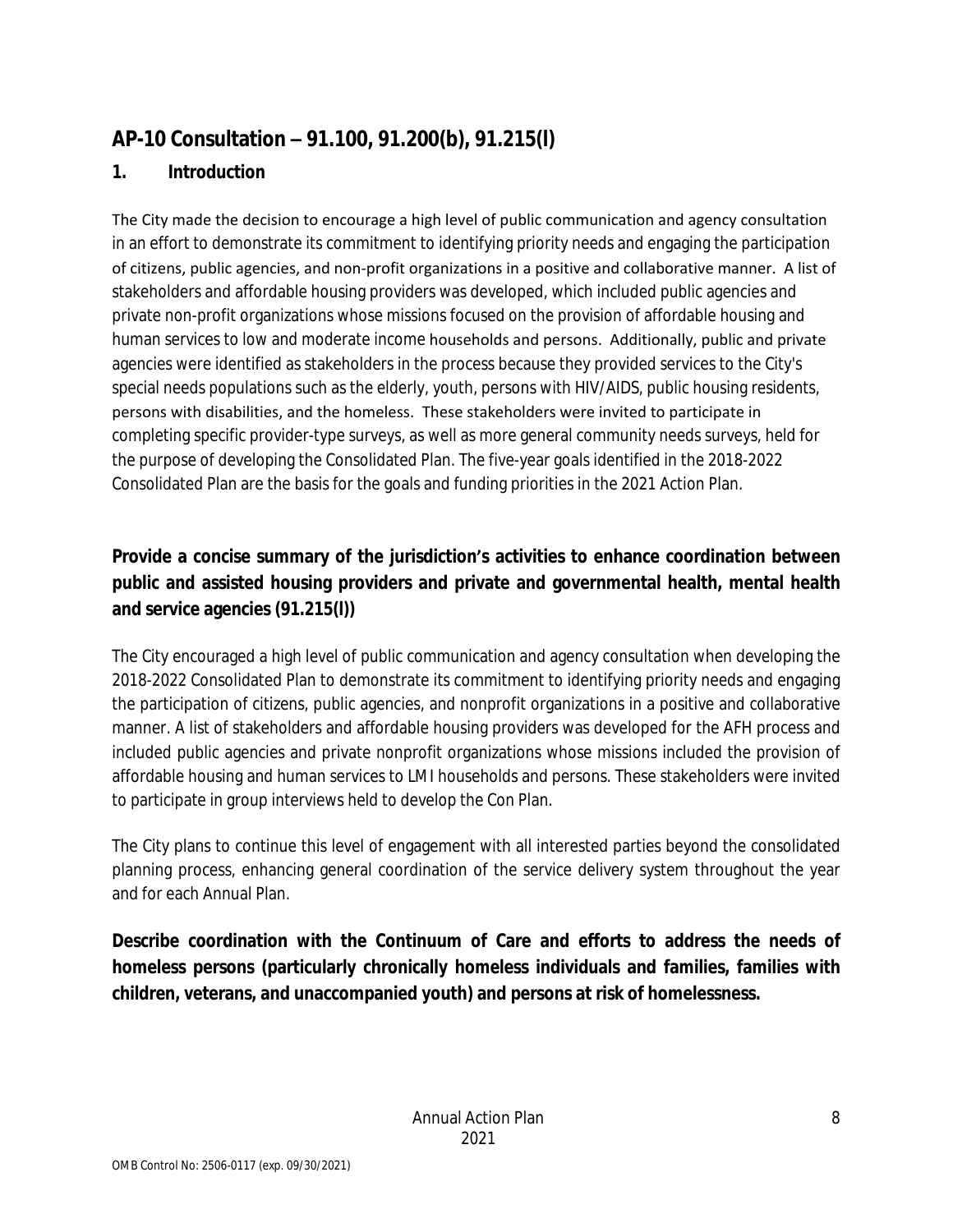## AP-10 Consultation – 91.100, 91.200(b), 91.215(l)

### 1. Introduction

The City made the decision to encourage a high level of public communication and agency consultation in an effort to demonstrate its commitment to identifying priority needs and engaging the participation of citizens, public agencies, and non-profit organizations in a positive and collaborative manner. A list of stakeholders and affordable housing providers was developed, which included public agencies and private non-profit organizations whose missions focused on the provision of affordable housing and human services to low and moderate income households and persons. Additionally, public and private agencies were identified as stakeholders in the process because they provided services to the City's special needs populations such as the elderly, youth, persons with HIV/AIDS, public housing residents, persons with disabilities, and the homeless. These stakeholders were invited to participate in completing specific provider-type surveys, as well as more general community needs surveys, held for the purpose of developing the Consolidated Plan. The five-year goals identified in the 2018-2022 Consolidated Plan are the basis for the goals and funding priorities in the 2021 Action Plan.

**Provide a concise summary of the jurisdiction's activities to enhance coordination between public and assisted housing providers and private and governmental health, mental health and service agencies (91.215(l))**

The City encouraged a high level of public communication and agency consultation when developing the 2018-2022 Consolidated Plan to demonstrate its commitment to identifying priority needs and engaging the participation of citizens, public agencies, and nonprofit organizations in a positive and collaborative manner. A list of stakeholders and affordable housing providers was developed for the AFH process and included public agencies and private nonprofit organizations whose missions included the provision of affordable housing and human services to LMI households and persons. These stakeholders were invited to participate in group interviews held to develop the Con Plan.

The City plans to continue this level of engagement with all interested parties beyond the consolidated planning process, enhancing general coordination of the service delivery system throughout the year and for each Annual Plan.

**Describe coordination with the Continuum of Care and efforts to address the needs of homeless persons (particularly chronically homeless individuals and families, families with children, veterans, and unaccompanied youth) and persons at risk of homelessness.**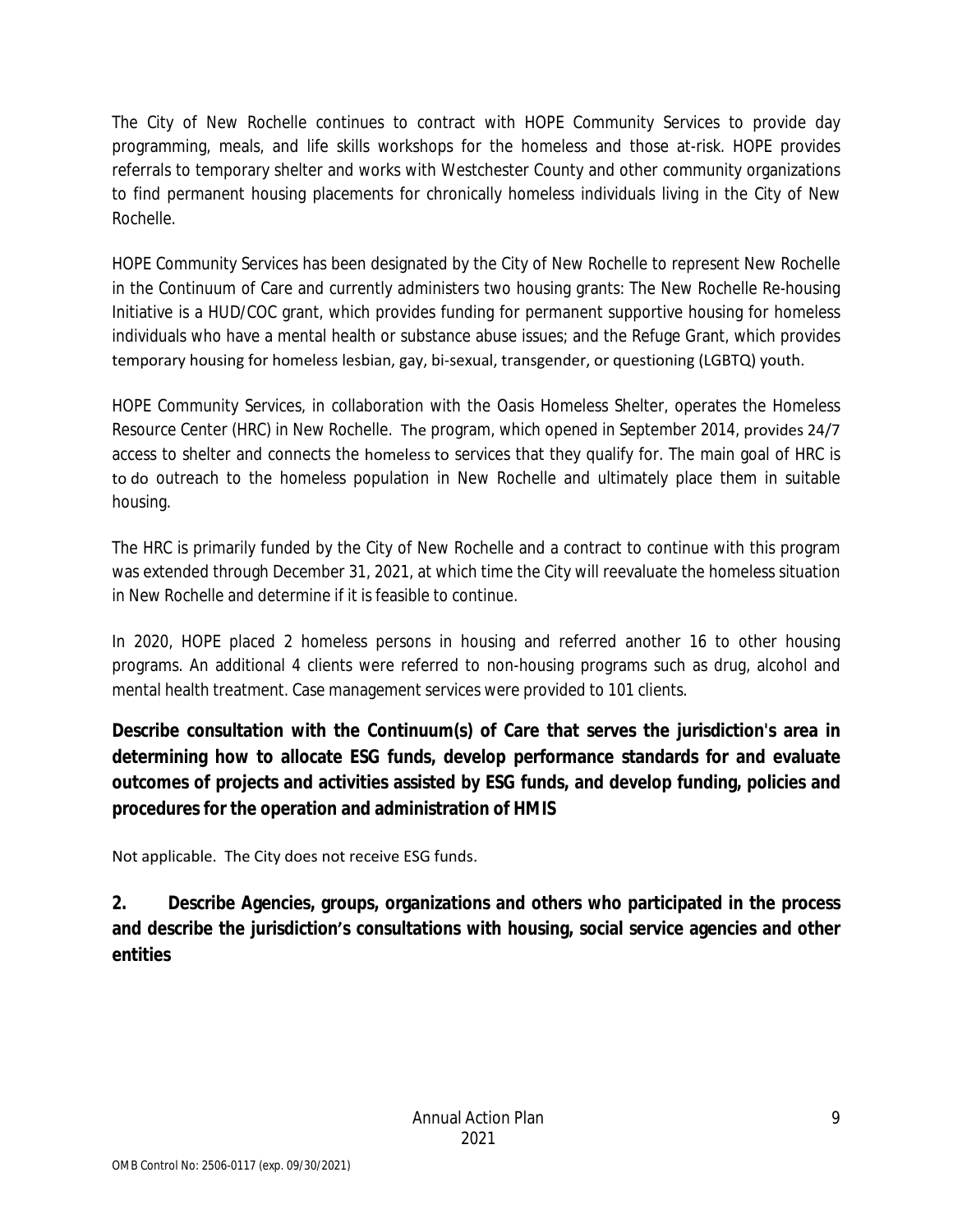The City of New Rochelle continues to contract with HOPE Community Services to provide day programming, meals, and life skills workshops for the homeless and those at-risk. HOPE provides referrals to temporary shelter and works with Westchester County and other community organizations to find permanent housing placements for chronically homeless individuals living in the City of New Rochelle.

HOPE Community Services has been designated by the City of New Rochelle to represent New Rochelle in the Continuum of Care and currently administers two housing grants: The New Rochelle Re-housing Initiative is a HUD/COC grant, which provides funding for permanent supportive housing for homeless individuals who have a mental health or substance abuse issues; and the Refuge Grant, which provides temporary housing for homeless lesbian, gay, bi-sexual, transgender, or questioning (LGBTQ) youth.

HOPE Community Services, in collaboration with the Oasis Homeless Shelter, operates the Homeless Resource Center (HRC) in New Rochelle. The program, which opened in September 2014, provides 24/7 access to shelter and connects the homeless to services that they qualify for. The main goal of HRC is to do outreach to the homeless population in New Rochelle and ultimately place them in suitable housing.

The HRC is primarily funded by the City of New Rochelle and a contract to continue with this program was extended through December 31, 2021, at which time the City will reevaluate the homeless situation in New Rochelle and determine if it is feasible to continue.

In 2020, HOPE placed 2 homeless persons in housing and referred another 16 to other housing programs. An additional 4 clients were referred to non-housing programs such as drug, alcohol and mental health treatment. Case management services were provided to 101 clients.

**Describe consultation with the Continuum(s) of Care that serves the jurisdiction's area in determining how to allocate ESG funds, develop performance standards for and evaluate outcomes of projects and activities assisted by ESG funds, and develop funding, policies and procedures for the operation and administration of HMIS**

Not applicable. The City does not receive ESG funds.

**2. Describe Agencies, groups, organizations and others who participated in the process and describe the jurisdiction's consultations with housing, social service agencies and other entities**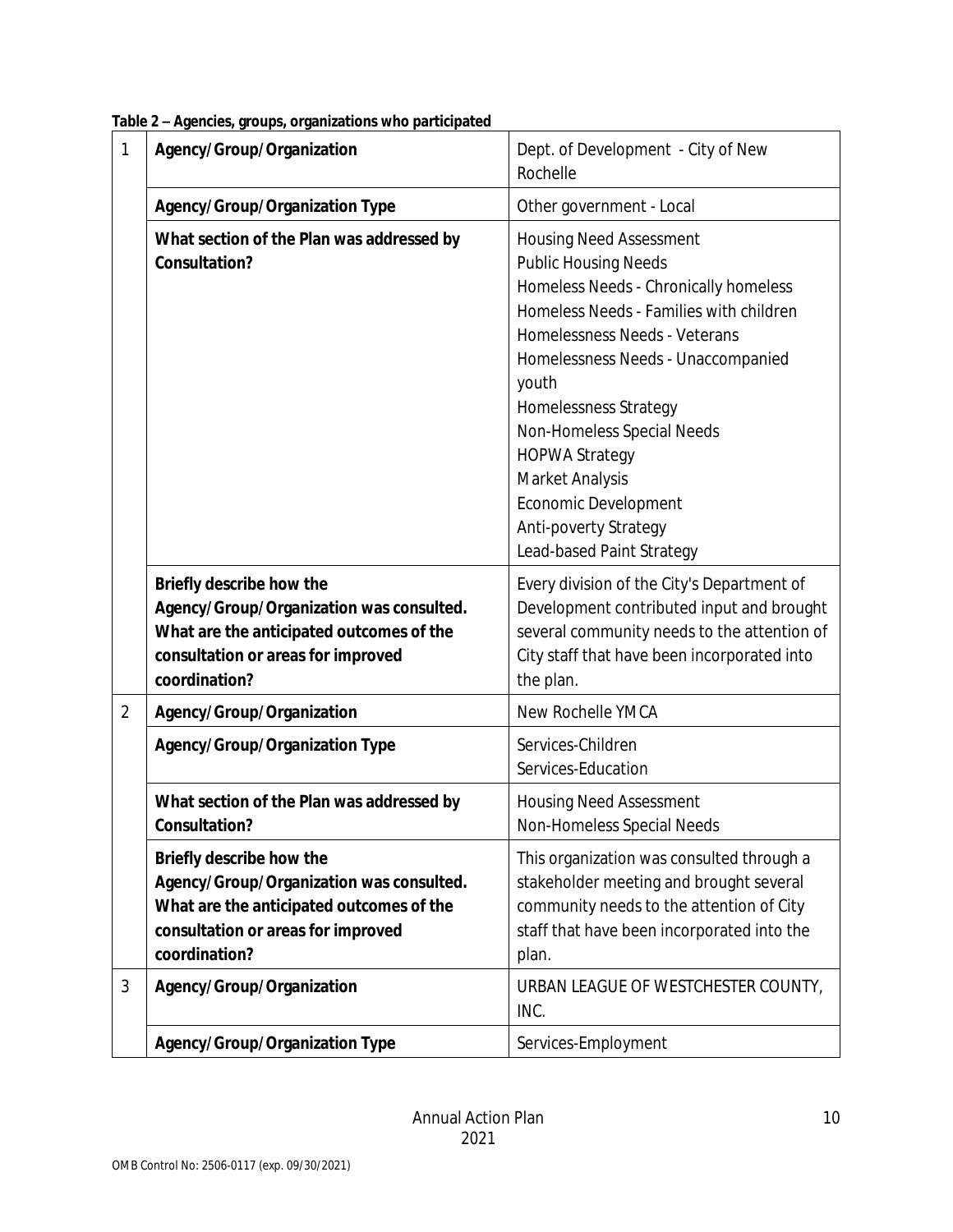**Table 2 – Agencies, groups, organizations who participated**

| # | | |
|---|---|---|
| 1 | **Agency/Group/Organization** | Dept. of Development - City of New Rochelle |
| | **Agency/Group/Organization Type** | Other government - Local |
| | **What section of the Plan was addressed by Consultation?** | Housing Need Assessment<br>Public Housing Needs<br>Homeless Needs - Chronically homeless<br>Homeless Needs - Families with children<br>Homelessness Needs - Veterans<br>Homelessness Needs - Unaccompanied youth<br>Homelessness Strategy<br>Non-Homeless Special Needs<br>HOPWA Strategy<br>Market Analysis<br>Economic Development<br>Anti-poverty Strategy<br>Lead-based Paint Strategy |
| | **Briefly describe how the Agency/Group/Organization was consulted. What are the anticipated outcomes of the consultation or areas for improved coordination?** | Every division of the City's Department of Development contributed input and brought several community needs to the attention of City staff that have been incorporated into the plan. |
| 2 | **Agency/Group/Organization** | New Rochelle YMCA |
| | **Agency/Group/Organization Type** | Services-Children<br>Services-Education |
| | **What section of the Plan was addressed by Consultation?** | Housing Need Assessment<br>Non-Homeless Special Needs |
| | **Briefly describe how the Agency/Group/Organization was consulted. What are the anticipated outcomes of the consultation or areas for improved coordination?** | This organization was consulted through a stakeholder meeting and brought several community needs to the attention of City staff that have been incorporated into the plan. |
| 3 | **Agency/Group/Organization** | URBAN LEAGUE OF WESTCHESTER COUNTY, INC. |
| | **Agency/Group/Organization Type** | Services-Employment |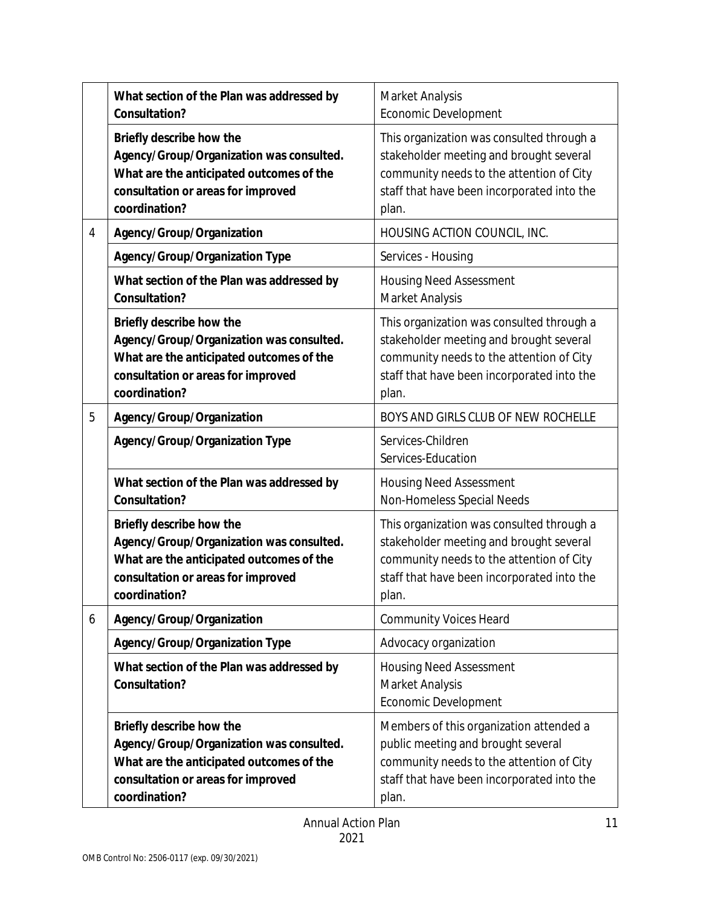| | | |
|---|---|---|
| | **What section of the Plan was addressed by Consultation?** | Market Analysis<br>Economic Development |
| | **Briefly describe how the Agency/Group/Organization was consulted. What are the anticipated outcomes of the consultation or areas for improved coordination?** | This organization was consulted through a stakeholder meeting and brought several community needs to the attention of City staff that have been incorporated into the plan. |
| 4 | **Agency/Group/Organization** | HOUSING ACTION COUNCIL, INC. |
| | **Agency/Group/Organization Type** | Services - Housing |
| | **What section of the Plan was addressed by Consultation?** | Housing Need Assessment<br>Market Analysis |
| | **Briefly describe how the Agency/Group/Organization was consulted. What are the anticipated outcomes of the consultation or areas for improved coordination?** | This organization was consulted through a stakeholder meeting and brought several community needs to the attention of City staff that have been incorporated into the plan. |
| 5 | **Agency/Group/Organization** | BOYS AND GIRLS CLUB OF NEW ROCHELLE |
| | **Agency/Group/Organization Type** | Services-Children<br>Services-Education |
| | **What section of the Plan was addressed by Consultation?** | Housing Need Assessment<br>Non-Homeless Special Needs |
| | **Briefly describe how the Agency/Group/Organization was consulted. What are the anticipated outcomes of the consultation or areas for improved coordination?** | This organization was consulted through a stakeholder meeting and brought several community needs to the attention of City staff that have been incorporated into the plan. |
| 6 | **Agency/Group/Organization** | Community Voices Heard |
| | **Agency/Group/Organization Type** | Advocacy organization |
| | **What section of the Plan was addressed by Consultation?** | Housing Need Assessment<br>Market Analysis<br>Economic Development |
| | **Briefly describe how the Agency/Group/Organization was consulted. What are the anticipated outcomes of the consultation or areas for improved coordination?** | Members of this organization attended a public meeting and brought several community needs to the attention of City staff that have been incorporated into the plan. |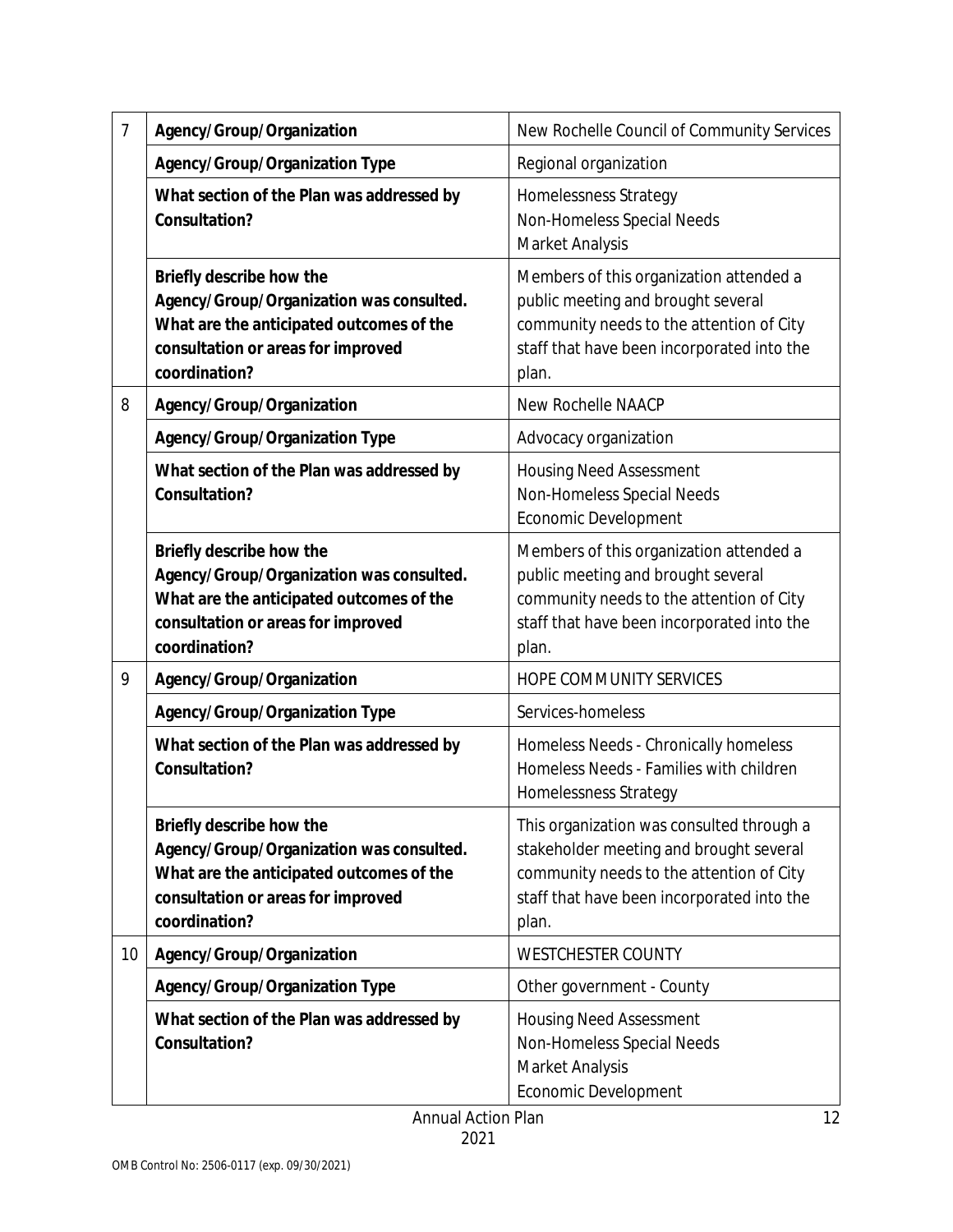| | | |
|---|---|---|
| 7 | **Agency/Group/Organization** | New Rochelle Council of Community Services |
| | **Agency/Group/Organization Type** | Regional organization |
| | **What section of the Plan was addressed by Consultation?** | Homelessness Strategy<br>Non-Homeless Special Needs<br>Market Analysis |
| | **Briefly describe how the Agency/Group/Organization was consulted. What are the anticipated outcomes of the consultation or areas for improved coordination?** | Members of this organization attended a public meeting and brought several community needs to the attention of City staff that have been incorporated into the plan. |
| 8 | **Agency/Group/Organization** | New Rochelle NAACP |
| | **Agency/Group/Organization Type** | Advocacy organization |
| | **What section of the Plan was addressed by Consultation?** | Housing Need Assessment<br>Non-Homeless Special Needs<br>Economic Development |
| | **Briefly describe how the Agency/Group/Organization was consulted. What are the anticipated outcomes of the consultation or areas for improved coordination?** | Members of this organization attended a public meeting and brought several community needs to the attention of City staff that have been incorporated into the plan. |
| 9 | **Agency/Group/Organization** | HOPE COMMUNITY SERVICES |
| | **Agency/Group/Organization Type** | Services-homeless |
| | **What section of the Plan was addressed by Consultation?** | Homeless Needs - Chronically homeless<br>Homeless Needs - Families with children<br>Homelessness Strategy |
| | **Briefly describe how the Agency/Group/Organization was consulted. What are the anticipated outcomes of the consultation or areas for improved coordination?** | This organization was consulted through a stakeholder meeting and brought several community needs to the attention of City staff that have been incorporated into the plan. |
| 10 | **Agency/Group/Organization** | WESTCHESTER COUNTY |
| | **Agency/Group/Organization Type** | Other government - County |
| | **What section of the Plan was addressed by Consultation?** | Housing Need Assessment<br>Non-Homeless Special Needs<br>Market Analysis<br>Economic Development |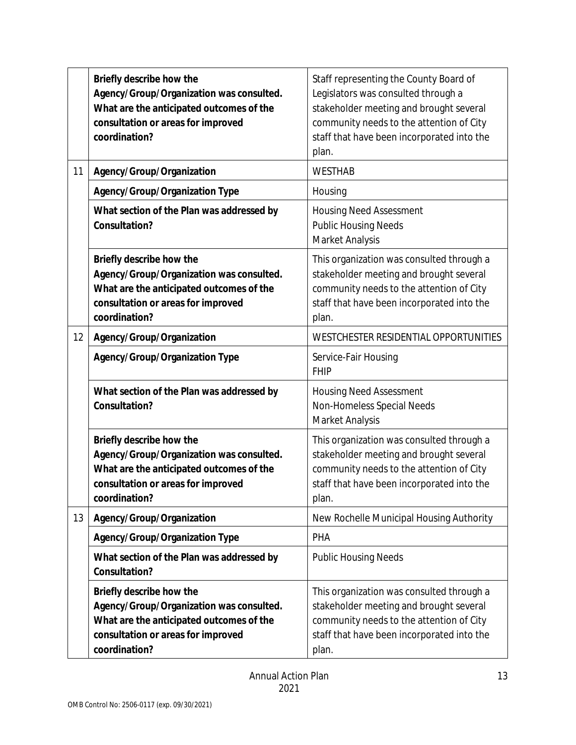| | | |
|---|---|---|
| | **Briefly describe how the Agency/Group/Organization was consulted. What are the anticipated outcomes of the consultation or areas for improved coordination?** | Staff representing the County Board of Legislators was consulted through a stakeholder meeting and brought several community needs to the attention of City staff that have been incorporated into the plan. |
| 11 | **Agency/Group/Organization** | WESTHAB |
| | **Agency/Group/Organization Type** | Housing |
| | **What section of the Plan was addressed by Consultation?** | Housing Need Assessment<br>Public Housing Needs<br>Market Analysis |
| | **Briefly describe how the Agency/Group/Organization was consulted. What are the anticipated outcomes of the consultation or areas for improved coordination?** | This organization was consulted through a stakeholder meeting and brought several community needs to the attention of City staff that have been incorporated into the plan. |
| 12 | **Agency/Group/Organization** | WESTCHESTER RESIDENTIAL OPPORTUNITIES |
| | **Agency/Group/Organization Type** | Service-Fair Housing<br>FHIP |
| | **What section of the Plan was addressed by Consultation?** | Housing Need Assessment<br>Non-Homeless Special Needs<br>Market Analysis |
| | **Briefly describe how the Agency/Group/Organization was consulted. What are the anticipated outcomes of the consultation or areas for improved coordination?** | This organization was consulted through a stakeholder meeting and brought several community needs to the attention of City staff that have been incorporated into the plan. |
| 13 | **Agency/Group/Organization** | New Rochelle Municipal Housing Authority |
| | **Agency/Group/Organization Type** | PHA |
| | **What section of the Plan was addressed by Consultation?** | Public Housing Needs |
| | **Briefly describe how the Agency/Group/Organization was consulted. What are the anticipated outcomes of the consultation or areas for improved coordination?** | This organization was consulted through a stakeholder meeting and brought several community needs to the attention of City staff that have been incorporated into the plan. |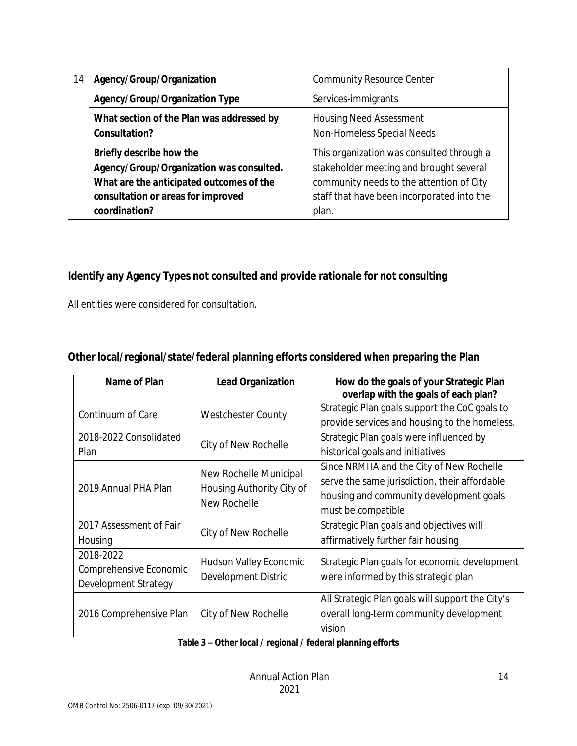| 14 | Agency/Group/Organization | Community Resource Center |
|---|---|---|
| | **Agency/Group/Organization Type** | Services-immigrants |
| | **What section of the Plan was addressed by Consultation?** | Housing Need Assessment<br>Non-Homeless Special Needs |
| | **Briefly describe how the Agency/Group/Organization was consulted. What are the anticipated outcomes of the consultation or areas for improved coordination?** | This organization was consulted through a stakeholder meeting and brought several community needs to the attention of City staff that have been incorporated into the plan. |

## Identify any Agency Types not consulted and provide rationale for not consulting

All entities were considered for consultation.

## Other local/regional/state/federal planning efforts considered when preparing the Plan

| Name of Plan | Lead Organization | How do the goals of your Strategic Plan overlap with the goals of each plan? |
|---|---|---|
| Continuum of Care | Westchester County | Strategic Plan goals support the CoC goals to provide services and housing to the homeless. |
| 2018-2022 Consolidated Plan | City of New Rochelle | Strategic Plan goals were influenced by historical goals and initiatives |
| 2019 Annual PHA Plan | New Rochelle Municipal Housing Authority City of New Rochelle | Since NRMHA and the City of New Rochelle serve the same jurisdiction, their affordable housing and community development goals must be compatible |
| 2017 Assessment of Fair Housing | City of New Rochelle | Strategic Plan goals and objectives will affirmatively further fair housing |
| 2018-2022 Comprehensive Economic Development Strategy | Hudson Valley Economic Development Distric | Strategic Plan goals for economic development were informed by this strategic plan |
| 2016 Comprehensive Plan | City of New Rochelle | All Strategic Plan goals will support the City's overall long-term community development vision |

**Table 3 – Other local / regional / federal planning efforts**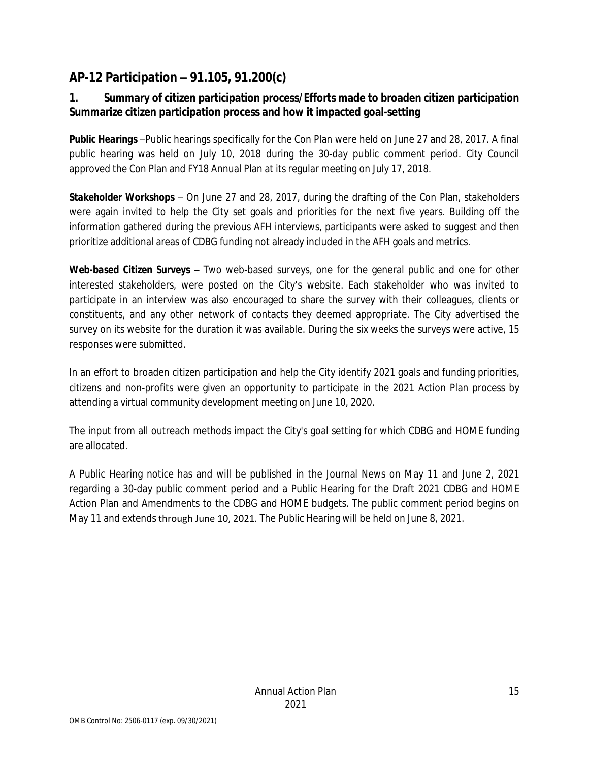## AP-12 Participation – 91.105, 91.200(c)

### 1. Summary of citizen participation process/Efforts made to broaden citizen participation Summarize citizen participation process and how it impacted goal-setting

***Public Hearings*** –Public hearings specifically for the Con Plan were held on June 27 and 28, 2017. A final public hearing was held on July 10, 2018 during the 30-day public comment period. City Council approved the Con Plan and FY18 Annual Plan at its regular meeting on July 17, 2018.

***Stakeholder Workshops*** – On June 27 and 28, 2017, during the drafting of the Con Plan, stakeholders were again invited to help the City set goals and priorities for the next five years. Building off the information gathered during the previous AFH interviews, participants were asked to suggest and then prioritize additional areas of CDBG funding not already included in the AFH goals and metrics.

***Web-based Citizen Surveys*** – Two web-based surveys, one for the general public and one for other interested stakeholders, were posted on the City's website. Each stakeholder who was invited to participate in an interview was also encouraged to share the survey with their colleagues, clients or constituents, and any other network of contacts they deemed appropriate. The City advertised the survey on its website for the duration it was available. During the six weeks the surveys were active, 15 responses were submitted.

In an effort to broaden citizen participation and help the City identify 2021 goals and funding priorities, citizens and non-profits were given an opportunity to participate in the 2021 Action Plan process by attending a virtual community development meeting on June 10, 2020.

The input from all outreach methods impact the City's goal setting for which CDBG and HOME funding are allocated.

A Public Hearing notice has and will be published in the Journal News on May 11 and June 2, 2021 regarding a 30-day public comment period and a Public Hearing for the Draft 2021 CDBG and HOME Action Plan and Amendments to the CDBG and HOME budgets. The public comment period begins on May 11 and extends through June 10, 2021. The Public Hearing will be held on June 8, 2021.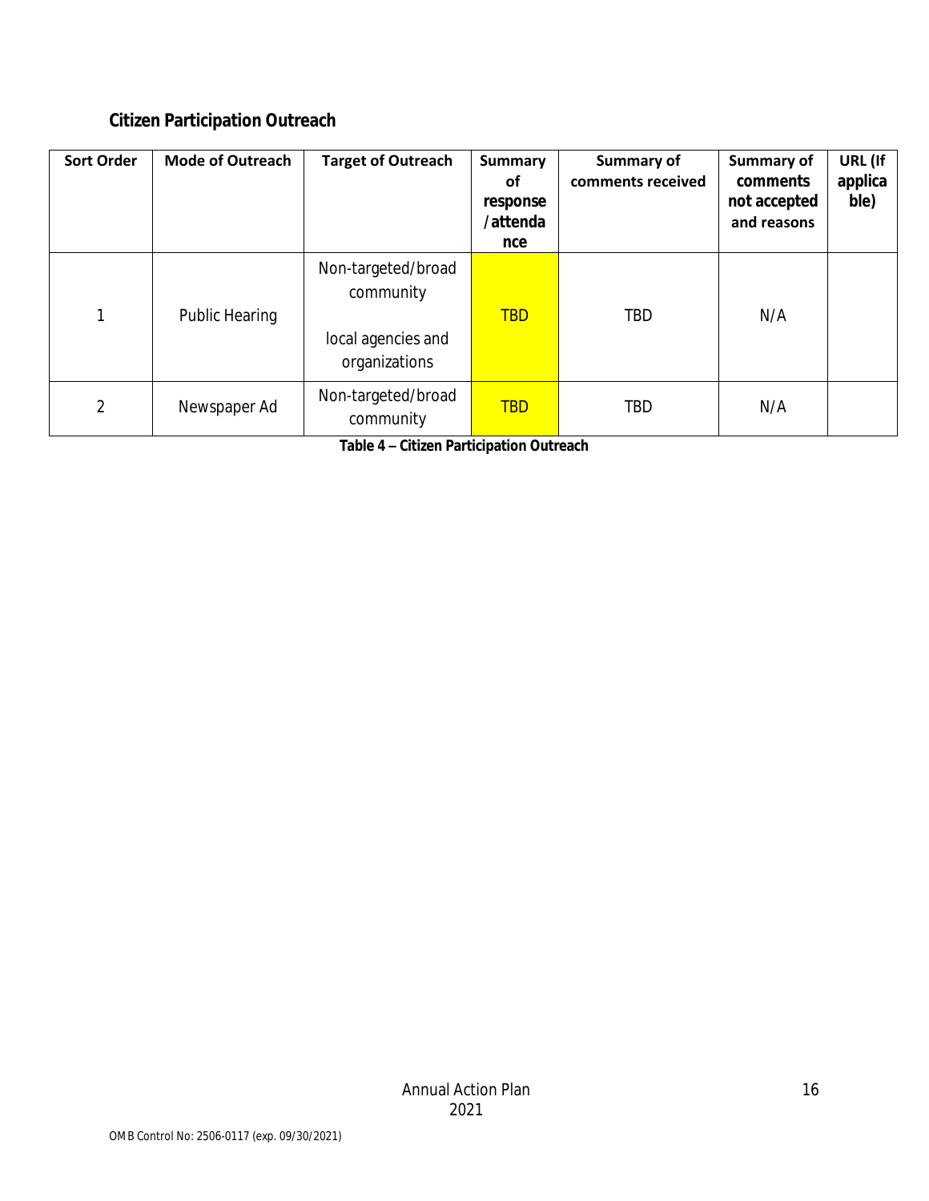## Citizen Participation Outreach

| Sort Order | Mode of Outreach | Target of Outreach | Summary of response/attendance | Summary of comments received | Summary of comments not accepted and reasons | URL (If applicable) |
|---|---|---|---|---|---|---|
| 1 | Public Hearing | Non-targeted/broad community<br><br>local agencies and organizations | TBD | TBD | N/A | |
| 2 | Newspaper Ad | Non-targeted/broad community | TBD | TBD | N/A | |

**Table 4 – Citizen Participation Outreach**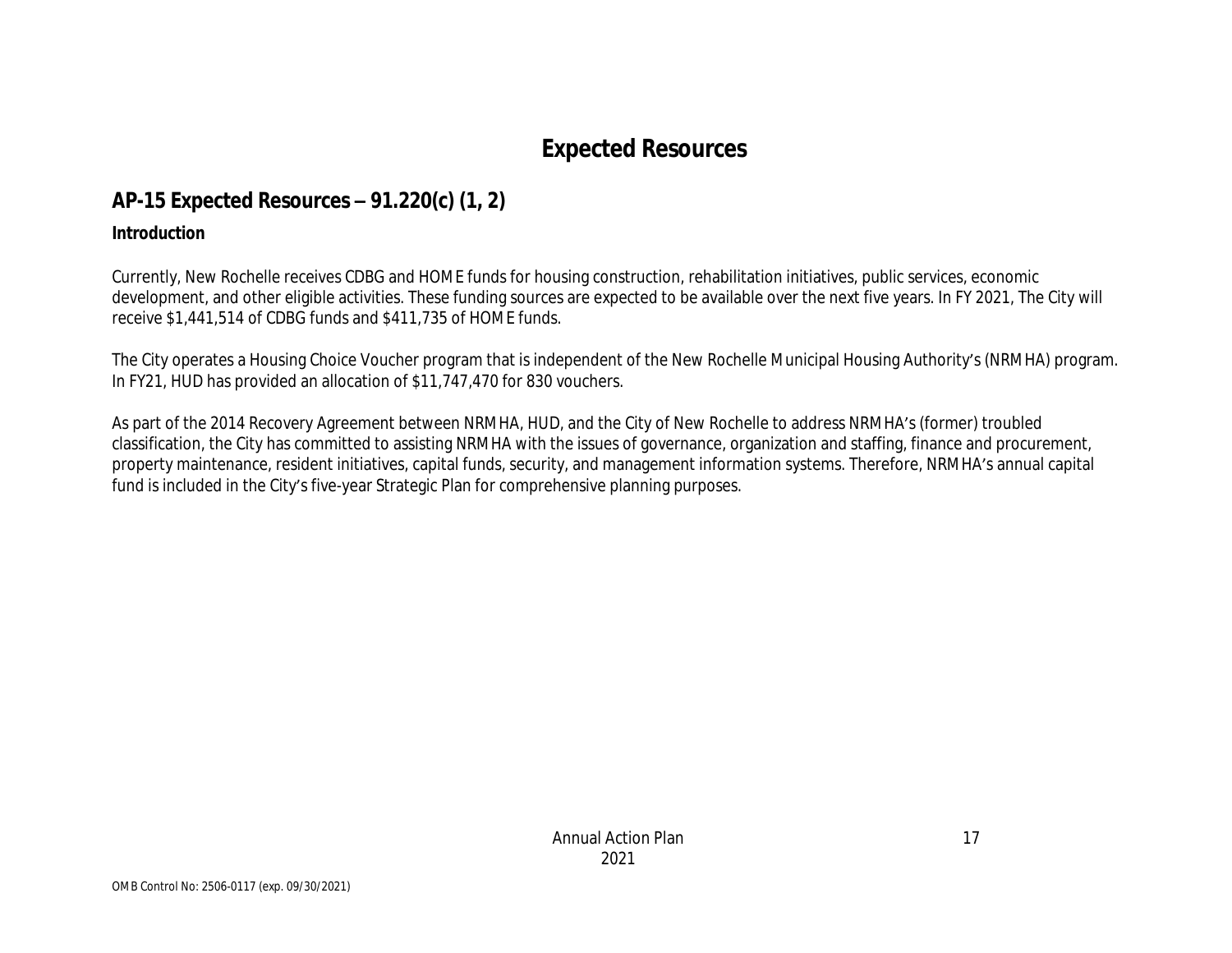# Expected Resources

## AP-15 Expected Resources – 91.220(c) (1, 2)

**Introduction**

Currently, New Rochelle receives CDBG and HOME funds for housing construction, rehabilitation initiatives, public services, economic development, and other eligible activities. These funding sources are expected to be available over the next five years. In FY 2021, The City will receive $1,441,514 of CDBG funds and $411,735 of HOME funds.

The City operates a Housing Choice Voucher program that is independent of the New Rochelle Municipal Housing Authority's (NRMHA) program. In FY21, HUD has provided an allocation of $11,747,470 for 830 vouchers.

As part of the 2014 Recovery Agreement between NRMHA, HUD, and the City of New Rochelle to address NRMHA's (former) troubled classification, the City has committed to assisting NRMHA with the issues of governance, organization and staffing, finance and procurement, property maintenance, resident initiatives, capital funds, security, and management information systems. Therefore, NRMHA's annual capital fund is included in the City's five-year Strategic Plan for comprehensive planning purposes.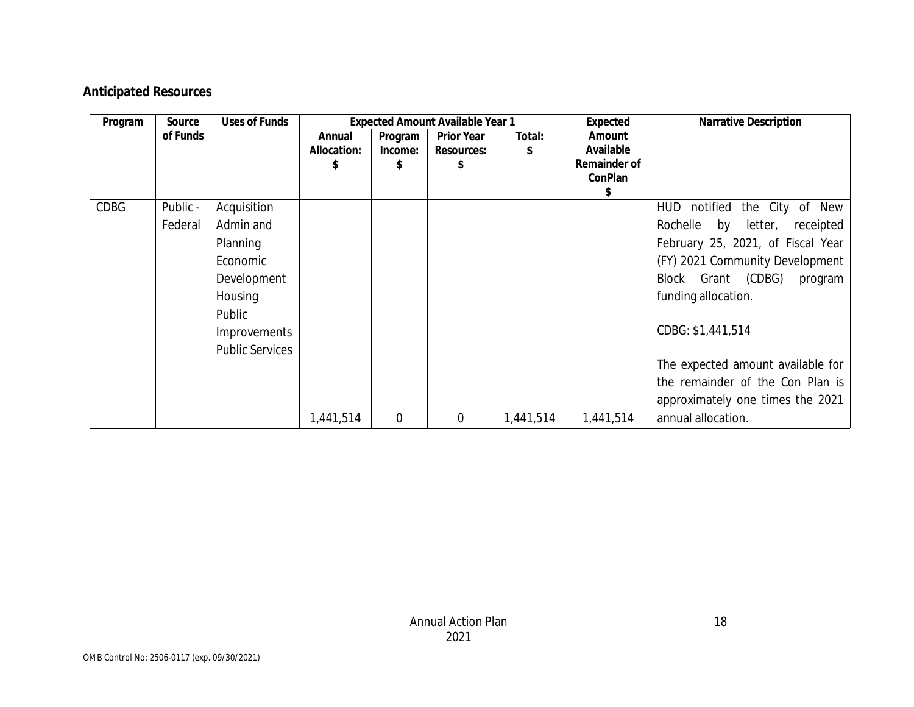## Anticipated Resources

| Program | Source of Funds | Uses of Funds | Expected Amount Available Year 1 | | | | Expected Amount Available Remainder of ConPlan $ | Narrative Description |
|---|---|---|---|---|---|---|---|---|
| | | | Annual Allocation: $ | Program Income: $ | Prior Year Resources: $ | Total: $ | | |
| CDBG | Public - Federal | Acquisition Admin and Planning Economic Development Housing Public Improvements Public Services | 1,441,514 | 0 | 0 | 1,441,514 | 1,441,514 | HUD notified the City of New Rochelle by letter, receipted February 25, 2021, of Fiscal Year (FY) 2021 Community Development Block Grant (CDBG) program funding allocation. CDBG: $1,441,514 The expected amount available for the remainder of the Con Plan is approximately one times the 2021 annual allocation. |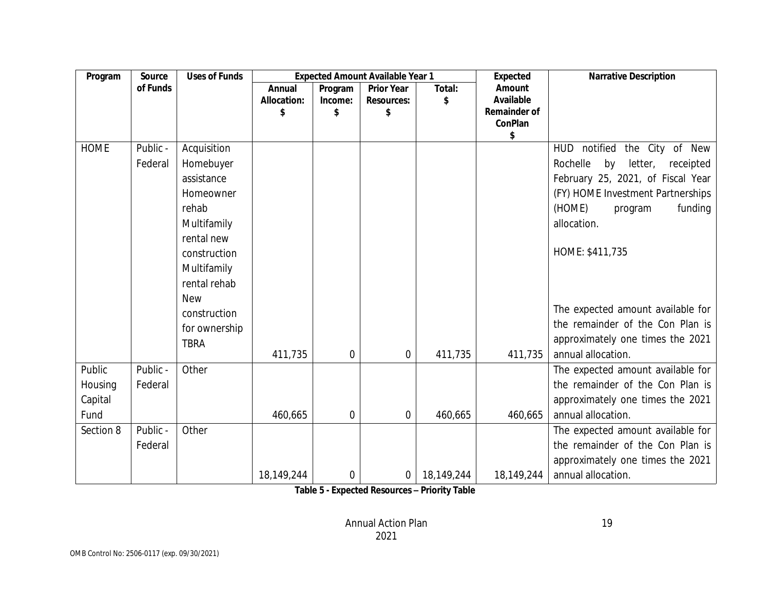| Program | Source of Funds | Uses of Funds | Expected Amount Available Year 1 | | | | Expected Amount Available Remainder of ConPlan $ | Narrative Description |
|---|---|---|---|---|---|---|---|---|
| | | | Annual Allocation: $ | Program Income: $ | Prior Year Resources: $ | Total: $ | | |
| HOME | Public - Federal | Acquisition<br>Homebuyer assistance<br>Homeowner rehab<br>Multifamily rental new construction<br>Multifamily rental rehab<br>New construction for ownership<br>TBRA | 411,735 | 0 | 0 | 411,735 | 411,735 | HUD notified the City of New Rochelle by letter, receipted February 25, 2021, of Fiscal Year (FY) HOME Investment Partnerships (HOME) program funding allocation.<br><br>HOME: $411,735<br><br>The expected amount available for the remainder of the Con Plan is approximately one times the 2021 annual allocation. |
| Public Housing Capital Fund | Public - Federal | Other | 460,665 | 0 | 0 | 460,665 | 460,665 | The expected amount available for the remainder of the Con Plan is approximately one times the 2021 annual allocation. |
| Section 8 | Public - Federal | Other | 18,149,244 | 0 | 0 | 18,149,244 | 18,149,244 | The expected amount available for the remainder of the Con Plan is approximately one times the 2021 annual allocation. |

**Table 5 - Expected Resources – Priority Table**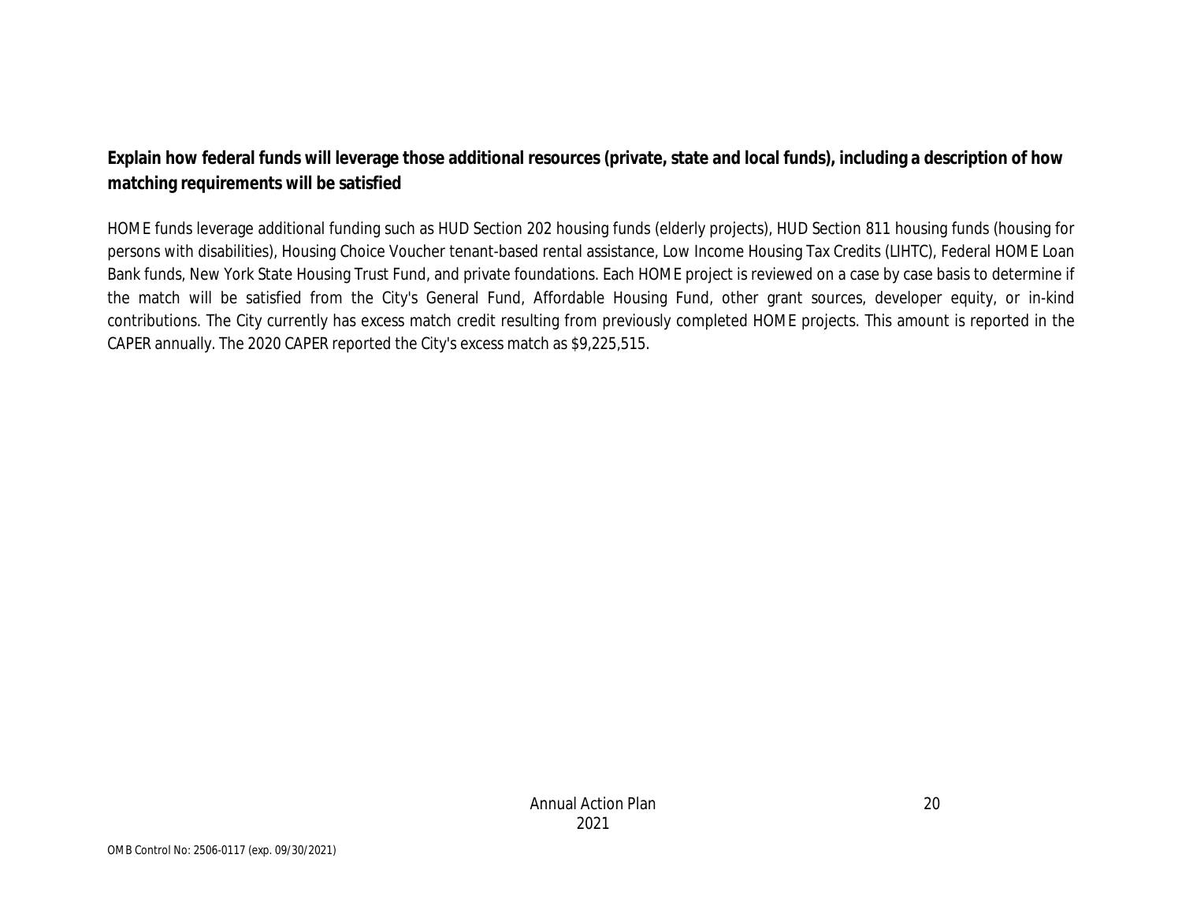**Explain how federal funds will leverage those additional resources (private, state and local funds), including a description of how matching requirements will be satisfied**

HOME funds leverage additional funding such as HUD Section 202 housing funds (elderly projects), HUD Section 811 housing funds (housing for persons with disabilities), Housing Choice Voucher tenant-based rental assistance, Low Income Housing Tax Credits (LIHTC), Federal HOME Loan Bank funds, New York State Housing Trust Fund, and private foundations. Each HOME project is reviewed on a case by case basis to determine if the match will be satisfied from the City's General Fund, Affordable Housing Fund, other grant sources, developer equity, or in-kind contributions. The City currently has excess match credit resulting from previously completed HOME projects. This amount is reported in the CAPER annually. The 2020 CAPER reported the City's excess match as $9,225,515.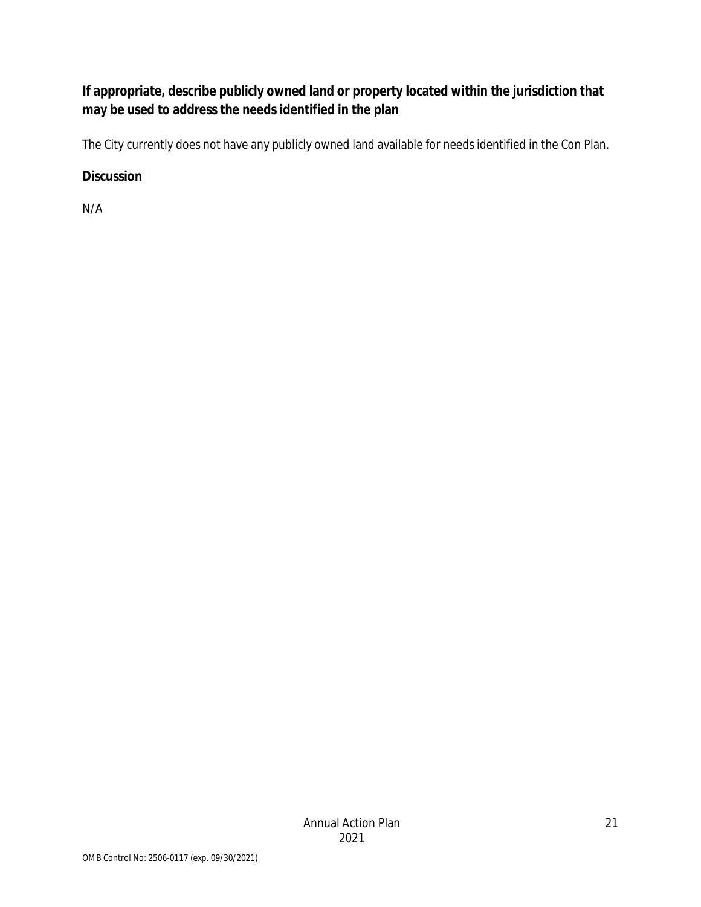**If appropriate, describe publicly owned land or property located within the jurisdiction that may be used to address the needs identified in the plan**

The City currently does not have any publicly owned land available for needs identified in the Con Plan.

**Discussion**

N/A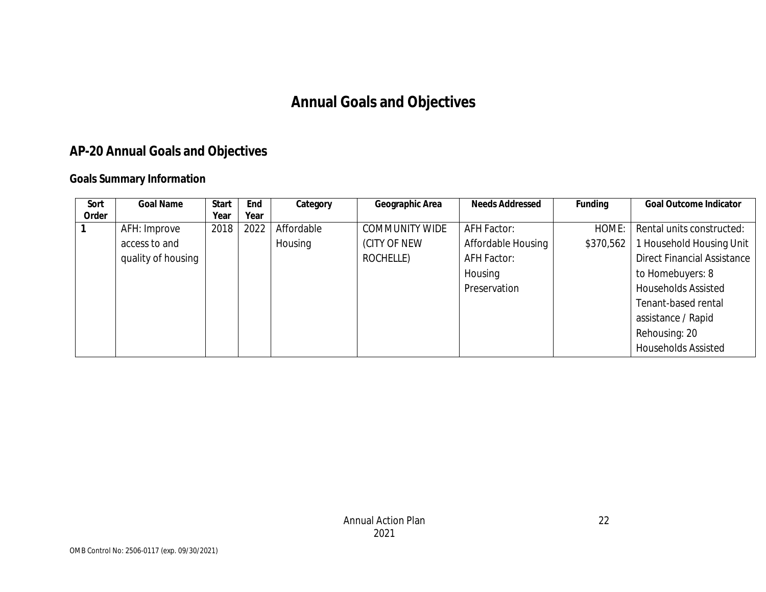# Annual Goals and Objectives

## AP-20 Annual Goals and Objectives

### Goals Summary Information

| Sort Order | Goal Name | Start Year | End Year | Category | Geographic Area | Needs Addressed | Funding | Goal Outcome Indicator |
|---|---|---|---|---|---|---|---|---|
| 1 | AFH: Improve access to and quality of housing | 2018 | 2022 | Affordable Housing | COMMUNITY WIDE (CITY OF NEW ROCHELLE) | AFH Factor: Affordable Housing AFH Factor: Housing Preservation | HOME: $370,562 | Rental units constructed: 1 Household Housing Unit Direct Financial Assistance to Homebuyers: 8 Households Assisted Tenant-based rental assistance / Rapid Rehousing: 20 Households Assisted |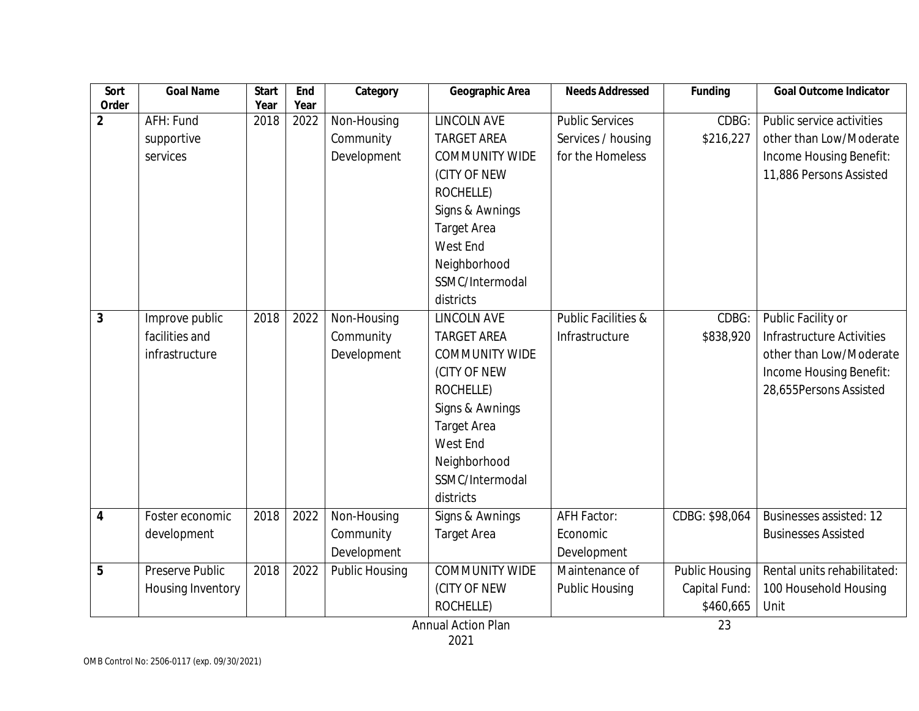| Sort Order | Goal Name | Start Year | End Year | Category | Geographic Area | Needs Addressed | Funding | Goal Outcome Indicator |
|---|---|---|---|---|---|---|---|---|
| 2 | AFH: Fund supportive services | 2018 | 2022 | Non-Housing Community Development | LINCOLN AVE TARGET AREA COMMUNITY WIDE (CITY OF NEW ROCHELLE) Signs & Awnings Target Area West End Neighborhood SSMC/Intermodal districts | Public Services Services / housing for the Homeless | CDBG: $216,227 | Public service activities other than Low/Moderate Income Housing Benefit: 11,886 Persons Assisted |
| 3 | Improve public facilities and infrastructure | 2018 | 2022 | Non-Housing Community Development | LINCOLN AVE TARGET AREA COMMUNITY WIDE (CITY OF NEW ROCHELLE) Signs & Awnings Target Area West End Neighborhood SSMC/Intermodal districts | Public Facilities & Infrastructure | CDBG: $838,920 | Public Facility or Infrastructure Activities other than Low/Moderate Income Housing Benefit: 28,655Persons Assisted |
| 4 | Foster economic development | 2018 | 2022 | Non-Housing Community Development | Signs & Awnings Target Area | AFH Factor: Economic Development | CDBG: $98,064 | Businesses assisted: 12 Businesses Assisted |
| 5 | Preserve Public Housing Inventory | 2018 | 2022 | Public Housing | COMMUNITY WIDE (CITY OF NEW ROCHELLE) | Maintenance of Public Housing | Public Housing Capital Fund: $460,665 | Rental units rehabilitated: 100 Household Housing Unit |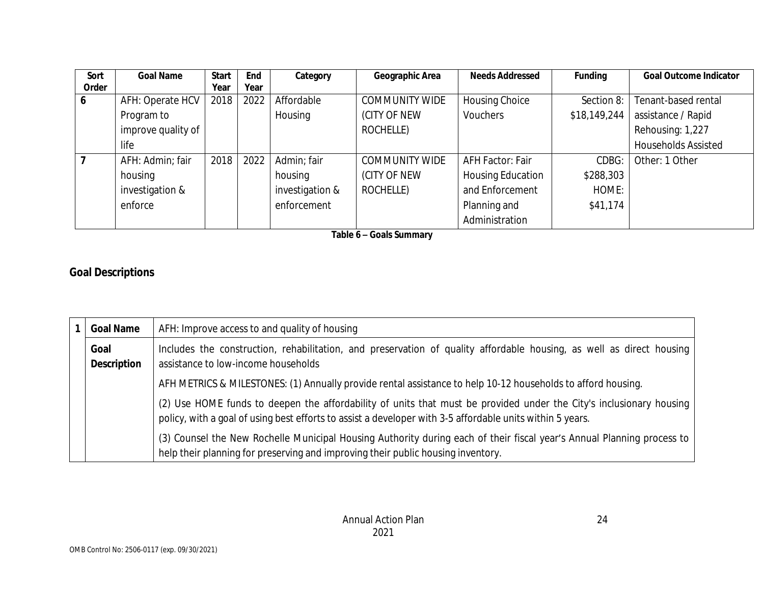| Sort Order | Goal Name | Start Year | End Year | Category | Geographic Area | Needs Addressed | Funding | Goal Outcome Indicator |
|---|---|---|---|---|---|---|---|---|
| 6 | AFH: Operate HCV Program to improve quality of life | 2018 | 2022 | Affordable Housing | COMMUNITY WIDE (CITY OF NEW ROCHELLE) | Housing Choice Vouchers | Section 8: $18,149,244 | Tenant-based rental assistance / Rapid Rehousing: 1,227 Households Assisted |
| 7 | AFH: Admin; fair housing investigation & enforce | 2018 | 2022 | Admin; fair housing investigation & enforcement | COMMUNITY WIDE (CITY OF NEW ROCHELLE) | AFH Factor: Fair Housing Education and Enforcement Planning and Administration | CDBG: $288,303 HOME: $41,174 | Other: 1 Other |

**Table 6 – Goals Summary**

## Goal Descriptions

| 1 | Goal Name | AFH: Improve access to and quality of housing |
|---|---|---|
| | Goal Description | Includes the construction, rehabilitation, and preservation of quality affordable housing, as well as direct housing assistance to low-income households<br><br>AFH METRICS & MILESTONES: (1) Annually provide rental assistance to help 10-12 households to afford housing.<br><br>(2) Use HOME funds to deepen the affordability of units that must be provided under the City's inclusionary housing policy, with a goal of using best efforts to assist a developer with 3-5 affordable units within 5 years.<br><br>(3) Counsel the New Rochelle Municipal Housing Authority during each of their fiscal year's Annual Planning process to help their planning for preserving and improving their public housing inventory. |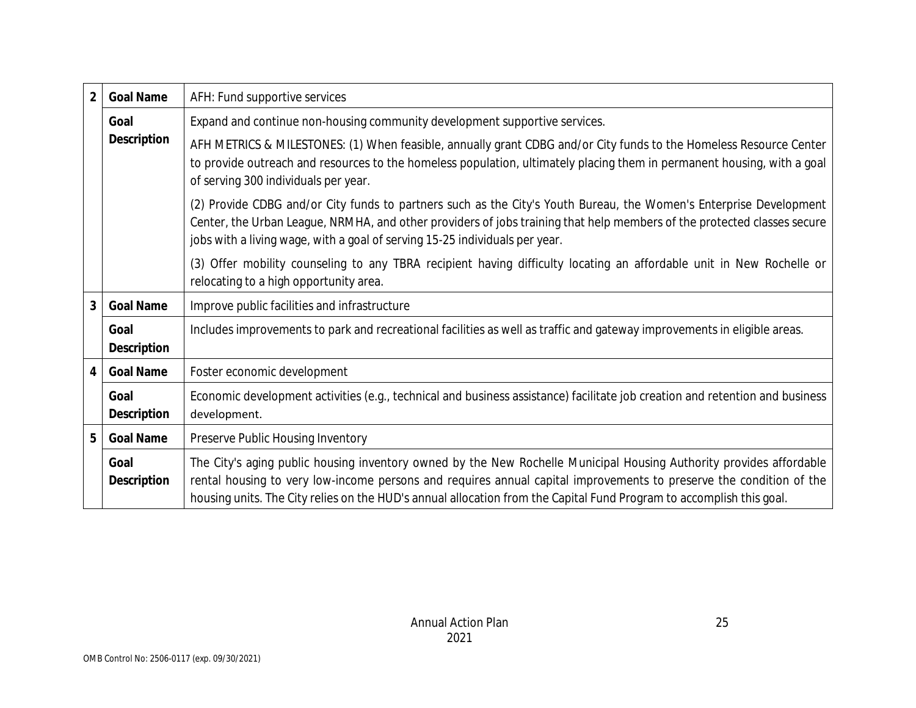| | | |
|---|---|---|
| 2 | **Goal Name** | AFH: Fund supportive services |
| | **Goal Description** | Expand and continue non-housing community development supportive services.<br><br>AFH METRICS & MILESTONES: (1) When feasible, annually grant CDBG and/or City funds to the Homeless Resource Center to provide outreach and resources to the homeless population, ultimately placing them in permanent housing, with a goal of serving 300 individuals per year.<br><br>(2) Provide CDBG and/or City funds to partners such as the City's Youth Bureau, the Women's Enterprise Development Center, the Urban League, NRMHA, and other providers of jobs training that help members of the protected classes secure jobs with a living wage, with a goal of serving 15-25 individuals per year.<br><br>(3) Offer mobility counseling to any TBRA recipient having difficulty locating an affordable unit in New Rochelle or relocating to a high opportunity area. |
| 3 | **Goal Name** | Improve public facilities and infrastructure |
| | **Goal Description** | Includes improvements to park and recreational facilities as well as traffic and gateway improvements in eligible areas. |
| 4 | **Goal Name** | Foster economic development |
| | **Goal Description** | Economic development activities (e.g., technical and business assistance) facilitate job creation and retention and business development. |
| 5 | **Goal Name** | Preserve Public Housing Inventory |
| | **Goal Description** | The City's aging public housing inventory owned by the New Rochelle Municipal Housing Authority provides affordable rental housing to very low-income persons and requires annual capital improvements to preserve the condition of the housing units. The City relies on the HUD's annual allocation from the Capital Fund Program to accomplish this goal. |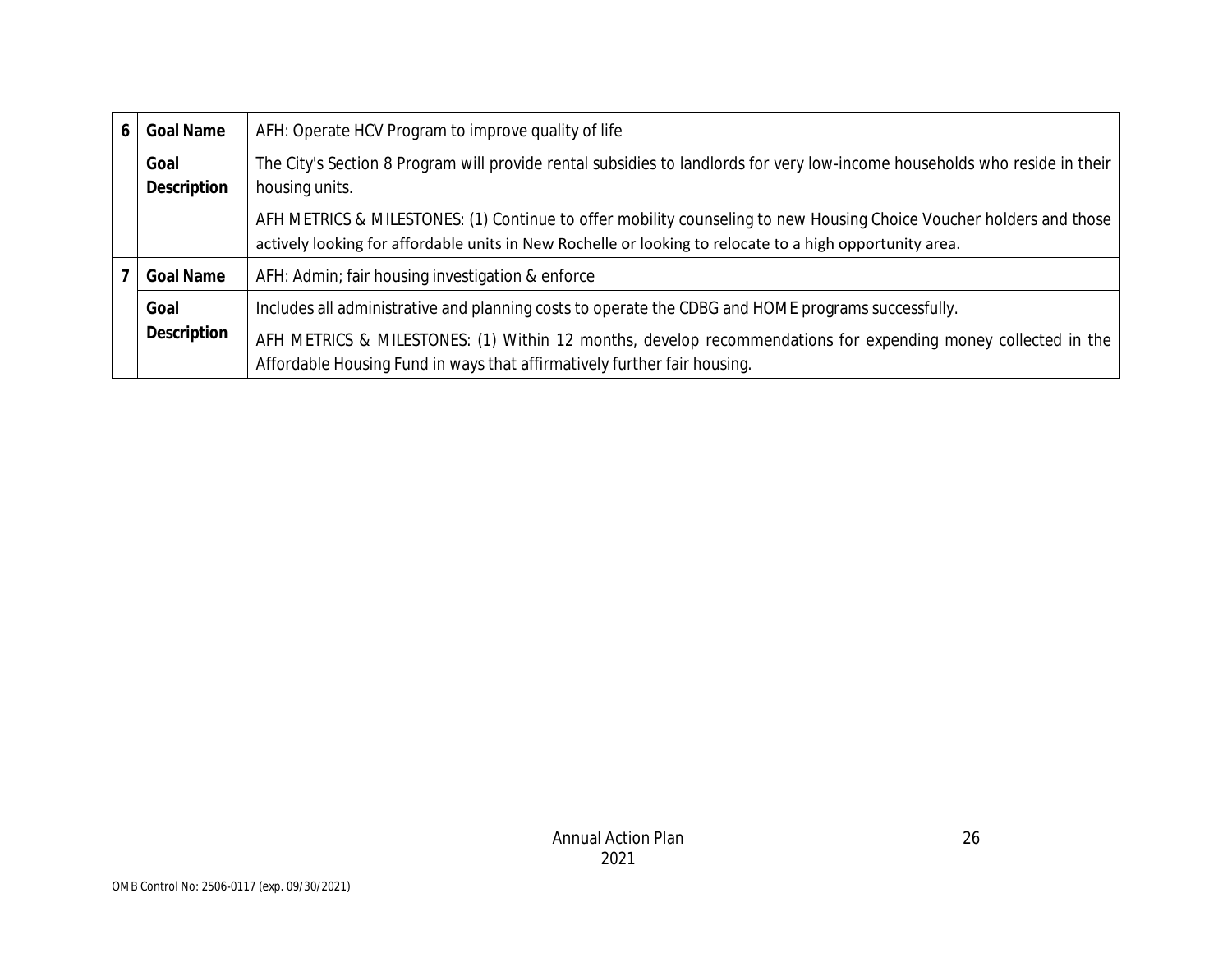| | | |
|---|---|---|
| 6 | **Goal Name** | AFH: Operate HCV Program to improve quality of life |
| | **Goal Description** | The City's Section 8 Program will provide rental subsidies to landlords for very low-income households who reside in their housing units.<br><br>AFH METRICS & MILESTONES: (1) Continue to offer mobility counseling to new Housing Choice Voucher holders and those actively looking for affordable units in New Rochelle or looking to relocate to a high opportunity area. |
| 7 | **Goal Name** | AFH: Admin; fair housing investigation & enforce |
| | **Goal Description** | Includes all administrative and planning costs to operate the CDBG and HOME programs successfully.<br><br>AFH METRICS & MILESTONES: (1) Within 12 months, develop recommendations for expending money collected in the Affordable Housing Fund in ways that affirmatively further fair housing. |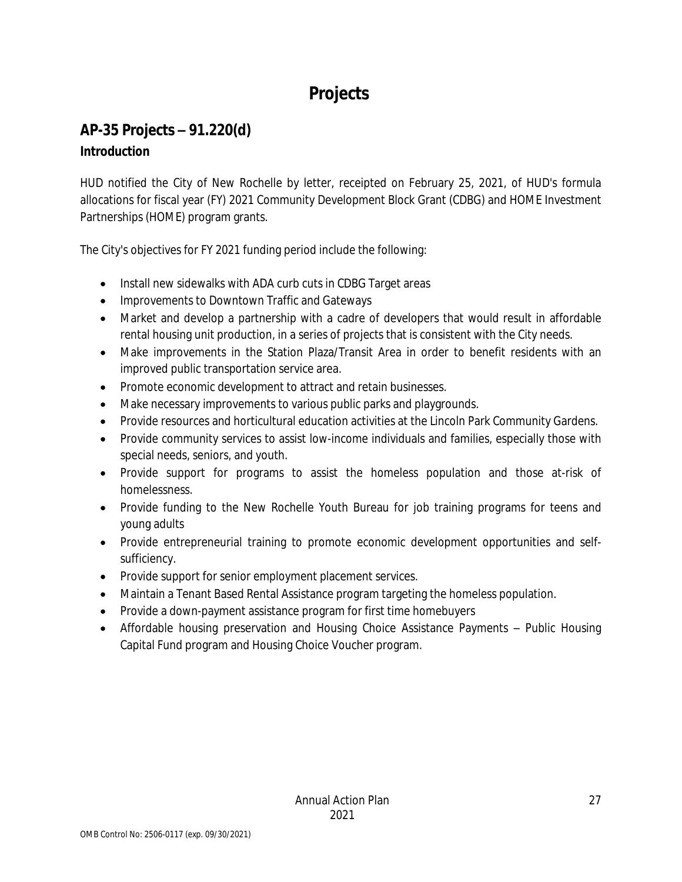# Projects

## AP-35 Projects – 91.220(d)

### Introduction

HUD notified the City of New Rochelle by letter, receipted on February 25, 2021, of HUD's formula allocations for fiscal year (FY) 2021 Community Development Block Grant (CDBG) and HOME Investment Partnerships (HOME) program grants.

The City's objectives for FY 2021 funding period include the following:

- Install new sidewalks with ADA curb cuts in CDBG Target areas
- Improvements to Downtown Traffic and Gateways
- Market and develop a partnership with a cadre of developers that would result in affordable rental housing unit production, in a series of projects that is consistent with the City needs.
- Make improvements in the Station Plaza/Transit Area in order to benefit residents with an improved public transportation service area.
- Promote economic development to attract and retain businesses.
- Make necessary improvements to various public parks and playgrounds.
- Provide resources and horticultural education activities at the Lincoln Park Community Gardens.
- Provide community services to assist low-income individuals and families, especially those with special needs, seniors, and youth.
- Provide support for programs to assist the homeless population and those at-risk of homelessness.
- Provide funding to the New Rochelle Youth Bureau for job training programs for teens and young adults
- Provide entrepreneurial training to promote economic development opportunities and self-sufficiency.
- Provide support for senior employment placement services.
- Maintain a Tenant Based Rental Assistance program targeting the homeless population.
- Provide a down-payment assistance program for first time homebuyers
- Affordable housing preservation and Housing Choice Assistance Payments – Public Housing Capital Fund program and Housing Choice Voucher program.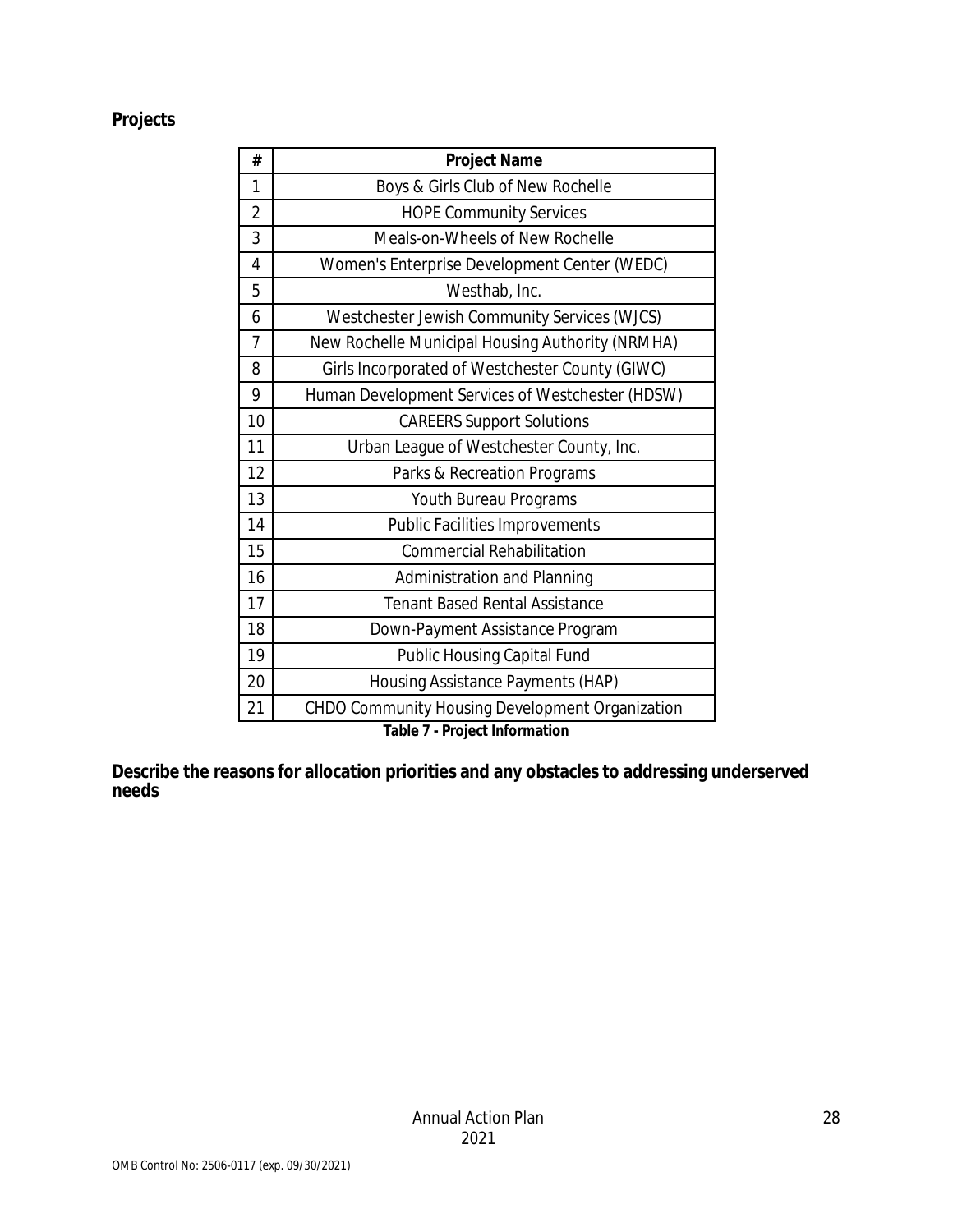## Projects

| # | Project Name |
|---|---|
| 1 | Boys & Girls Club of New Rochelle |
| 2 | HOPE Community Services |
| 3 | Meals-on-Wheels of New Rochelle |
| 4 | Women's Enterprise Development Center (WEDC) |
| 5 | Westhab, Inc. |
| 6 | Westchester Jewish Community Services (WJCS) |
| 7 | New Rochelle Municipal Housing Authority (NRMHA) |
| 8 | Girls Incorporated of Westchester County (GIWC) |
| 9 | Human Development Services of Westchester (HDSW) |
| 10 | CAREERS Support Solutions |
| 11 | Urban League of Westchester County, Inc. |
| 12 | Parks & Recreation Programs |
| 13 | Youth Bureau Programs |
| 14 | Public Facilities Improvements |
| 15 | Commercial Rehabilitation |
| 16 | Administration and Planning |
| 17 | Tenant Based Rental Assistance |
| 18 | Down-Payment Assistance Program |
| 19 | Public Housing Capital Fund |
| 20 | Housing Assistance Payments (HAP) |
| 21 | CHDO Community Housing Development Organization |

**Table 7 - Project Information**

**Describe the reasons for allocation priorities and any obstacles to addressing underserved needs**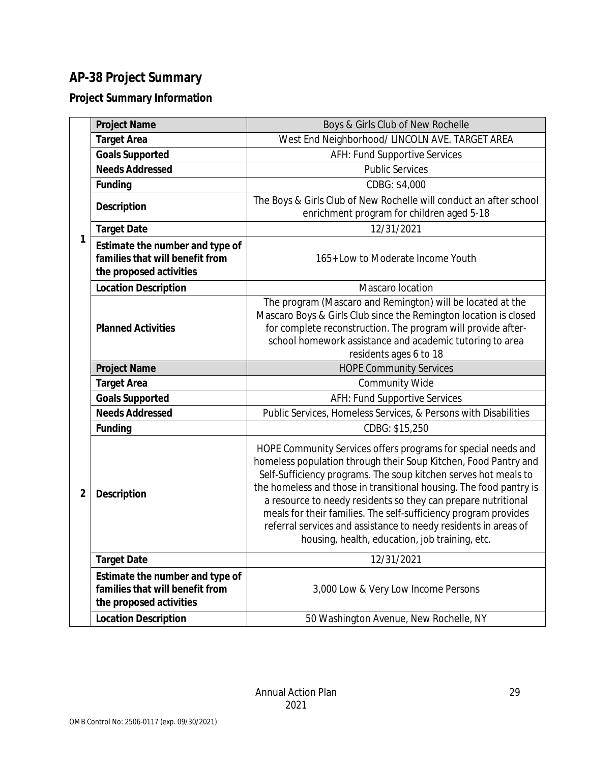# AP-38 Project Summary

## Project Summary Information

| | | |
|---|---|---|
| 1 | **Project Name** | Boys & Girls Club of New Rochelle |
| | **Target Area** | West End Neighborhood/ LINCOLN AVE. TARGET AREA |
| | **Goals Supported** | AFH: Fund Supportive Services |
| | **Needs Addressed** | Public Services |
| | **Funding** | CDBG: $4,000 |
| | **Description** | The Boys & Girls Club of New Rochelle will conduct an after school enrichment program for children aged 5-18 |
| | **Target Date** | 12/31/2021 |
| | **Estimate the number and type of families that will benefit from the proposed activities** | 165+ Low to Moderate Income Youth |
| | **Location Description** | Mascaro location |
| | **Planned Activities** | The program (Mascaro and Remington) will be located at the Mascaro Boys & Girls Club since the Remington location is closed for complete reconstruction. The program will provide after-school homework assistance and academic tutoring to area residents ages 6 to 18 |
| 2 | **Project Name** | HOPE Community Services |
| | **Target Area** | Community Wide |
| | **Goals Supported** | AFH: Fund Supportive Services |
| | **Needs Addressed** | Public Services, Homeless Services, & Persons with Disabilities |
| | **Funding** | CDBG: $15,250 |
| | **Description** | HOPE Community Services offers programs for special needs and homeless population through their Soup Kitchen, Food Pantry and Self-Sufficiency programs. The soup kitchen serves hot meals to the homeless and those in transitional housing. The food pantry is a resource to needy residents so they can prepare nutritional meals for their families. The self-sufficiency program provides referral services and assistance to needy residents in areas of housing, health, education, job training, etc. |
| | **Target Date** | 12/31/2021 |
| | **Estimate the number and type of families that will benefit from the proposed activities** | 3,000 Low & Very Low Income Persons |
| | **Location Description** | 50 Washington Avenue, New Rochelle, NY |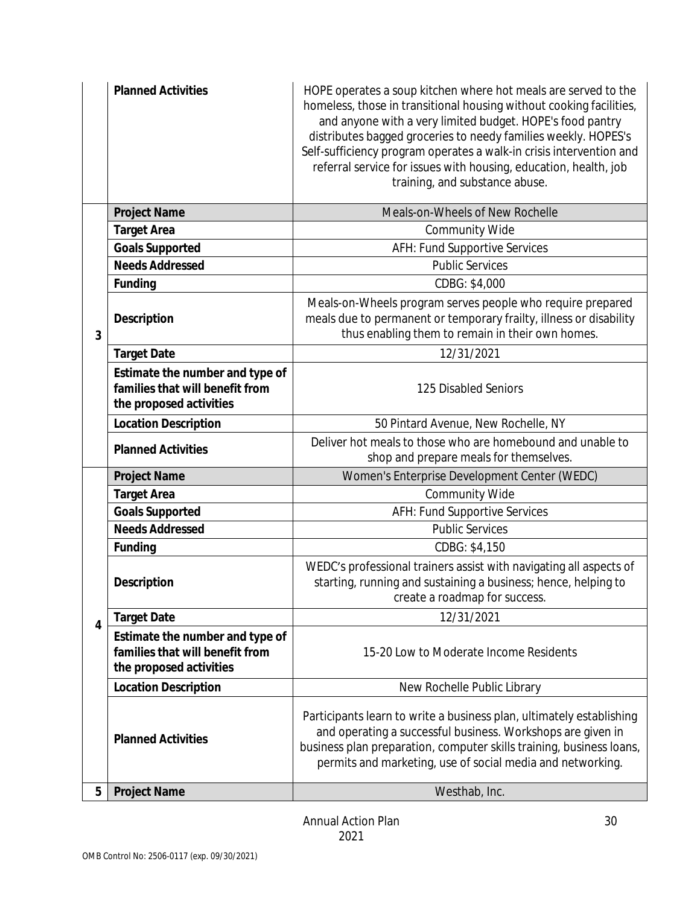| | | |
|---|---|---|
| | **Planned Activities** | HOPE operates a soup kitchen where hot meals are served to the homeless, those in transitional housing without cooking facilities, and anyone with a very limited budget. HOPE's food pantry distributes bagged groceries to needy families weekly. HOPES's Self-sufficiency program operates a walk-in crisis intervention and referral service for issues with housing, education, health, job training, and substance abuse. |
| 3 | **Project Name** | Meals-on-Wheels of New Rochelle |
| | **Target Area** | Community Wide |
| | **Goals Supported** | AFH: Fund Supportive Services |
| | **Needs Addressed** | Public Services |
| | **Funding** | CDBG: $4,000 |
| | **Description** | Meals-on-Wheels program serves people who require prepared meals due to permanent or temporary frailty, illness or disability thus enabling them to remain in their own homes. |
| | **Target Date** | 12/31/2021 |
| | **Estimate the number and type of families that will benefit from the proposed activities** | 125 Disabled Seniors |
| | **Location Description** | 50 Pintard Avenue, New Rochelle, NY |
| | **Planned Activities** | Deliver hot meals to those who are homebound and unable to shop and prepare meals for themselves. |
| 4 | **Project Name** | Women's Enterprise Development Center (WEDC) |
| | **Target Area** | Community Wide |
| | **Goals Supported** | AFH: Fund Supportive Services |
| | **Needs Addressed** | Public Services |
| | **Funding** | CDBG: $4,150 |
| | **Description** | WEDC's professional trainers assist with navigating all aspects of starting, running and sustaining a business; hence, helping to create a roadmap for success. |
| | **Target Date** | 12/31/2021 |
| | **Estimate the number and type of families that will benefit from the proposed activities** | 15-20 Low to Moderate Income Residents |
| | **Location Description** | New Rochelle Public Library |
| | **Planned Activities** | Participants learn to write a business plan, ultimately establishing and operating a successful business. Workshops are given in business plan preparation, computer skills training, business loans, permits and marketing, use of social media and networking. |
| 5 | **Project Name** | Westhab, Inc. |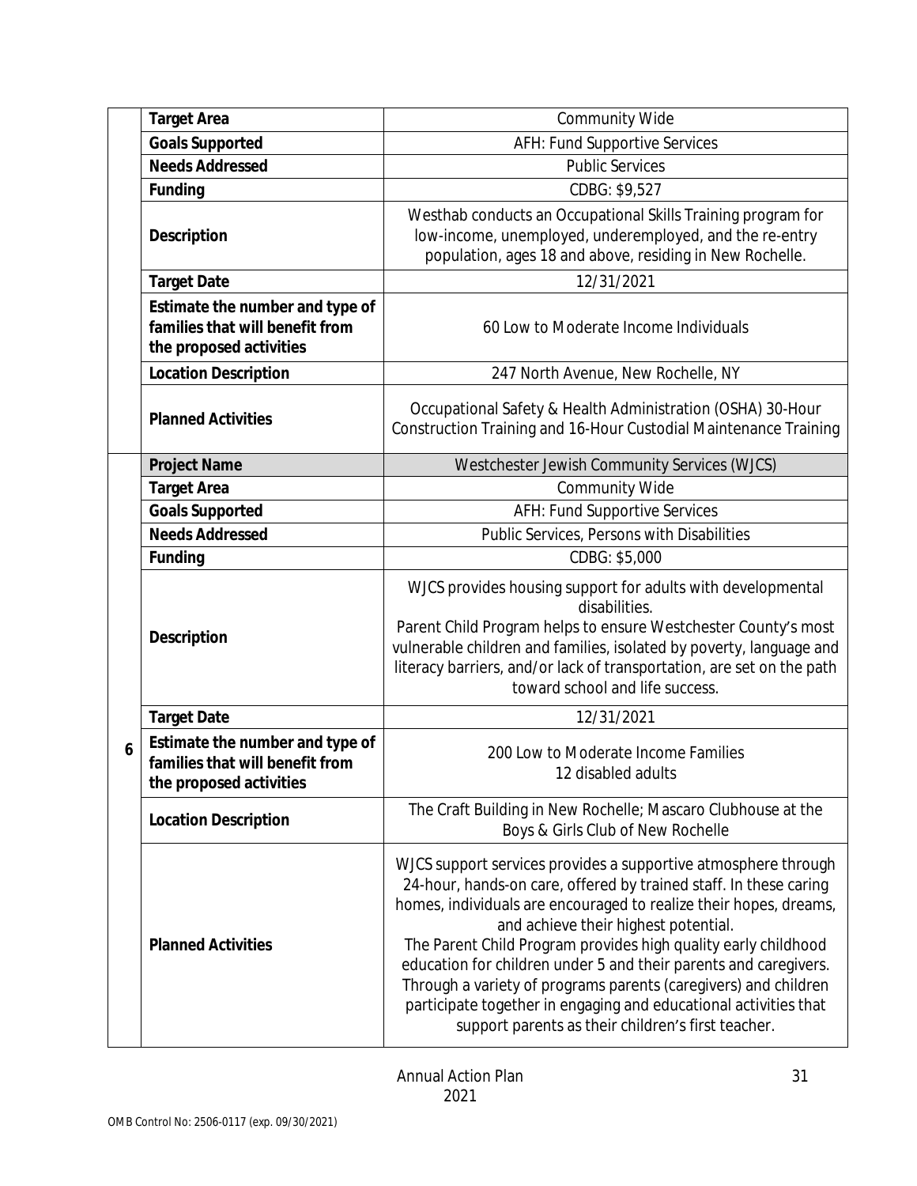| | | |
|---|---|---|
| | **Target Area** | Community Wide |
| | **Goals Supported** | AFH: Fund Supportive Services |
| | **Needs Addressed** | Public Services |
| | **Funding** | CDBG: $9,527 |
| | **Description** | Westhab conducts an Occupational Skills Training program for low-income, unemployed, underemployed, and the re-entry population, ages 18 and above, residing in New Rochelle. |
| | **Target Date** | 12/31/2021 |
| | **Estimate the number and type of families that will benefit from the proposed activities** | 60 Low to Moderate Income Individuals |
| | **Location Description** | 247 North Avenue, New Rochelle, NY |
| | **Planned Activities** | Occupational Safety & Health Administration (OSHA) 30-Hour Construction Training and 16-Hour Custodial Maintenance Training |
| 6 | **Project Name** | Westchester Jewish Community Services (WJCS) |
| | **Target Area** | Community Wide |
| | **Goals Supported** | AFH: Fund Supportive Services |
| | **Needs Addressed** | Public Services, Persons with Disabilities |
| | **Funding** | CDBG: $5,000 |
| | **Description** | WJCS provides housing support for adults with developmental disabilities. Parent Child Program helps to ensure Westchester County's most vulnerable children and families, isolated by poverty, language and literacy barriers, and/or lack of transportation, are set on the path toward school and life success. |
| | **Target Date** | 12/31/2021 |
| | **Estimate the number and type of families that will benefit from the proposed activities** | 200 Low to Moderate Income Families<br>12 disabled adults |
| | **Location Description** | The Craft Building in New Rochelle; Mascaro Clubhouse at the Boys & Girls Club of New Rochelle |
| | **Planned Activities** | WJCS support services provides a supportive atmosphere through 24-hour, hands-on care, offered by trained staff. In these caring homes, individuals are encouraged to realize their hopes, dreams, and achieve their highest potential. The Parent Child Program provides high quality early childhood education for children under 5 and their parents and caregivers. Through a variety of programs parents (caregivers) and children participate together in engaging and educational activities that support parents as their children's first teacher. |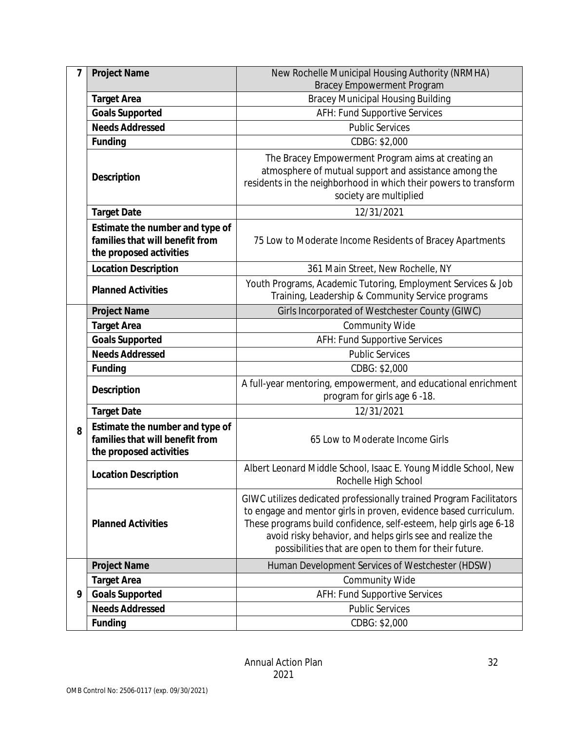| | | |
|---|---|---|
| 7 | **Project Name** | New Rochelle Municipal Housing Authority (NRMHA) Bracey Empowerment Program |
| | **Target Area** | Bracey Municipal Housing Building |
| | **Goals Supported** | AFH: Fund Supportive Services |
| | **Needs Addressed** | Public Services |
| | **Funding** | CDBG: $2,000 |
| | **Description** | The Bracey Empowerment Program aims at creating an atmosphere of mutual support and assistance among the residents in the neighborhood in which their powers to transform society are multiplied |
| | **Target Date** | 12/31/2021 |
| | **Estimate the number and type of families that will benefit from the proposed activities** | 75 Low to Moderate Income Residents of Bracey Apartments |
| | **Location Description** | 361 Main Street, New Rochelle, NY |
| | **Planned Activities** | Youth Programs, Academic Tutoring, Employment Services & Job Training, Leadership & Community Service programs |
| 8 | **Project Name** | Girls Incorporated of Westchester County (GIWC) |
| | **Target Area** | Community Wide |
| | **Goals Supported** | AFH: Fund Supportive Services |
| | **Needs Addressed** | Public Services |
| | **Funding** | CDBG: $2,000 |
| | **Description** | A full-year mentoring, empowerment, and educational enrichment program for girls age 6 -18. |
| | **Target Date** | 12/31/2021 |
| | **Estimate the number and type of families that will benefit from the proposed activities** | 65 Low to Moderate Income Girls |
| | **Location Description** | Albert Leonard Middle School, Isaac E. Young Middle School, New Rochelle High School |
| | **Planned Activities** | GIWC utilizes dedicated professionally trained Program Facilitators to engage and mentor girls in proven, evidence based curriculum. These programs build confidence, self-esteem, help girls age 6-18 avoid risky behavior, and helps girls see and realize the possibilities that are open to them for their future. |
| 9 | **Project Name** | Human Development Services of Westchester (HDSW) |
| | **Target Area** | Community Wide |
| | **Goals Supported** | AFH: Fund Supportive Services |
| | **Needs Addressed** | Public Services |
| | **Funding** | CDBG: $2,000 |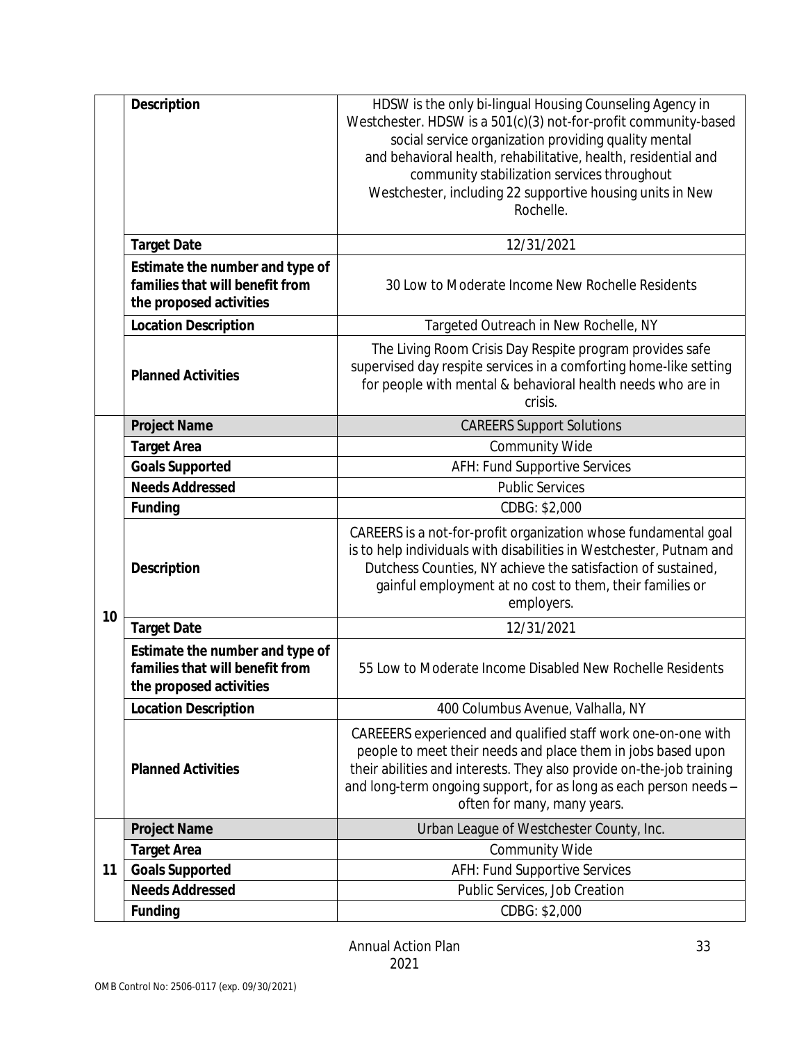| | | |
|---|---|---|
| | **Description** | HDSW is the only bi-lingual Housing Counseling Agency in Westchester. HDSW is a 501(c)(3) not-for-profit community-based social service organization providing quality mental and behavioral health, rehabilitative, health, residential and community stabilization services throughout Westchester, including 22 supportive housing units in New Rochelle. |
| | **Target Date** | 12/31/2021 |
| | **Estimate the number and type of families that will benefit from the proposed activities** | 30 Low to Moderate Income New Rochelle Residents |
| | **Location Description** | Targeted Outreach in New Rochelle, NY |
| | **Planned Activities** | The Living Room Crisis Day Respite program provides safe supervised day respite services in a comforting home-like setting for people with mental & behavioral health needs who are in crisis. |
| 10 | **Project Name** | CAREERS Support Solutions |
| | **Target Area** | Community Wide |
| | **Goals Supported** | AFH: Fund Supportive Services |
| | **Needs Addressed** | Public Services |
| | **Funding** | CDBG: $2,000 |
| | **Description** | CAREERS is a not-for-profit organization whose fundamental goal is to help individuals with disabilities in Westchester, Putnam and Dutchess Counties, NY achieve the satisfaction of sustained, gainful employment at no cost to them, their families or employers. |
| | **Target Date** | 12/31/2021 |
| | **Estimate the number and type of families that will benefit from the proposed activities** | 55 Low to Moderate Income Disabled New Rochelle Residents |
| | **Location Description** | 400 Columbus Avenue, Valhalla, NY |
| | **Planned Activities** | CAREEERS experienced and qualified staff work one-on-one with people to meet their needs and place them in jobs based upon their abilities and interests. They also provide on-the-job training and long-term ongoing support, for as long as each person needs – often for many, many years. |
| 11 | **Project Name** | Urban League of Westchester County, Inc. |
| | **Target Area** | Community Wide |
| | **Goals Supported** | AFH: Fund Supportive Services |
| | **Needs Addressed** | Public Services, Job Creation |
| | **Funding** | CDBG: $2,000 |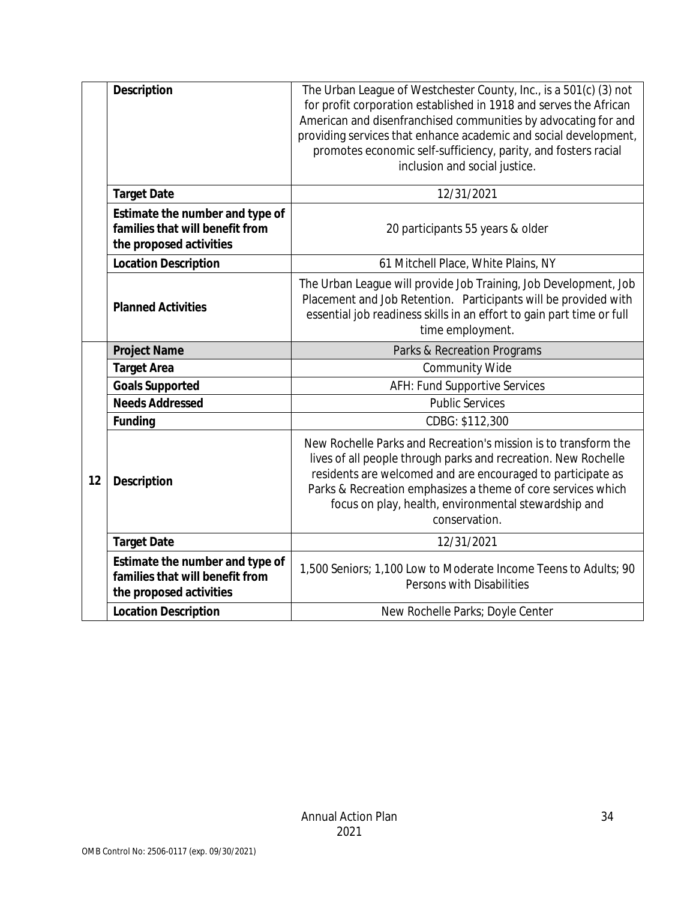| | | |
|---|---|---|
| | **Description** | The Urban League of Westchester County, Inc., is a 501(c) (3) not for profit corporation established in 1918 and serves the African American and disenfranchised communities by advocating for and providing services that enhance academic and social development, promotes economic self-sufficiency, parity, and fosters racial inclusion and social justice. |
| | **Target Date** | 12/31/2021 |
| | **Estimate the number and type of families that will benefit from the proposed activities** | 20 participants 55 years & older |
| | **Location Description** | 61 Mitchell Place, White Plains, NY |
| | **Planned Activities** | The Urban League will provide Job Training, Job Development, Job Placement and Job Retention. Participants will be provided with essential job readiness skills in an effort to gain part time or full time employment. |
| 12 | **Project Name** | Parks & Recreation Programs |
| | **Target Area** | Community Wide |
| | **Goals Supported** | AFH: Fund Supportive Services |
| | **Needs Addressed** | Public Services |
| | **Funding** | CDBG: $112,300 |
| | **Description** | New Rochelle Parks and Recreation's mission is to transform the lives of all people through parks and recreation. New Rochelle residents are welcomed and are encouraged to participate as Parks & Recreation emphasizes a theme of core services which focus on play, health, environmental stewardship and conservation. |
| | **Target Date** | 12/31/2021 |
| | **Estimate the number and type of families that will benefit from the proposed activities** | 1,500 Seniors; 1,100 Low to Moderate Income Teens to Adults; 90 Persons with Disabilities |
| | **Location Description** | New Rochelle Parks; Doyle Center |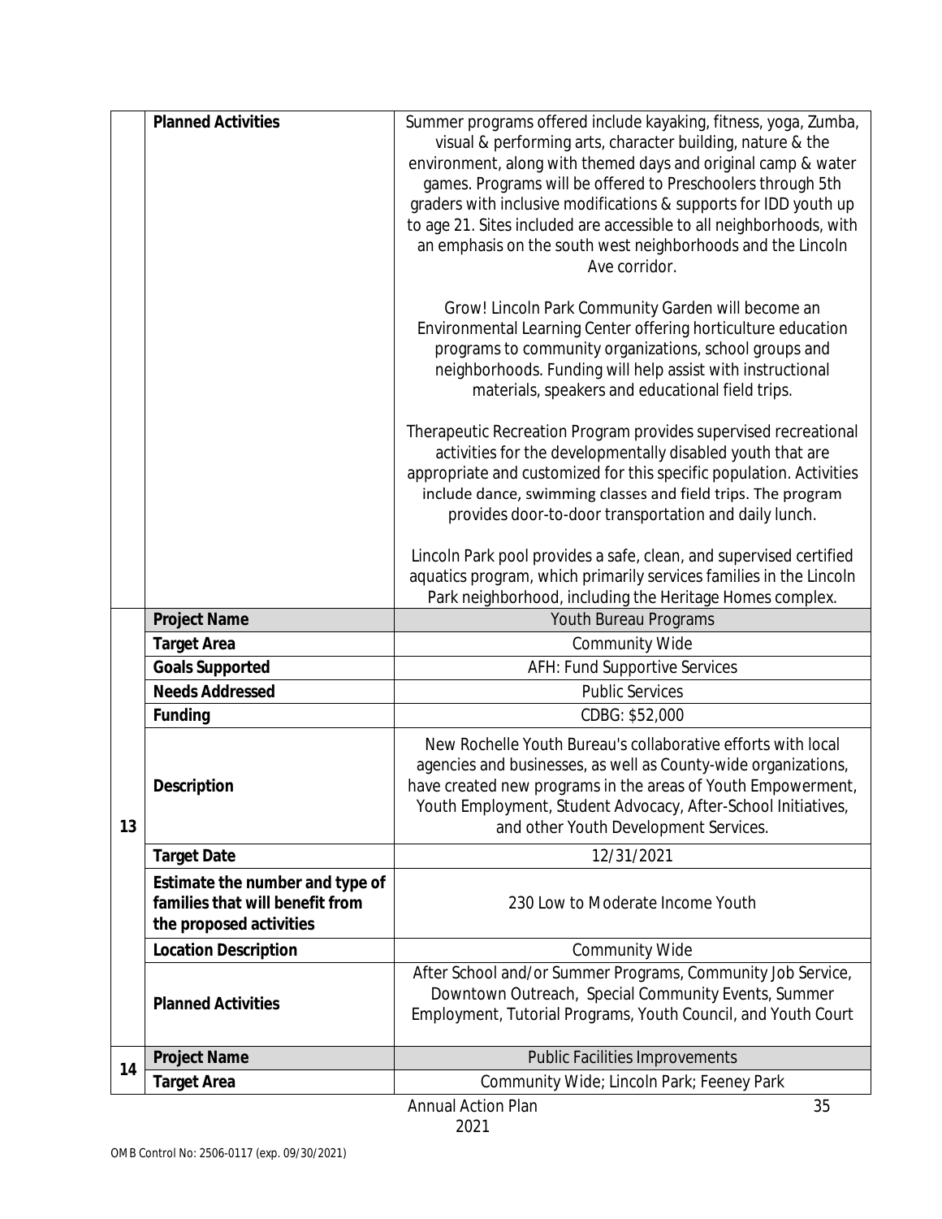| | | |
|---|---|---|
| | **Planned Activities** | Summer programs offered include kayaking, fitness, yoga, Zumba, visual & performing arts, character building, nature & the environment, along with themed days and original camp & water games. Programs will be offered to Preschoolers through 5th graders with inclusive modifications & supports for IDD youth up to age 21. Sites included are accessible to all neighborhoods, with an emphasis on the south west neighborhoods and the Lincoln Ave corridor.<br><br>Grow! Lincoln Park Community Garden will become an Environmental Learning Center offering horticulture education programs to community organizations, school groups and neighborhoods. Funding will help assist with instructional materials, speakers and educational field trips.<br><br>Therapeutic Recreation Program provides supervised recreational activities for the developmentally disabled youth that are appropriate and customized for this specific population. Activities include dance, swimming classes and field trips. The program provides door-to-door transportation and daily lunch.<br><br>Lincoln Park pool provides a safe, clean, and supervised certified aquatics program, which primarily services families in the Lincoln Park neighborhood, including the Heritage Homes complex. |
| 13 | **Project Name** | Youth Bureau Programs |
| | **Target Area** | Community Wide |
| | **Goals Supported** | AFH: Fund Supportive Services |
| | **Needs Addressed** | Public Services |
| | **Funding** | CDBG: $52,000 |
| | **Description** | New Rochelle Youth Bureau's collaborative efforts with local agencies and businesses, as well as County-wide organizations, have created new programs in the areas of Youth Empowerment, Youth Employment, Student Advocacy, After-School Initiatives, and other Youth Development Services. |
| | **Target Date** | 12/31/2021 |
| | **Estimate the number and type of families that will benefit from the proposed activities** | 230 Low to Moderate Income Youth |
| | **Location Description** | Community Wide |
| | **Planned Activities** | After School and/or Summer Programs, Community Job Service, Downtown Outreach, Special Community Events, Summer Employment, Tutorial Programs, Youth Council, and Youth Court |
| 14 | **Project Name** | Public Facilities Improvements |
| | **Target Area** | Community Wide; Lincoln Park; Feeney Park |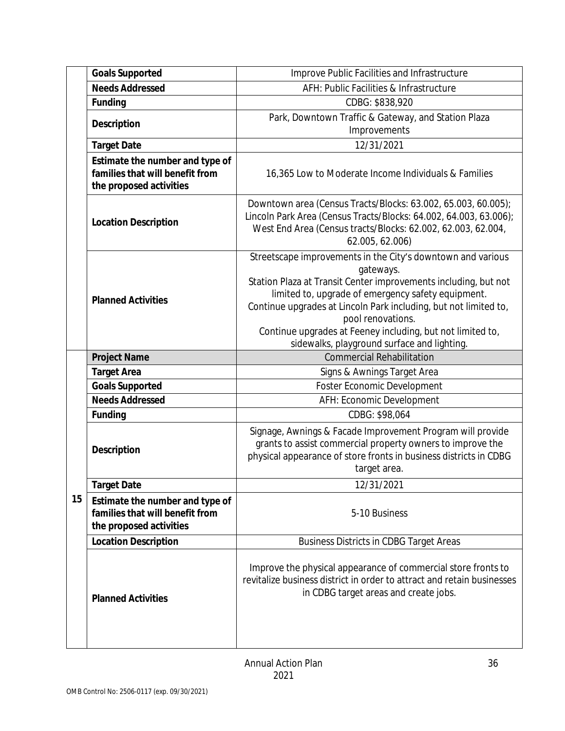| | | |
|---|---|---|
| | **Goals Supported** | Improve Public Facilities and Infrastructure |
| | **Needs Addressed** | AFH: Public Facilities & Infrastructure |
| | **Funding** | CDBG: $838,920 |
| | **Description** | Park, Downtown Traffic & Gateway, and Station Plaza Improvements |
| | **Target Date** | 12/31/2021 |
| | **Estimate the number and type of families that will benefit from the proposed activities** | 16,365 Low to Moderate Income Individuals & Families |
| | **Location Description** | Downtown area (Census Tracts/Blocks: 63.002, 65.003, 60.005); Lincoln Park Area (Census Tracts/Blocks: 64.002, 64.003, 63.006); West End Area (Census tracts/Blocks: 62.002, 62.003, 62.004, 62.005, 62.006) |
| | **Planned Activities** | Streetscape improvements in the City's downtown and various gateways.<br>Station Plaza at Transit Center improvements including, but not limited to, upgrade of emergency safety equipment.<br>Continue upgrades at Lincoln Park including, but not limited to, pool renovations.<br>Continue upgrades at Feeney including, but not limited to, sidewalks, playground surface and lighting. |
| 15 | **Project Name** | Commercial Rehabilitation |
| | **Target Area** | Signs & Awnings Target Area |
| | **Goals Supported** | Foster Economic Development |
| | **Needs Addressed** | AFH: Economic Development |
| | **Funding** | CDBG: $98,064 |
| | **Description** | Signage, Awnings & Facade Improvement Program will provide grants to assist commercial property owners to improve the physical appearance of store fronts in business districts in CDBG target area. |
| | **Target Date** | 12/31/2021 |
| | **Estimate the number and type of families that will benefit from the proposed activities** | 5-10 Business |
| | **Location Description** | Business Districts in CDBG Target Areas |
| | **Planned Activities** | Improve the physical appearance of commercial store fronts to revitalize business district in order to attract and retain businesses in CDBG target areas and create jobs. |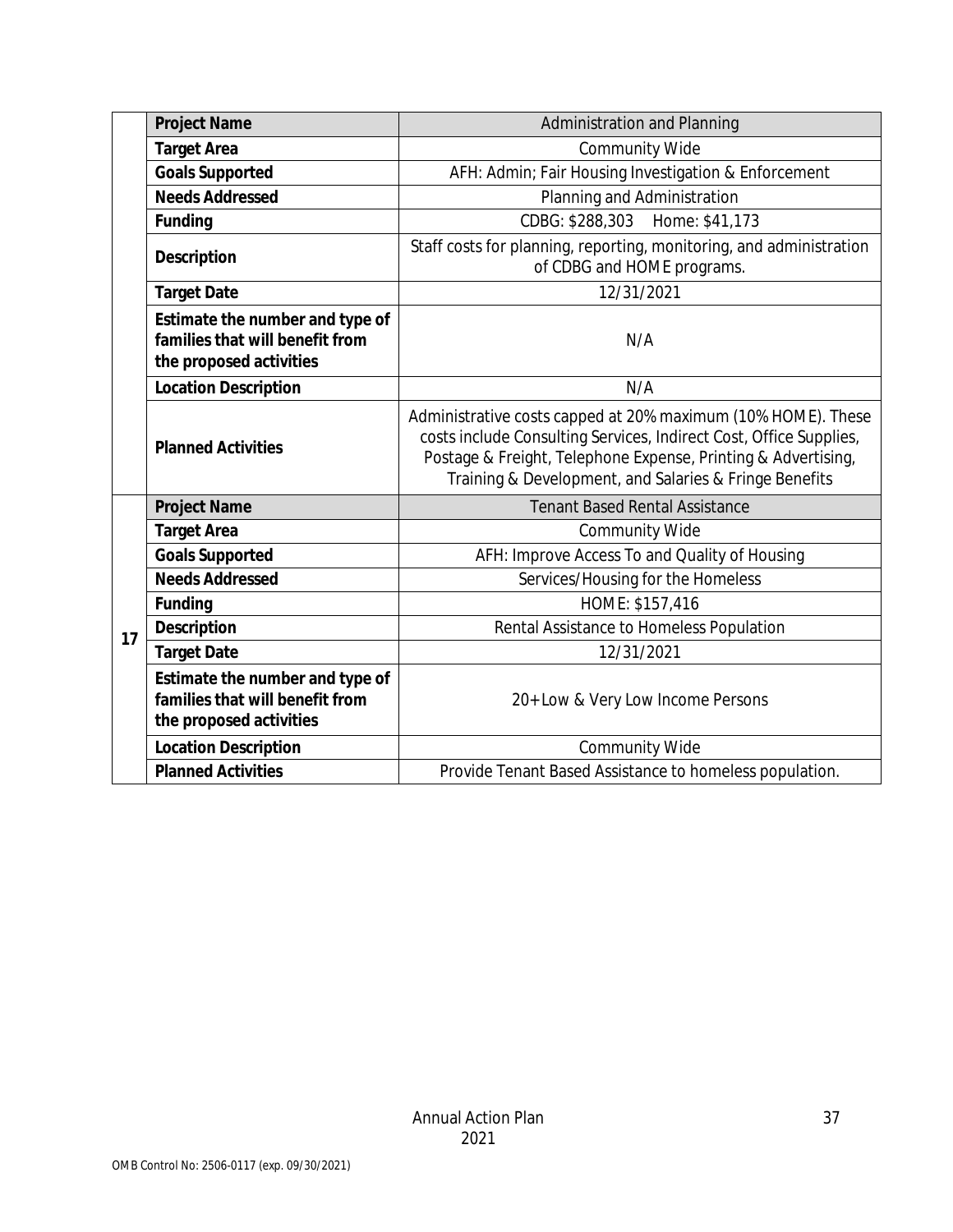| | | |
|---|---|---|
| | **Project Name** | Administration and Planning |
| | **Target Area** | Community Wide |
| | **Goals Supported** | AFH: Admin; Fair Housing Investigation & Enforcement |
| | **Needs Addressed** | Planning and Administration |
| | **Funding** | CDBG: $288,303 Home: $41,173 |
| | **Description** | Staff costs for planning, reporting, monitoring, and administration of CDBG and HOME programs. |
| | **Target Date** | 12/31/2021 |
| | **Estimate the number and type of families that will benefit from the proposed activities** | N/A |
| | **Location Description** | N/A |
| | **Planned Activities** | Administrative costs capped at 20% maximum (10% HOME). These costs include Consulting Services, Indirect Cost, Office Supplies, Postage & Freight, Telephone Expense, Printing & Advertising, Training & Development, and Salaries & Fringe Benefits |
| 17 | **Project Name** | Tenant Based Rental Assistance |
| | **Target Area** | Community Wide |
| | **Goals Supported** | AFH: Improve Access To and Quality of Housing |
| | **Needs Addressed** | Services/Housing for the Homeless |
| | **Funding** | HOME: $157,416 |
| | **Description** | Rental Assistance to Homeless Population |
| | **Target Date** | 12/31/2021 |
| | **Estimate the number and type of families that will benefit from the proposed activities** | 20+ Low & Very Low Income Persons |
| | **Location Description** | Community Wide |
| | **Planned Activities** | Provide Tenant Based Assistance to homeless population. |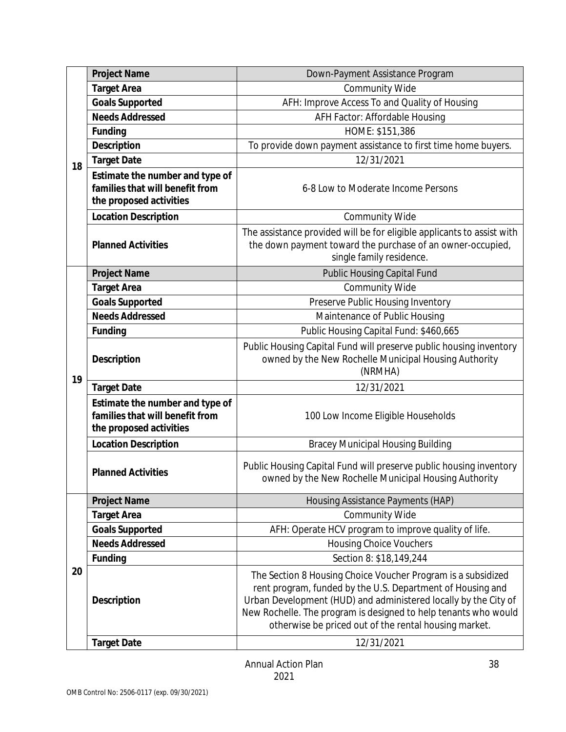| | | |
|---|---|---|
| 18 | **Project Name** | Down-Payment Assistance Program |
| | **Target Area** | Community Wide |
| | **Goals Supported** | AFH: Improve Access To and Quality of Housing |
| | **Needs Addressed** | AFH Factor: Affordable Housing |
| | **Funding** | HOME: $151,386 |
| | **Description** | To provide down payment assistance to first time home buyers. |
| | **Target Date** | 12/31/2021 |
| | **Estimate the number and type of families that will benefit from the proposed activities** | 6-8 Low to Moderate Income Persons |
| | **Location Description** | Community Wide |
| | **Planned Activities** | The assistance provided will be for eligible applicants to assist with the down payment toward the purchase of an owner-occupied, single family residence. |
| 19 | **Project Name** | Public Housing Capital Fund |
| | **Target Area** | Community Wide |
| | **Goals Supported** | Preserve Public Housing Inventory |
| | **Needs Addressed** | Maintenance of Public Housing |
| | **Funding** | Public Housing Capital Fund: $460,665 |
| | **Description** | Public Housing Capital Fund will preserve public housing inventory owned by the New Rochelle Municipal Housing Authority (NRMHA) |
| | **Target Date** | 12/31/2021 |
| | **Estimate the number and type of families that will benefit from the proposed activities** | 100 Low Income Eligible Households |
| | **Location Description** | Bracey Municipal Housing Building |
| | **Planned Activities** | Public Housing Capital Fund will preserve public housing inventory owned by the New Rochelle Municipal Housing Authority |
| 20 | **Project Name** | Housing Assistance Payments (HAP) |
| | **Target Area** | Community Wide |
| | **Goals Supported** | AFH: Operate HCV program to improve quality of life. |
| | **Needs Addressed** | Housing Choice Vouchers |
| | **Funding** | Section 8: $18,149,244 |
| | **Description** | The Section 8 Housing Choice Voucher Program is a subsidized rent program, funded by the U.S. Department of Housing and Urban Development (HUD) and administered locally by the City of New Rochelle. The program is designed to help tenants who would otherwise be priced out of the rental housing market. |
| | **Target Date** | 12/31/2021 |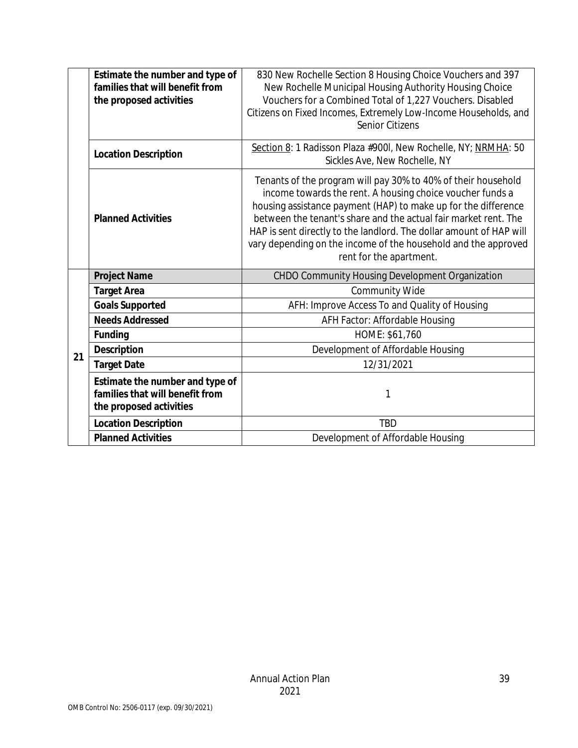|  |  |  |
| --- | --- | --- |
|  | **Estimate the number and type of families that will benefit from the proposed activities** | 830 New Rochelle Section 8 Housing Choice Vouchers and 397 New Rochelle Municipal Housing Authority Housing Choice Vouchers for a Combined Total of 1,227 Vouchers. Disabled Citizens on Fixed Incomes, Extremely Low-Income Households, and Senior Citizens |
|  | **Location Description** | Section 8: 1 Radisson Plaza #900l, New Rochelle, NY; NRMHA: 50 Sickles Ave, New Rochelle, NY |
|  | **Planned Activities** | Tenants of the program will pay 30% to 40% of their household income towards the rent. A housing choice voucher funds a housing assistance payment (HAP) to make up for the difference between the tenant's share and the actual fair market rent. The HAP is sent directly to the landlord. The dollar amount of HAP will vary depending on the income of the household and the approved rent for the apartment. |
| 21 | **Project Name** | CHDO Community Housing Development Organization |
|  | **Target Area** | Community Wide |
|  | **Goals Supported** | AFH: Improve Access To and Quality of Housing |
|  | **Needs Addressed** | AFH Factor: Affordable Housing |
|  | **Funding** | HOME: $61,760 |
|  | **Description** | Development of Affordable Housing |
|  | **Target Date** | 12/31/2021 |
|  | **Estimate the number and type of families that will benefit from the proposed activities** | 1 |
|  | **Location Description** | TBD |
|  | **Planned Activities** | Development of Affordable Housing |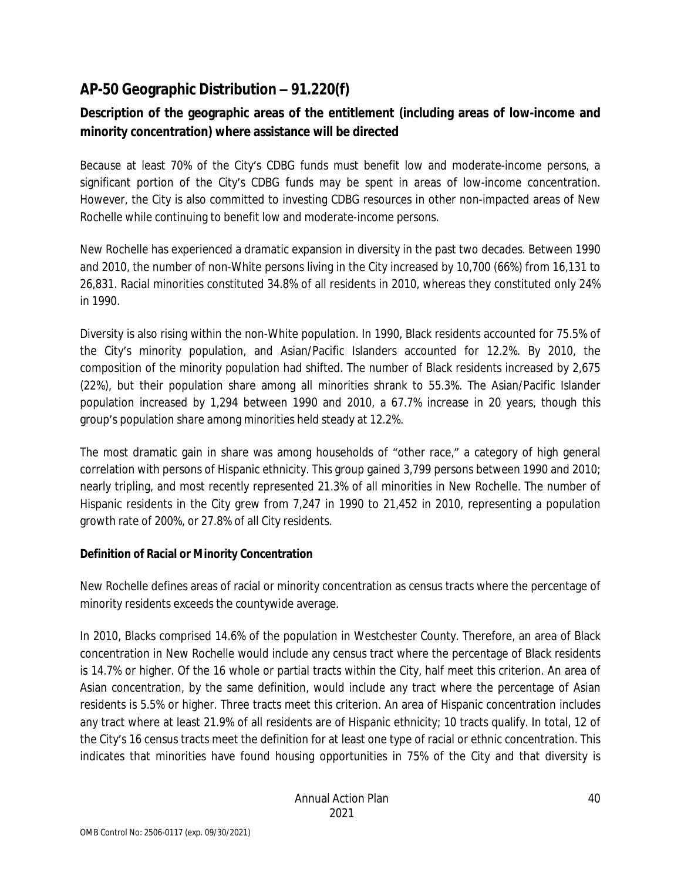## AP-50 Geographic Distribution – 91.220(f)

### Description of the geographic areas of the entitlement (including areas of low-income and minority concentration) where assistance will be directed

Because at least 70% of the City's CDBG funds must benefit low and moderate-income persons, a significant portion of the City's CDBG funds may be spent in areas of low-income concentration. However, the City is also committed to investing CDBG resources in other non-impacted areas of New Rochelle while continuing to benefit low and moderate-income persons.

New Rochelle has experienced a dramatic expansion in diversity in the past two decades. Between 1990 and 2010, the number of non-White persons living in the City increased by 10,700 (66%) from 16,131 to 26,831. Racial minorities constituted 34.8% of all residents in 2010, whereas they constituted only 24% in 1990.

Diversity is also rising within the non-White population. In 1990, Black residents accounted for 75.5% of the City's minority population, and Asian/Pacific Islanders accounted for 12.2%. By 2010, the composition of the minority population had shifted. The number of Black residents increased by 2,675 (22%), but their population share among all minorities shrank to 55.3%. The Asian/Pacific Islander population increased by 1,294 between 1990 and 2010, a 67.7% increase in 20 years, though this group's population share among minorities held steady at 12.2%.

The most dramatic gain in share was among households of "other race," a category of high general correlation with persons of Hispanic ethnicity. This group gained 3,799 persons between 1990 and 2010; nearly tripling, and most recently represented 21.3% of all minorities in New Rochelle. The number of Hispanic residents in the City grew from 7,247 in 1990 to 21,452 in 2010, representing a population growth rate of 200%, or 27.8% of all City residents.

**Definition of Racial or Minority Concentration**

New Rochelle defines areas of racial or minority concentration as census tracts where the percentage of minority residents exceeds the countywide average.

In 2010, Blacks comprised 14.6% of the population in Westchester County. Therefore, an area of Black concentration in New Rochelle would include any census tract where the percentage of Black residents is 14.7% or higher. Of the 16 whole or partial tracts within the City, half meet this criterion. An area of Asian concentration, by the same definition, would include any tract where the percentage of Asian residents is 5.5% or higher. Three tracts meet this criterion. An area of Hispanic concentration includes any tract where at least 21.9% of all residents are of Hispanic ethnicity; 10 tracts qualify. In total, 12 of the City's 16 census tracts meet the definition for at least one type of racial or ethnic concentration. This indicates that minorities have found housing opportunities in 75% of the City and that diversity is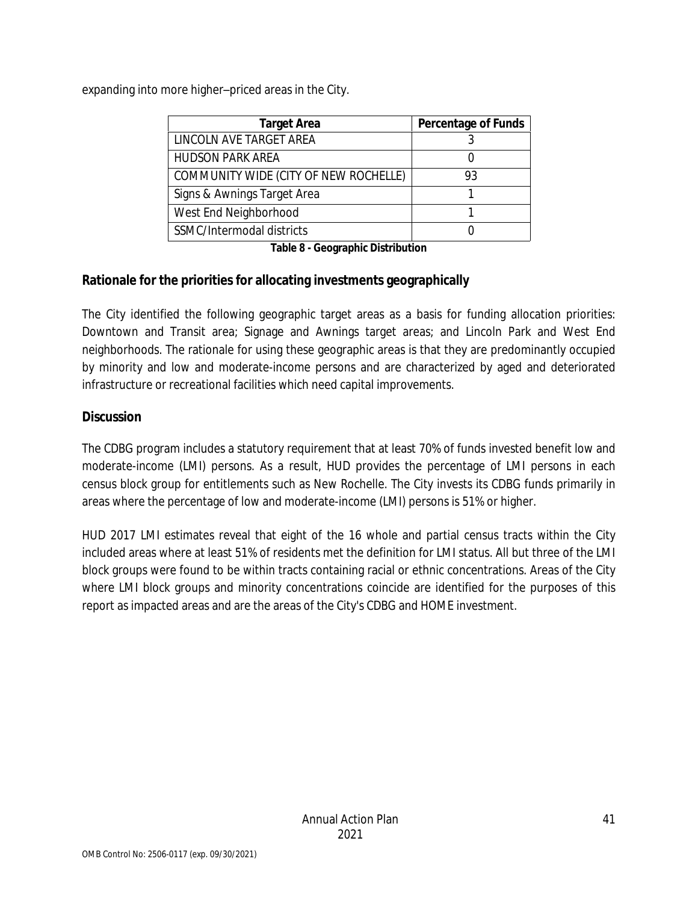expanding into more higher–priced areas in the City.

| Target Area | Percentage of Funds |
|---|---|
| LINCOLN AVE TARGET AREA | 3 |
| HUDSON PARK AREA | 0 |
| COMMUNITY WIDE (CITY OF NEW ROCHELLE) | 93 |
| Signs & Awnings Target Area | 1 |
| West End Neighborhood | 1 |
| SSMC/Intermodal districts | 0 |

**Table 8 - Geographic Distribution**

## Rationale for the priorities for allocating investments geographically

The City identified the following geographic target areas as a basis for funding allocation priorities: Downtown and Transit area; Signage and Awnings target areas; and Lincoln Park and West End neighborhoods. The rationale for using these geographic areas is that they are predominantly occupied by minority and low and moderate-income persons and are characterized by aged and deteriorated infrastructure or recreational facilities which need capital improvements.

## Discussion

The CDBG program includes a statutory requirement that at least 70% of funds invested benefit low and moderate-income (LMI) persons. As a result, HUD provides the percentage of LMI persons in each census block group for entitlements such as New Rochelle. The City invests its CDBG funds primarily in areas where the percentage of low and moderate-income (LMI) persons is 51% or higher.

HUD 2017 LMI estimates reveal that eight of the 16 whole and partial census tracts within the City included areas where at least 51% of residents met the definition for LMI status. All but three of the LMI block groups were found to be within tracts containing racial or ethnic concentrations. Areas of the City where LMI block groups and minority concentrations coincide are identified for the purposes of this report as impacted areas and are the areas of the City's CDBG and HOME investment.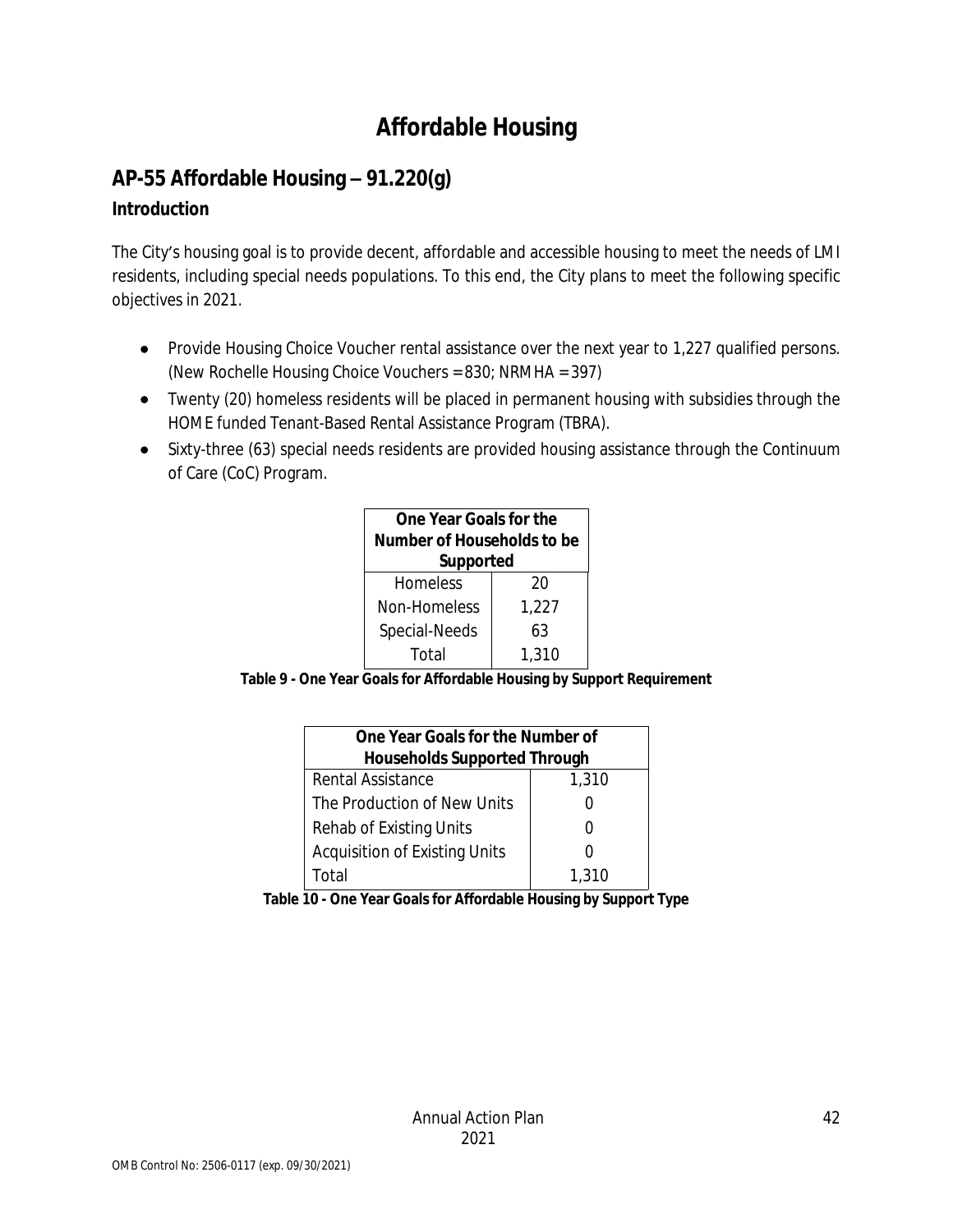# Affordable Housing

## AP-55 Affordable Housing – 91.220(g)

### Introduction

The City's housing goal is to provide decent, affordable and accessible housing to meet the needs of LMI residents, including special needs populations. To this end, the City plans to meet the following specific objectives in 2021.

- Provide Housing Choice Voucher rental assistance over the next year to 1,227 qualified persons. (New Rochelle Housing Choice Vouchers = 830; NRMHA = 397)
- Twenty (20) homeless residents will be placed in permanent housing with subsidies through the HOME funded Tenant-Based Rental Assistance Program (TBRA).
- Sixty-three (63) special needs residents are provided housing assistance through the Continuum of Care (CoC) Program.

| One Year Goals for the Number of Households to be Supported | |
|---|---|
| Homeless | 20 |
| Non-Homeless | 1,227 |
| Special-Needs | 63 |
| Total | 1,310 |

**Table 9 - One Year Goals for Affordable Housing by Support Requirement**

| One Year Goals for the Number of Households Supported Through | |
|---|---|
| Rental Assistance | 1,310 |
| The Production of New Units | 0 |
| Rehab of Existing Units | 0 |
| Acquisition of Existing Units | 0 |
| Total | 1,310 |

**Table 10 - One Year Goals for Affordable Housing by Support Type**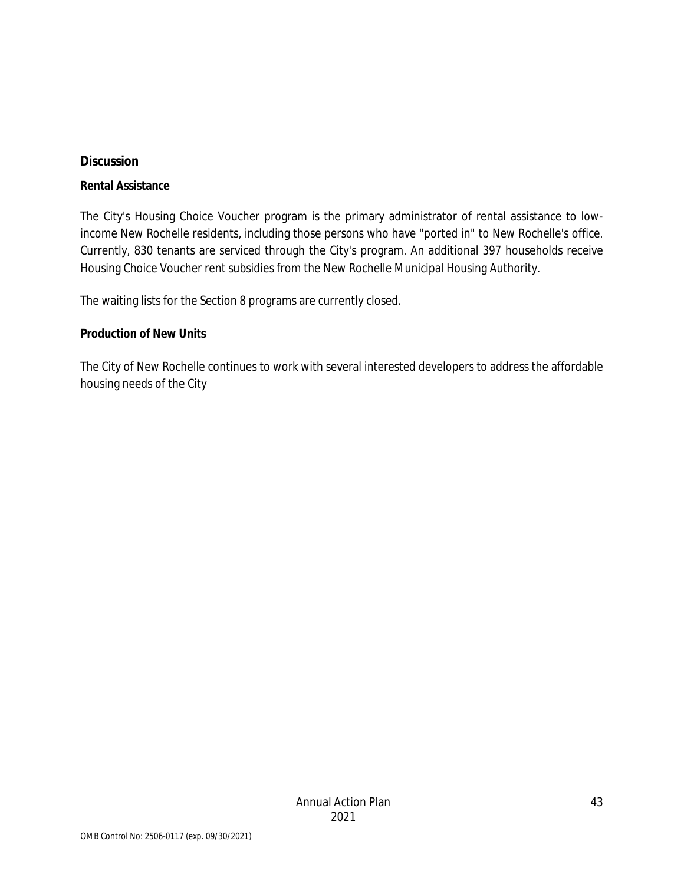## Discussion

### Rental Assistance

The City's Housing Choice Voucher program is the primary administrator of rental assistance to low-income New Rochelle residents, including those persons who have "ported in" to New Rochelle's office. Currently, 830 tenants are serviced through the City's program. An additional 397 households receive Housing Choice Voucher rent subsidies from the New Rochelle Municipal Housing Authority.

The waiting lists for the Section 8 programs are currently closed.

### Production of New Units

The City of New Rochelle continues to work with several interested developers to address the affordable housing needs of the City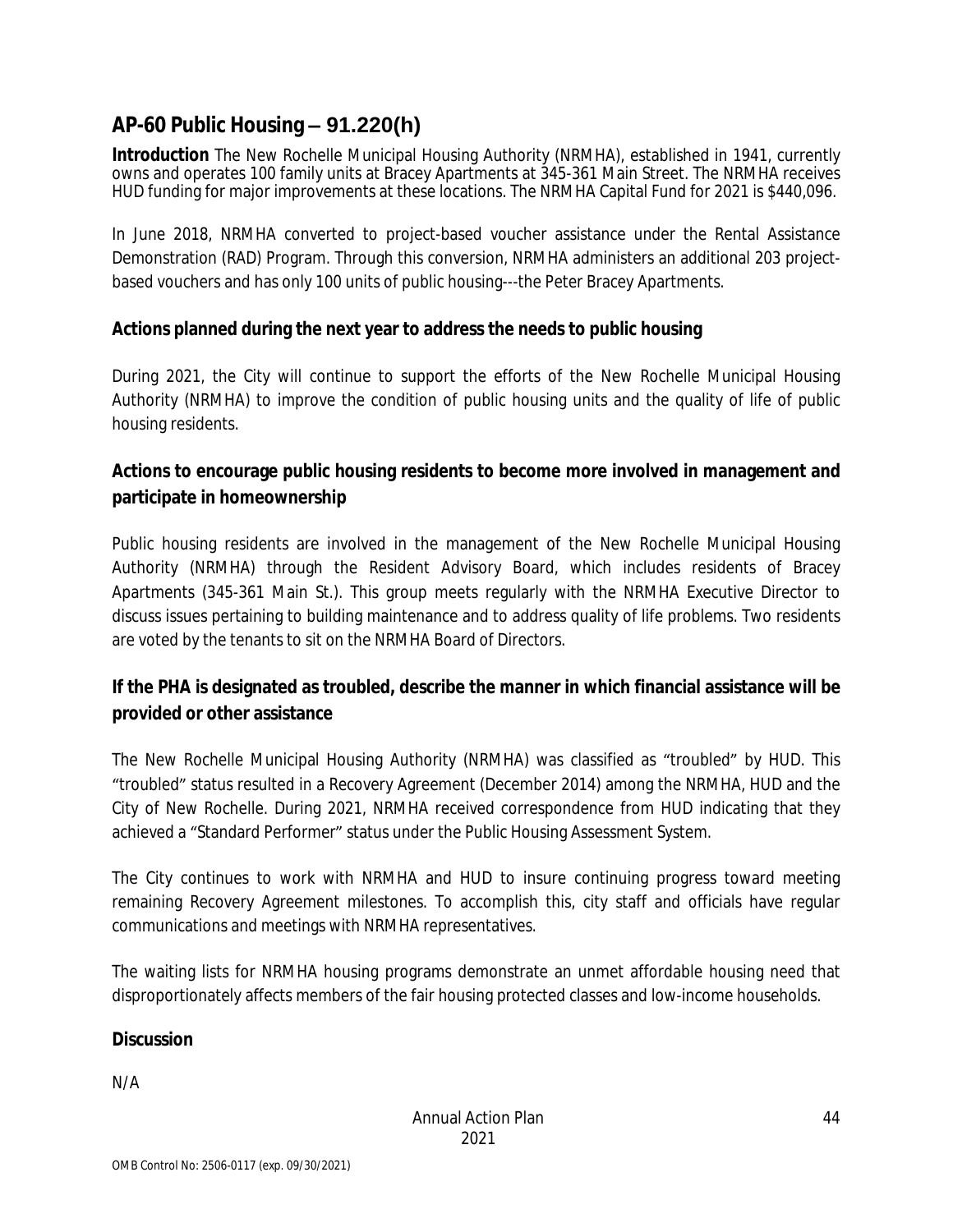## AP-60 Public Housing – 91.220(h)

**Introduction** The New Rochelle Municipal Housing Authority (NRMHA), established in 1941, currently owns and operates 100 family units at Bracey Apartments at 345-361 Main Street. The NRMHA receives HUD funding for major improvements at these locations. The NRMHA Capital Fund for 2021 is $440,096.

In June 2018, NRMHA converted to project-based voucher assistance under the Rental Assistance Demonstration (RAD) Program. Through this conversion, NRMHA administers an additional 203 project-based vouchers and has only 100 units of public housing---the Peter Bracey Apartments.

### Actions planned during the next year to address the needs to public housing

During 2021, the City will continue to support the efforts of the New Rochelle Municipal Housing Authority (NRMHA) to improve the condition of public housing units and the quality of life of public housing residents.

### Actions to encourage public housing residents to become more involved in management and participate in homeownership

Public housing residents are involved in the management of the New Rochelle Municipal Housing Authority (NRMHA) through the Resident Advisory Board, which includes residents of Bracey Apartments (345-361 Main St.). This group meets regularly with the NRMHA Executive Director to discuss issues pertaining to building maintenance and to address quality of life problems. Two residents are voted by the tenants to sit on the NRMHA Board of Directors.

### If the PHA is designated as troubled, describe the manner in which financial assistance will be provided or other assistance

The New Rochelle Municipal Housing Authority (NRMHA) was classified as "troubled" by HUD. This "troubled" status resulted in a Recovery Agreement (December 2014) among the NRMHA, HUD and the City of New Rochelle. During 2021, NRMHA received correspondence from HUD indicating that they achieved a "Standard Performer" status under the Public Housing Assessment System.

The City continues to work with NRMHA and HUD to insure continuing progress toward meeting remaining Recovery Agreement milestones. To accomplish this, city staff and officials have regular communications and meetings with NRMHA representatives.

The waiting lists for NRMHA housing programs demonstrate an unmet affordable housing need that disproportionately affects members of the fair housing protected classes and low-income households.

### Discussion

N/A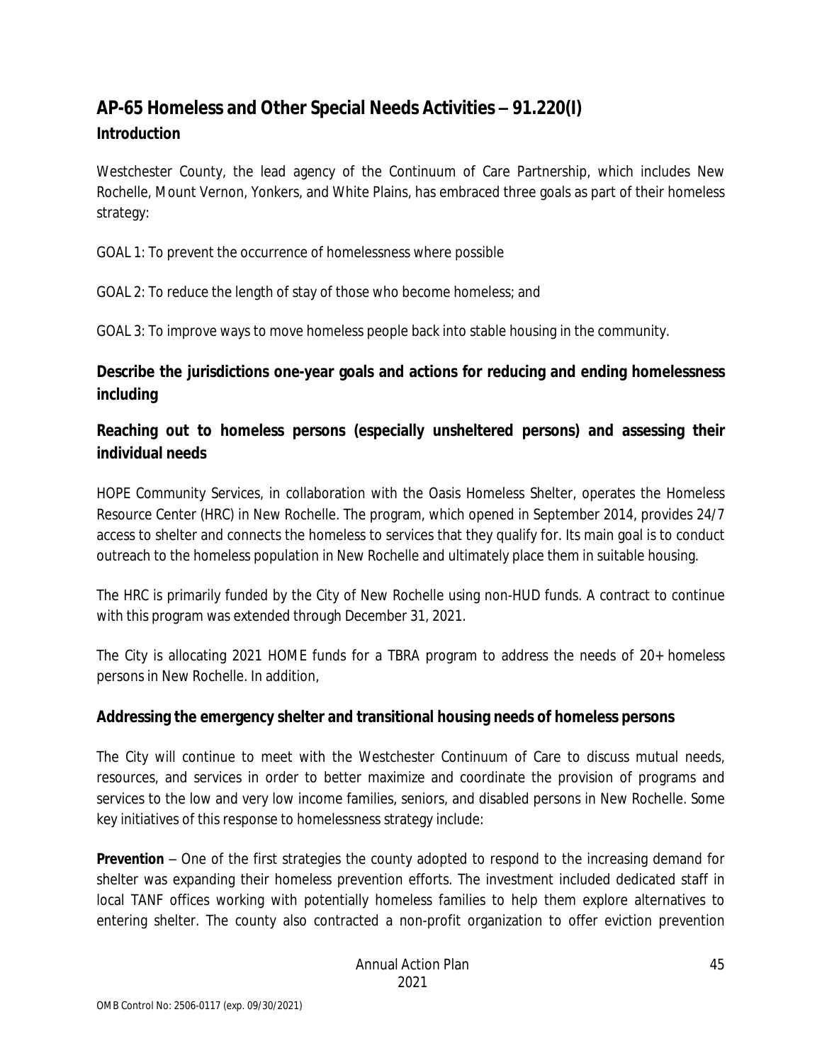## AP-65 Homeless and Other Special Needs Activities – 91.220(I)

### Introduction

Westchester County, the lead agency of the Continuum of Care Partnership, which includes New Rochelle, Mount Vernon, Yonkers, and White Plains, has embraced three goals as part of their homeless strategy:

GOAL 1: To prevent the occurrence of homelessness where possible

GOAL 2: To reduce the length of stay of those who become homeless; and

GOAL 3: To improve ways to move homeless people back into stable housing in the community.

### Describe the jurisdictions one-year goals and actions for reducing and ending homelessness including

### Reaching out to homeless persons (especially unsheltered persons) and assessing their individual needs

HOPE Community Services, in collaboration with the Oasis Homeless Shelter, operates the Homeless Resource Center (HRC) in New Rochelle. The program, which opened in September 2014, provides 24/7 access to shelter and connects the homeless to services that they qualify for. Its main goal is to conduct outreach to the homeless population in New Rochelle and ultimately place them in suitable housing.

The HRC is primarily funded by the City of New Rochelle using non-HUD funds. A contract to continue with this program was extended through December 31, 2021.

The City is allocating 2021 HOME funds for a TBRA program to address the needs of 20+ homeless persons in New Rochelle. In addition,

### Addressing the emergency shelter and transitional housing needs of homeless persons

The City will continue to meet with the Westchester Continuum of Care to discuss mutual needs, resources, and services in order to better maximize and coordinate the provision of programs and services to the low and very low income families, seniors, and disabled persons in New Rochelle. Some key initiatives of this response to homelessness strategy include:

**Prevention** – One of the first strategies the county adopted to respond to the increasing demand for shelter was expanding their homeless prevention efforts. The investment included dedicated staff in local TANF offices working with potentially homeless families to help them explore alternatives to entering shelter. The county also contracted a non-profit organization to offer eviction prevention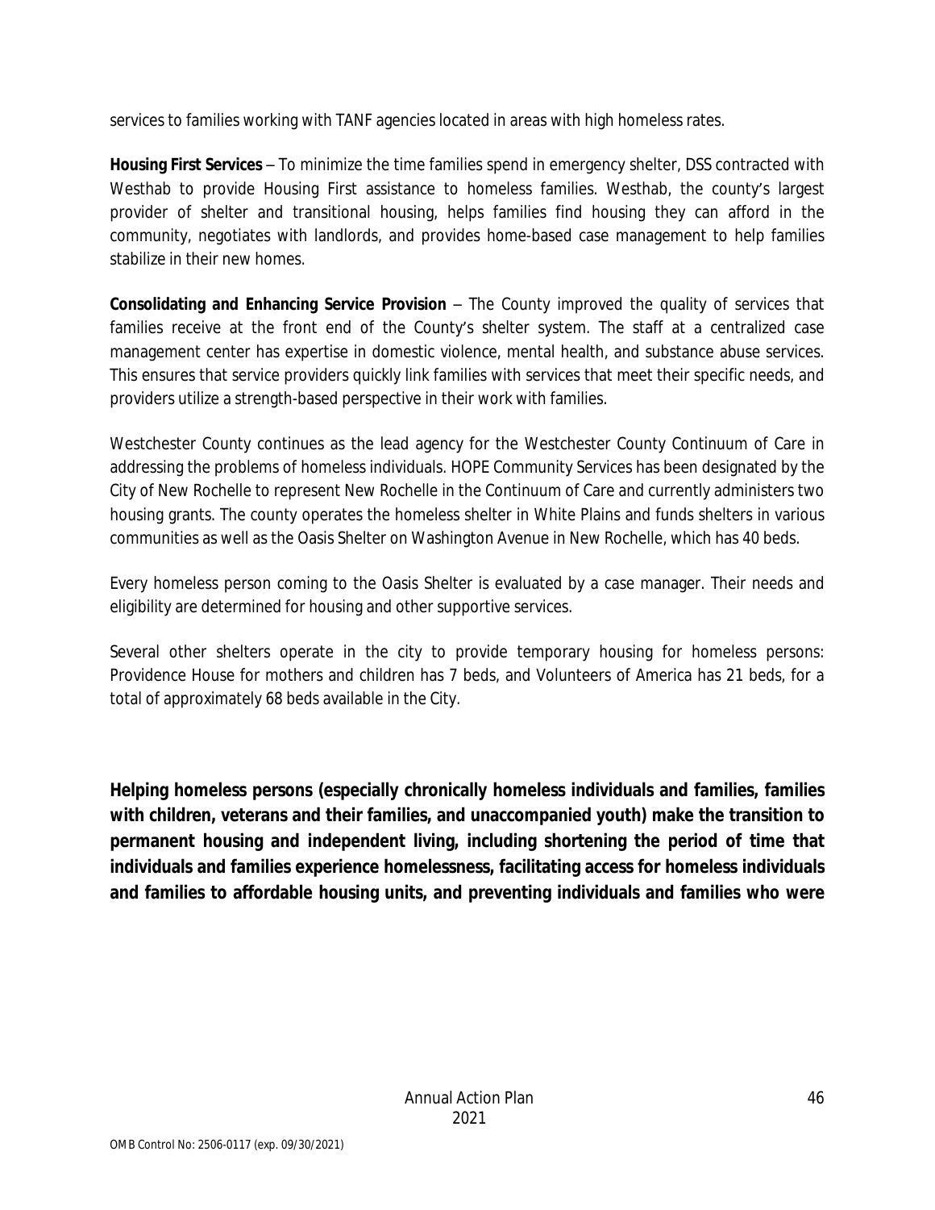services to families working with TANF agencies located in areas with high homeless rates.

**Housing First Services** – To minimize the time families spend in emergency shelter, DSS contracted with Westhab to provide Housing First assistance to homeless families. Westhab, the county's largest provider of shelter and transitional housing, helps families find housing they can afford in the community, negotiates with landlords, and provides home-based case management to help families stabilize in their new homes.

**Consolidating and Enhancing Service Provision** – The County improved the quality of services that families receive at the front end of the County's shelter system. The staff at a centralized case management center has expertise in domestic violence, mental health, and substance abuse services. This ensures that service providers quickly link families with services that meet their specific needs, and providers utilize a strength-based perspective in their work with families.

Westchester County continues as the lead agency for the Westchester County Continuum of Care in addressing the problems of homeless individuals. HOPE Community Services has been designated by the City of New Rochelle to represent New Rochelle in the Continuum of Care and currently administers two housing grants. The county operates the homeless shelter in White Plains and funds shelters in various communities as well as the Oasis Shelter on Washington Avenue in New Rochelle, which has 40 beds.

Every homeless person coming to the Oasis Shelter is evaluated by a case manager. Their needs and eligibility are determined for housing and other supportive services.

Several other shelters operate in the city to provide temporary housing for homeless persons: Providence House for mothers and children has 7 beds, and Volunteers of America has 21 beds, for a total of approximately 68 beds available in the City.

**Helping homeless persons (especially chronically homeless individuals and families, families with children, veterans and their families, and unaccompanied youth) make the transition to permanent housing and independent living, including shortening the period of time that individuals and families experience homelessness, facilitating access for homeless individuals and families to affordable housing units, and preventing individuals and families who were**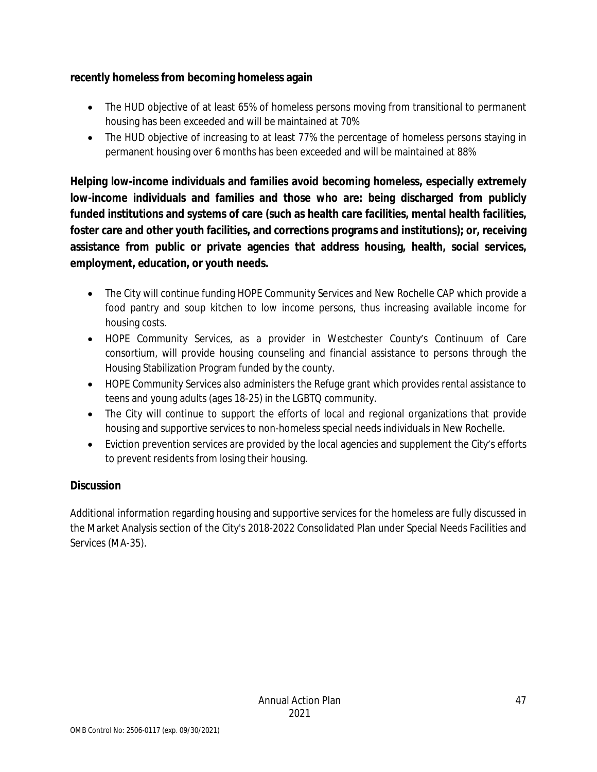**recently homeless from becoming homeless again**

- The HUD objective of at least 65% of homeless persons moving from transitional to permanent housing has been exceeded and will be maintained at 70%
- The HUD objective of increasing to at least 77% the percentage of homeless persons staying in permanent housing over 6 months has been exceeded and will be maintained at 88%

**Helping low-income individuals and families avoid becoming homeless, especially extremely low-income individuals and families and those who are: being discharged from publicly funded institutions and systems of care (such as health care facilities, mental health facilities, foster care and other youth facilities, and corrections programs and institutions); or, receiving assistance from public or private agencies that address housing, health, social services, employment, education, or youth needs.**

- The City will continue funding HOPE Community Services and New Rochelle CAP which provide a food pantry and soup kitchen to low income persons, thus increasing available income for housing costs.
- HOPE Community Services, as a provider in Westchester County's Continuum of Care consortium, will provide housing counseling and financial assistance to persons through the Housing Stabilization Program funded by the county.
- HOPE Community Services also administers the Refuge grant which provides rental assistance to teens and young adults (ages 18-25) in the LGBTQ community.
- The City will continue to support the efforts of local and regional organizations that provide housing and supportive services to non-homeless special needs individuals in New Rochelle.
- Eviction prevention services are provided by the local agencies and supplement the City's efforts to prevent residents from losing their housing.

## Discussion

Additional information regarding housing and supportive services for the homeless are fully discussed in the Market Analysis section of the City's 2018-2022 Consolidated Plan under Special Needs Facilities and Services (MA-35).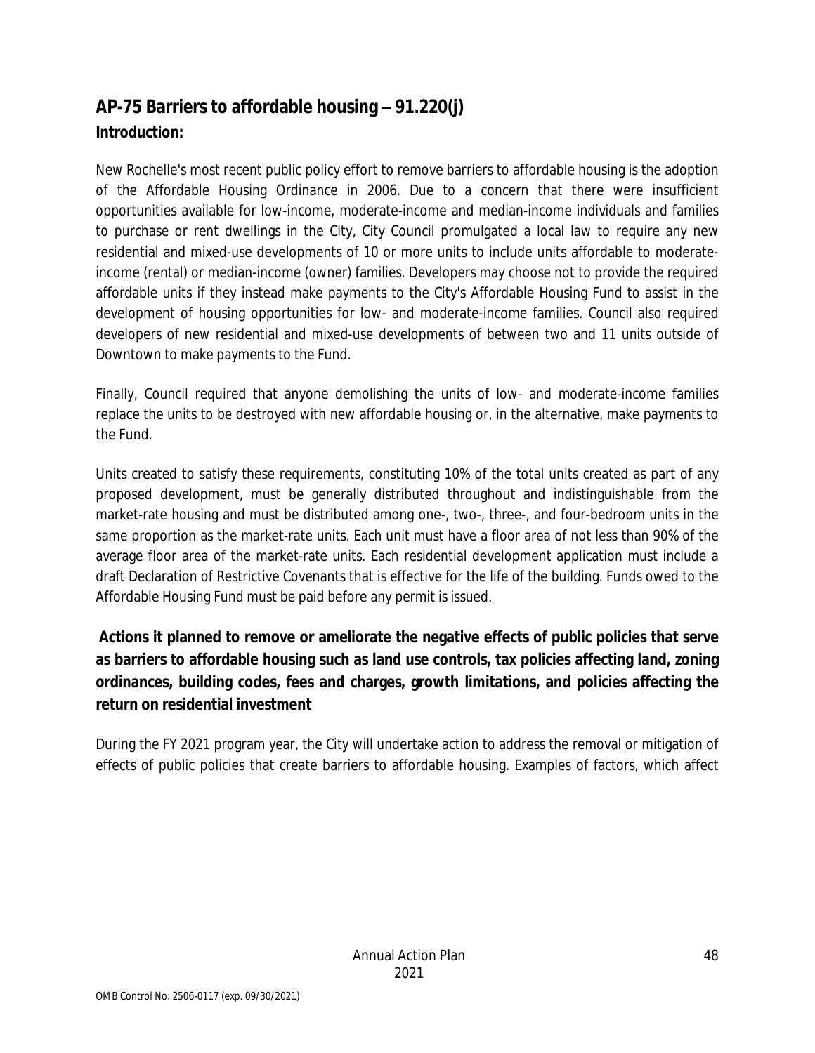## AP-75 Barriers to affordable housing – 91.220(j)

### Introduction:

New Rochelle's most recent public policy effort to remove barriers to affordable housing is the adoption of the Affordable Housing Ordinance in 2006. Due to a concern that there were insufficient opportunities available for low-income, moderate-income and median-income individuals and families to purchase or rent dwellings in the City, City Council promulgated a local law to require any new residential and mixed-use developments of 10 or more units to include units affordable to moderate-income (rental) or median-income (owner) families. Developers may choose not to provide the required affordable units if they instead make payments to the City's Affordable Housing Fund to assist in the development of housing opportunities for low- and moderate-income families. Council also required developers of new residential and mixed-use developments of between two and 11 units outside of Downtown to make payments to the Fund.

Finally, Council required that anyone demolishing the units of low- and moderate-income families replace the units to be destroyed with new affordable housing or, in the alternative, make payments to the Fund.

Units created to satisfy these requirements, constituting 10% of the total units created as part of any proposed development, must be generally distributed throughout and indistinguishable from the market-rate housing and must be distributed among one-, two-, three-, and four-bedroom units in the same proportion as the market-rate units. Each unit must have a floor area of not less than 90% of the average floor area of the market-rate units. Each residential development application must include a draft Declaration of Restrictive Covenants that is effective for the life of the building. Funds owed to the Affordable Housing Fund must be paid before any permit is issued.

### Actions it planned to remove or ameliorate the negative effects of public policies that serve as barriers to affordable housing such as land use controls, tax policies affecting land, zoning ordinances, building codes, fees and charges, growth limitations, and policies affecting the return on residential investment

During the FY 2021 program year, the City will undertake action to address the removal or mitigation of effects of public policies that create barriers to affordable housing. Examples of factors, which affect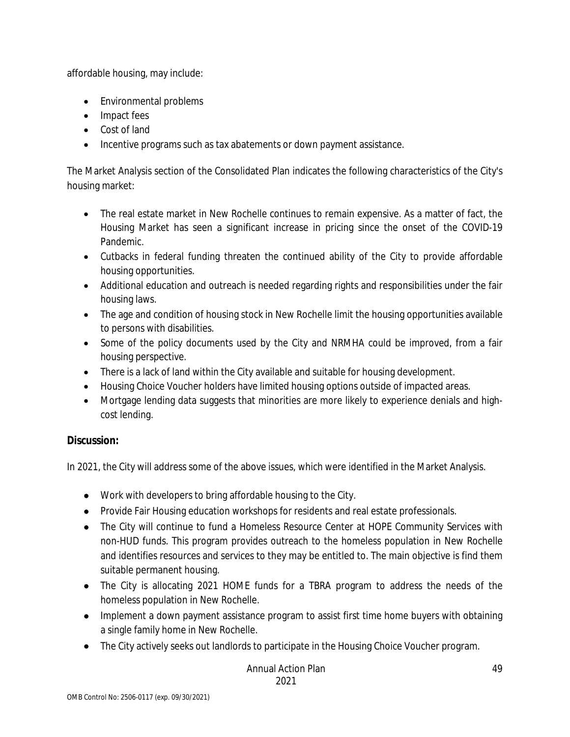affordable housing, may include:

- Environmental problems
- Impact fees
- Cost of land
- Incentive programs such as tax abatements or down payment assistance.

The Market Analysis section of the Consolidated Plan indicates the following characteristics of the City's housing market:

- The real estate market in New Rochelle continues to remain expensive. As a matter of fact, the Housing Market has seen a significant increase in pricing since the onset of the COVID-19 Pandemic.
- Cutbacks in federal funding threaten the continued ability of the City to provide affordable housing opportunities.
- Additional education and outreach is needed regarding rights and responsibilities under the fair housing laws.
- The age and condition of housing stock in New Rochelle limit the housing opportunities available to persons with disabilities.
- Some of the policy documents used by the City and NRMHA could be improved, from a fair housing perspective.
- There is a lack of land within the City available and suitable for housing development.
- Housing Choice Voucher holders have limited housing options outside of impacted areas.
- Mortgage lending data suggests that minorities are more likely to experience denials and high-cost lending.

## Discussion:

In 2021, the City will address some of the above issues, which were identified in the Market Analysis.

- Work with developers to bring affordable housing to the City.
- Provide Fair Housing education workshops for residents and real estate professionals.
- The City will continue to fund a Homeless Resource Center at HOPE Community Services with non-HUD funds. This program provides outreach to the homeless population in New Rochelle and identifies resources and services to they may be entitled to. The main objective is find them suitable permanent housing.
- The City is allocating 2021 HOME funds for a TBRA program to address the needs of the homeless population in New Rochelle.
- Implement a down payment assistance program to assist first time home buyers with obtaining a single family home in New Rochelle.
- The City actively seeks out landlords to participate in the Housing Choice Voucher program.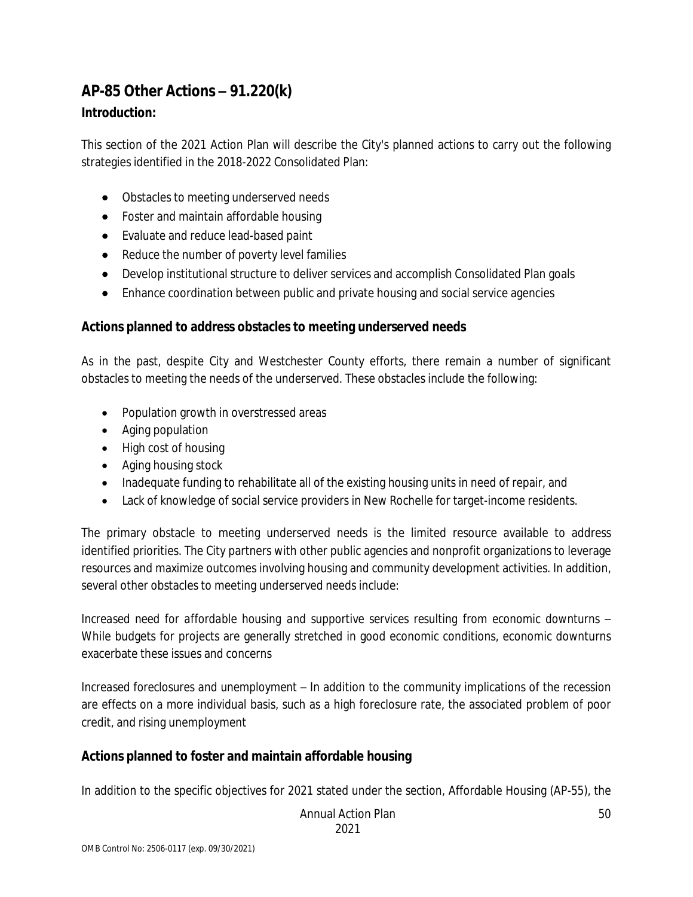## AP-85 Other Actions – 91.220(k)

### Introduction:

This section of the 2021 Action Plan will describe the City's planned actions to carry out the following strategies identified in the 2018-2022 Consolidated Plan:

- Obstacles to meeting underserved needs
- Foster and maintain affordable housing
- Evaluate and reduce lead-based paint
- Reduce the number of poverty level families
- Develop institutional structure to deliver services and accomplish Consolidated Plan goals
- Enhance coordination between public and private housing and social service agencies

### Actions planned to address obstacles to meeting underserved needs

As in the past, despite City and Westchester County efforts, there remain a number of significant obstacles to meeting the needs of the underserved. These obstacles include the following:

- Population growth in overstressed areas
- Aging population
- High cost of housing
- Aging housing stock
- Inadequate funding to rehabilitate all of the existing housing units in need of repair, and
- Lack of knowledge of social service providers in New Rochelle for target-income residents.

The primary obstacle to meeting underserved needs is the limited resource available to address identified priorities. The City partners with other public agencies and nonprofit organizations to leverage resources and maximize outcomes involving housing and community development activities. In addition, several other obstacles to meeting underserved needs include:

*Increased need for affordable housing and supportive services resulting from economic downturns* – While budgets for projects are generally stretched in good economic conditions, economic downturns exacerbate these issues and concerns

*Increased foreclosures and unemployment* – In addition to the community implications of the recession are effects on a more individual basis, such as a high foreclosure rate, the associated problem of poor credit, and rising unemployment

### Actions planned to foster and maintain affordable housing

In addition to the specific objectives for 2021 stated under the section, Affordable Housing (AP-55), the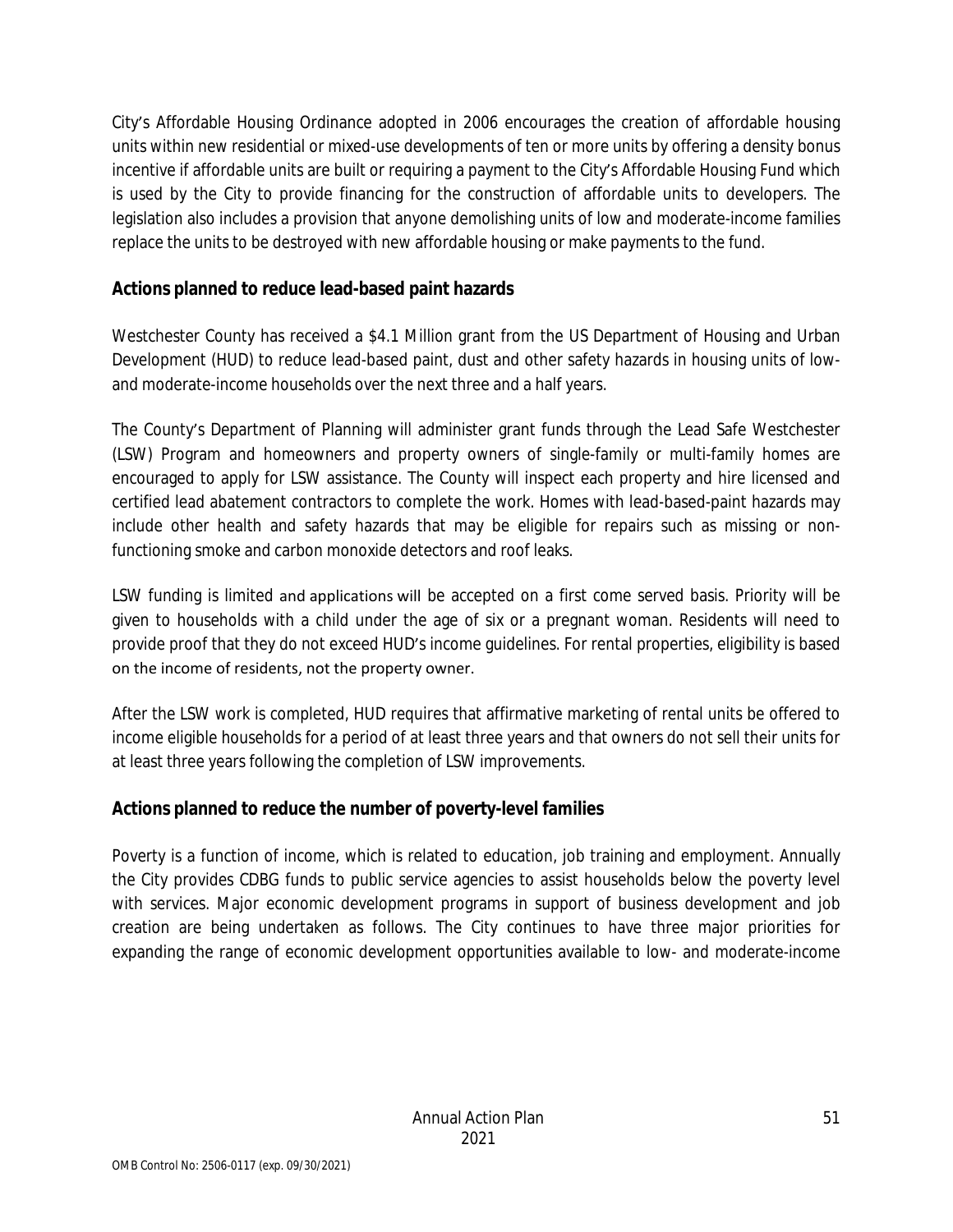City's Affordable Housing Ordinance adopted in 2006 encourages the creation of affordable housing units within new residential or mixed-use developments of ten or more units by offering a density bonus incentive if affordable units are built or requiring a payment to the City's Affordable Housing Fund which is used by the City to provide financing for the construction of affordable units to developers. The legislation also includes a provision that anyone demolishing units of low and moderate-income families replace the units to be destroyed with new affordable housing or make payments to the fund.

## Actions planned to reduce lead-based paint hazards

Westchester County has received a $4.1 Million grant from the US Department of Housing and Urban Development (HUD) to reduce lead-based paint, dust and other safety hazards in housing units of low- and moderate-income households over the next three and a half years.

The County's Department of Planning will administer grant funds through the Lead Safe Westchester (LSW) Program and homeowners and property owners of single-family or multi-family homes are encouraged to apply for LSW assistance. The County will inspect each property and hire licensed and certified lead abatement contractors to complete the work. Homes with lead-based-paint hazards may include other health and safety hazards that may be eligible for repairs such as missing or non-functioning smoke and carbon monoxide detectors and roof leaks.

LSW funding is limited and applications will be accepted on a first come served basis. Priority will be given to households with a child under the age of six or a pregnant woman. Residents will need to provide proof that they do not exceed HUD's income guidelines. For rental properties, eligibility is based on the income of residents, not the property owner.

After the LSW work is completed, HUD requires that affirmative marketing of rental units be offered to income eligible households for a period of at least three years and that owners do not sell their units for at least three years following the completion of LSW improvements.

## Actions planned to reduce the number of poverty-level families

Poverty is a function of income, which is related to education, job training and employment. Annually the City provides CDBG funds to public service agencies to assist households below the poverty level with services. Major economic development programs in support of business development and job creation are being undertaken as follows. The City continues to have three major priorities for expanding the range of economic development opportunities available to low- and moderate-income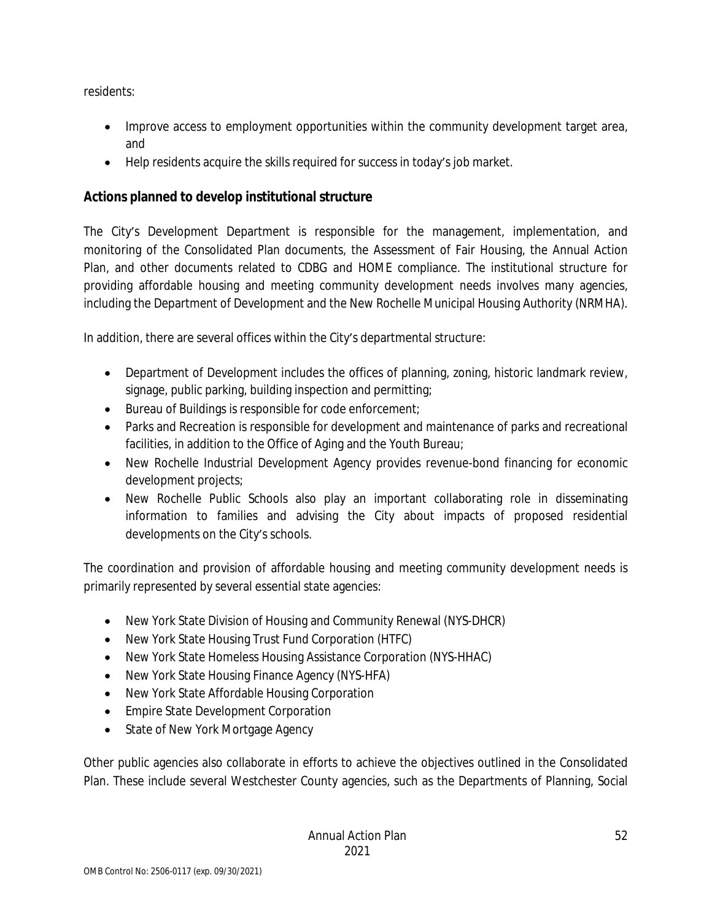residents:

- Improve access to employment opportunities within the community development target area, and
- Help residents acquire the skills required for success in today's job market.

## Actions planned to develop institutional structure

The City's Development Department is responsible for the management, implementation, and monitoring of the Consolidated Plan documents, the Assessment of Fair Housing, the Annual Action Plan, and other documents related to CDBG and HOME compliance. The institutional structure for providing affordable housing and meeting community development needs involves many agencies, including the Department of Development and the New Rochelle Municipal Housing Authority (NRMHA).

In addition, there are several offices within the City's departmental structure:

- Department of Development includes the offices of planning, zoning, historic landmark review, signage, public parking, building inspection and permitting;
- Bureau of Buildings is responsible for code enforcement;
- Parks and Recreation is responsible for development and maintenance of parks and recreational facilities, in addition to the Office of Aging and the Youth Bureau;
- New Rochelle Industrial Development Agency provides revenue-bond financing for economic development projects;
- New Rochelle Public Schools also play an important collaborating role in disseminating information to families and advising the City about impacts of proposed residential developments on the City's schools.

The coordination and provision of affordable housing and meeting community development needs is primarily represented by several essential state agencies:

- New York State Division of Housing and Community Renewal (NYS-DHCR)
- New York State Housing Trust Fund Corporation (HTFC)
- New York State Homeless Housing Assistance Corporation (NYS-HHAC)
- New York State Housing Finance Agency (NYS-HFA)
- New York State Affordable Housing Corporation
- Empire State Development Corporation
- State of New York Mortgage Agency

Other public agencies also collaborate in efforts to achieve the objectives outlined in the Consolidated Plan. These include several Westchester County agencies, such as the Departments of Planning, Social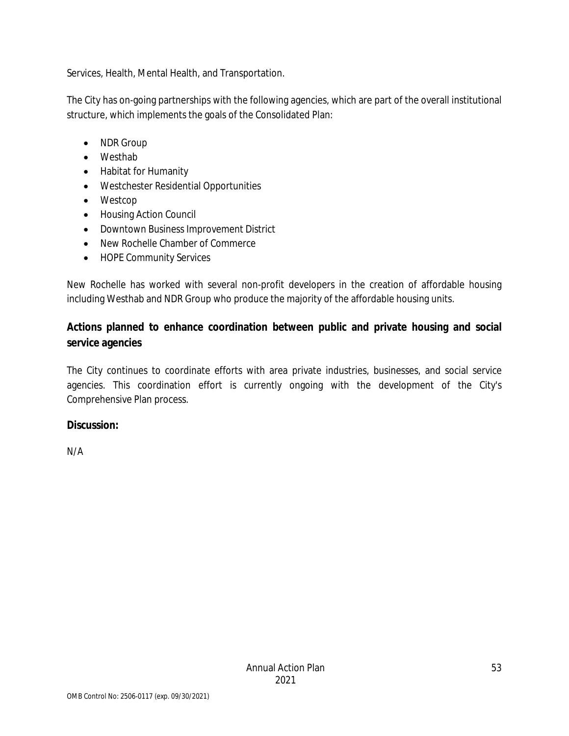Services, Health, Mental Health, and Transportation.

The City has on-going partnerships with the following agencies, which are part of the overall institutional structure, which implements the goals of the Consolidated Plan:

- NDR Group
- Westhab
- Habitat for Humanity
- Westchester Residential Opportunities
- Westcop
- Housing Action Council
- Downtown Business Improvement District
- New Rochelle Chamber of Commerce
- HOPE Community Services

New Rochelle has worked with several non-profit developers in the creation of affordable housing including Westhab and NDR Group who produce the majority of the affordable housing units.

## Actions planned to enhance coordination between public and private housing and social service agencies

The City continues to coordinate efforts with area private industries, businesses, and social service agencies. This coordination effort is currently ongoing with the development of the City's Comprehensive Plan process.

## Discussion:

N/A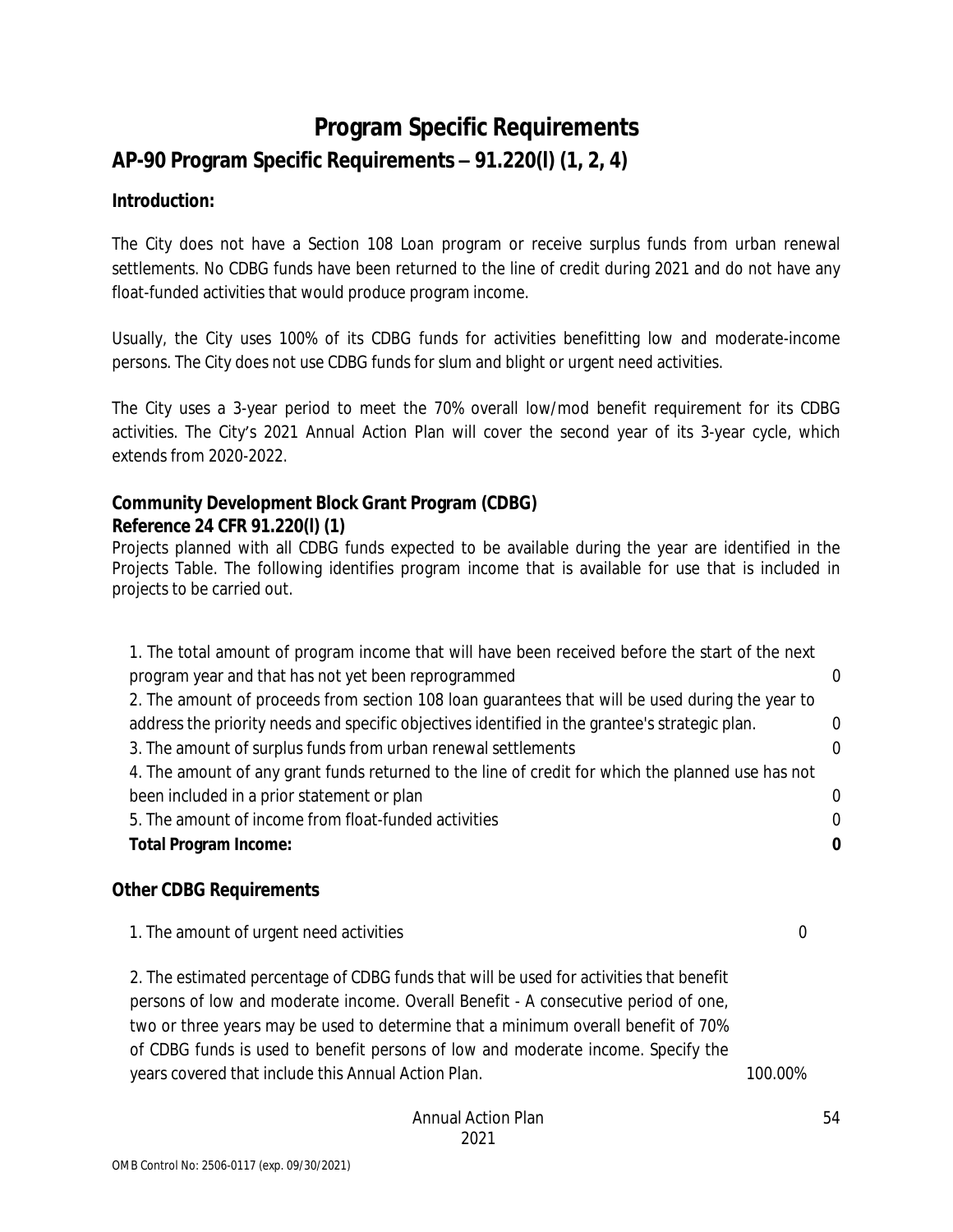# Program Specific Requirements

## AP-90 Program Specific Requirements – 91.220(l) (1, 2, 4)

**Introduction:**

The City does not have a Section 108 Loan program or receive surplus funds from urban renewal settlements. No CDBG funds have been returned to the line of credit during 2021 and do not have any float-funded activities that would produce program income.

Usually, the City uses 100% of its CDBG funds for activities benefitting low and moderate-income persons. The City does not use CDBG funds for slum and blight or urgent need activities.

The City uses a 3-year period to meet the 70% overall low/mod benefit requirement for its CDBG activities. The City's 2021 Annual Action Plan will cover the second year of its 3-year cycle, which extends from 2020-2022.

**Community Development Block Grant Program (CDBG)**
**Reference 24 CFR 91.220(l) (1)**

Projects planned with all CDBG funds expected to be available during the year are identified in the Projects Table. The following identifies program income that is available for use that is included in projects to be carried out.

| | |
|---|---|
| 1. The total amount of program income that will have been received before the start of the next program year and that has not yet been reprogrammed | 0 |
| 2. The amount of proceeds from section 108 loan guarantees that will be used during the year to address the priority needs and specific objectives identified in the grantee's strategic plan. | 0 |
| 3. The amount of surplus funds from urban renewal settlements | 0 |
| 4. The amount of any grant funds returned to the line of credit for which the planned use has not been included in a prior statement or plan | 0 |
| 5. The amount of income from float-funded activities | 0 |
| **Total Program Income:** | **0** |

**Other CDBG Requirements**

| | |
|---|---|
| 1. The amount of urgent need activities | 0 |
| 2. The estimated percentage of CDBG funds that will be used for activities that benefit persons of low and moderate income. Overall Benefit - A consecutive period of one, two or three years may be used to determine that a minimum overall benefit of 70% of CDBG funds is used to benefit persons of low and moderate income. Specify the years covered that include this Annual Action Plan. | 100.00% |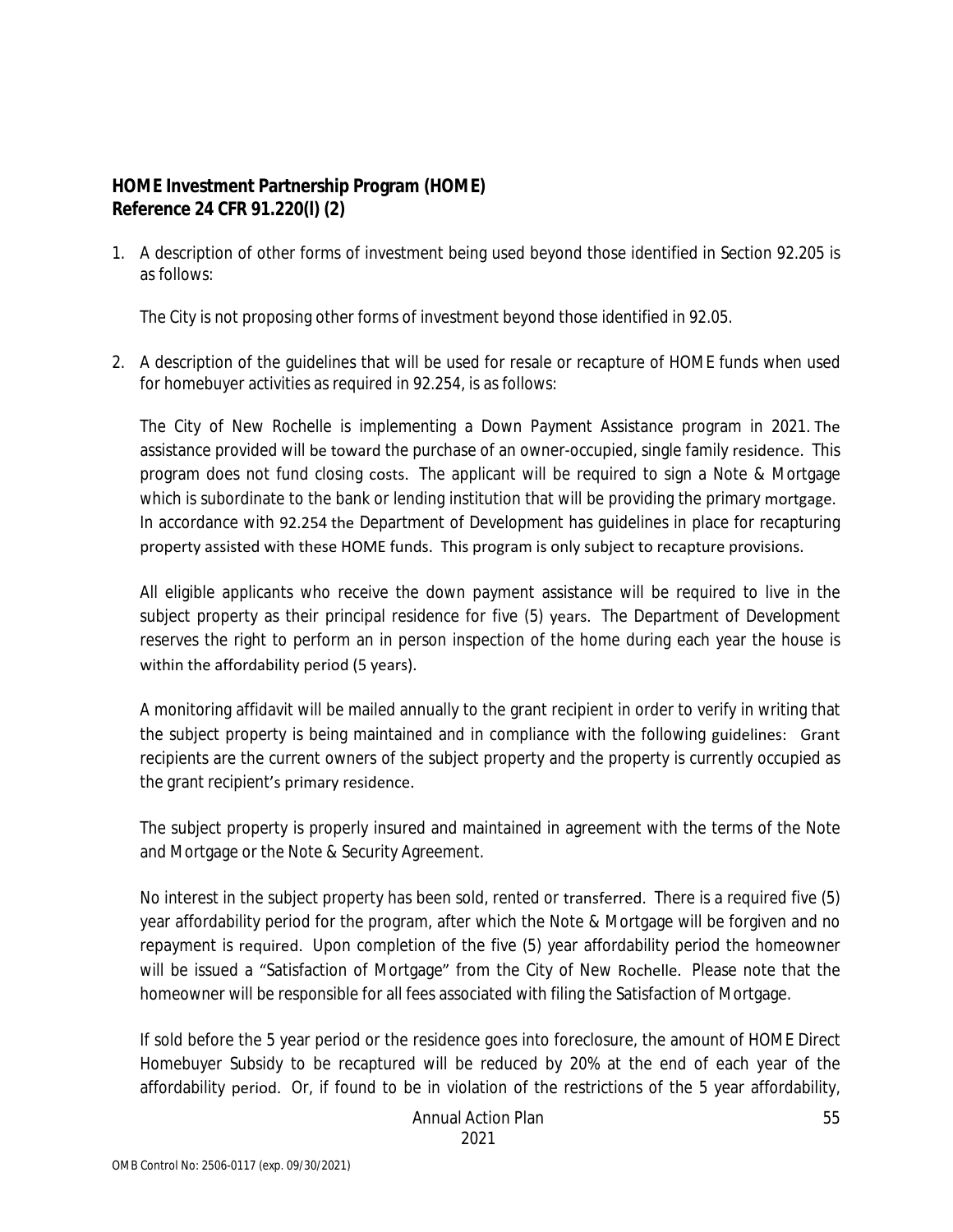**HOME Investment Partnership Program (HOME)**
**Reference 24 CFR 91.220(l) (2)**

1. A description of other forms of investment being used beyond those identified in Section 92.205 is as follows:

   The City is not proposing other forms of investment beyond those identified in 92.05.

2. A description of the guidelines that will be used for resale or recapture of HOME funds when used for homebuyer activities as required in 92.254, is as follows:

   The City of New Rochelle is implementing a Down Payment Assistance program in 2021. The assistance provided will be toward the purchase of an owner-occupied, single family residence. This program does not fund closing costs. The applicant will be required to sign a Note & Mortgage which is subordinate to the bank or lending institution that will be providing the primary mortgage. In accordance with 92.254 the Department of Development has guidelines in place for recapturing property assisted with these HOME funds. This program is only subject to recapture provisions.

   All eligible applicants who receive the down payment assistance will be required to live in the subject property as their principal residence for five (5) years. The Department of Development reserves the right to perform an in person inspection of the home during each year the house is within the affordability period (5 years).

   A monitoring affidavit will be mailed annually to the grant recipient in order to verify in writing that the subject property is being maintained and in compliance with the following guidelines: Grant recipients are the current owners of the subject property and the property is currently occupied as the grant recipient's primary residence.

   The subject property is properly insured and maintained in agreement with the terms of the Note and Mortgage or the Note & Security Agreement.

   No interest in the subject property has been sold, rented or transferred. There is a required five (5) year affordability period for the program, after which the Note & Mortgage will be forgiven and no repayment is required. Upon completion of the five (5) year affordability period the homeowner will be issued a "Satisfaction of Mortgage" from the City of New Rochelle. Please note that the homeowner will be responsible for all fees associated with filing the Satisfaction of Mortgage.

   If sold before the 5 year period or the residence goes into foreclosure, the amount of HOME Direct Homebuyer Subsidy to be recaptured will be reduced by 20% at the end of each year of the affordability period. Or, if found to be in violation of the restrictions of the 5 year affordability,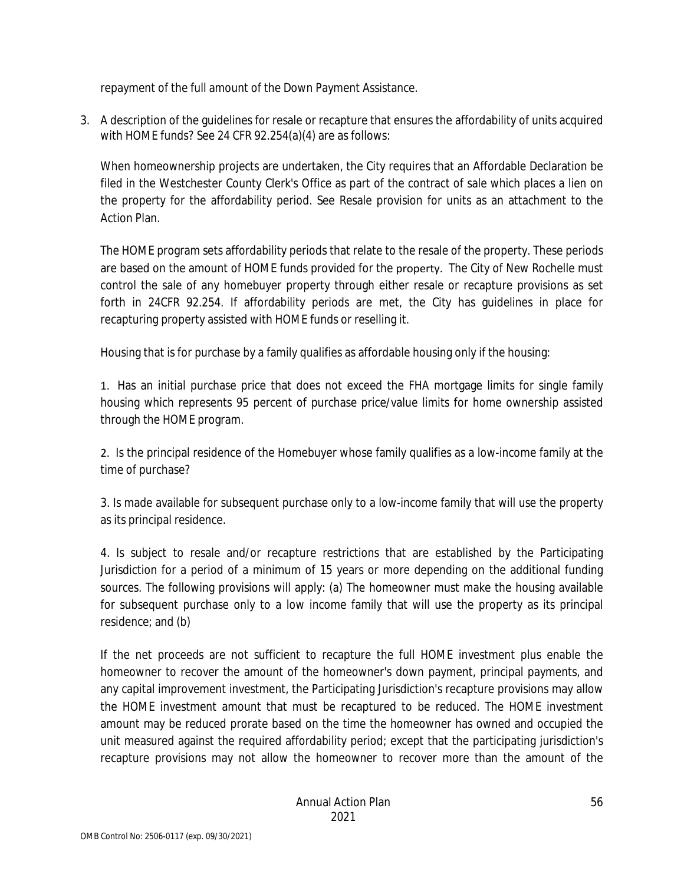repayment of the full amount of the Down Payment Assistance.

3. A description of the guidelines for resale or recapture that ensures the affordability of units acquired with HOME funds? See 24 CFR 92.254(a)(4) are as follows:

   When homeownership projects are undertaken, the City requires that an Affordable Declaration be filed in the Westchester County Clerk's Office as part of the contract of sale which places a lien on the property for the affordability period. See Resale provision for units as an attachment to the Action Plan.

   The HOME program sets affordability periods that relate to the resale of the property. These periods are based on the amount of HOME funds provided for the property. The City of New Rochelle must control the sale of any homebuyer property through either resale or recapture provisions as set forth in 24CFR 92.254. If affordability periods are met, the City has guidelines in place for recapturing property assisted with HOME funds or reselling it.

   Housing that is for purchase by a family qualifies as affordable housing only if the housing:

   1. Has an initial purchase price that does not exceed the FHA mortgage limits for single family housing which represents 95 percent of purchase price/value limits for home ownership assisted through the HOME program.

   2. Is the principal residence of the Homebuyer whose family qualifies as a low-income family at the time of purchase?

   3. Is made available for subsequent purchase only to a low-income family that will use the property as its principal residence.

   4. Is subject to resale and/or recapture restrictions that are established by the Participating Jurisdiction for a period of a minimum of 15 years or more depending on the additional funding sources. The following provisions will apply: (a) The homeowner must make the housing available for subsequent purchase only to a low income family that will use the property as its principal residence; and (b)

   If the net proceeds are not sufficient to recapture the full HOME investment plus enable the homeowner to recover the amount of the homeowner's down payment, principal payments, and any capital improvement investment, the Participating Jurisdiction's recapture provisions may allow the HOME investment amount that must be recaptured to be reduced. The HOME investment amount may be reduced prorate based on the time the homeowner has owned and occupied the unit measured against the required affordability period; except that the participating jurisdiction's recapture provisions may not allow the homeowner to recover more than the amount of the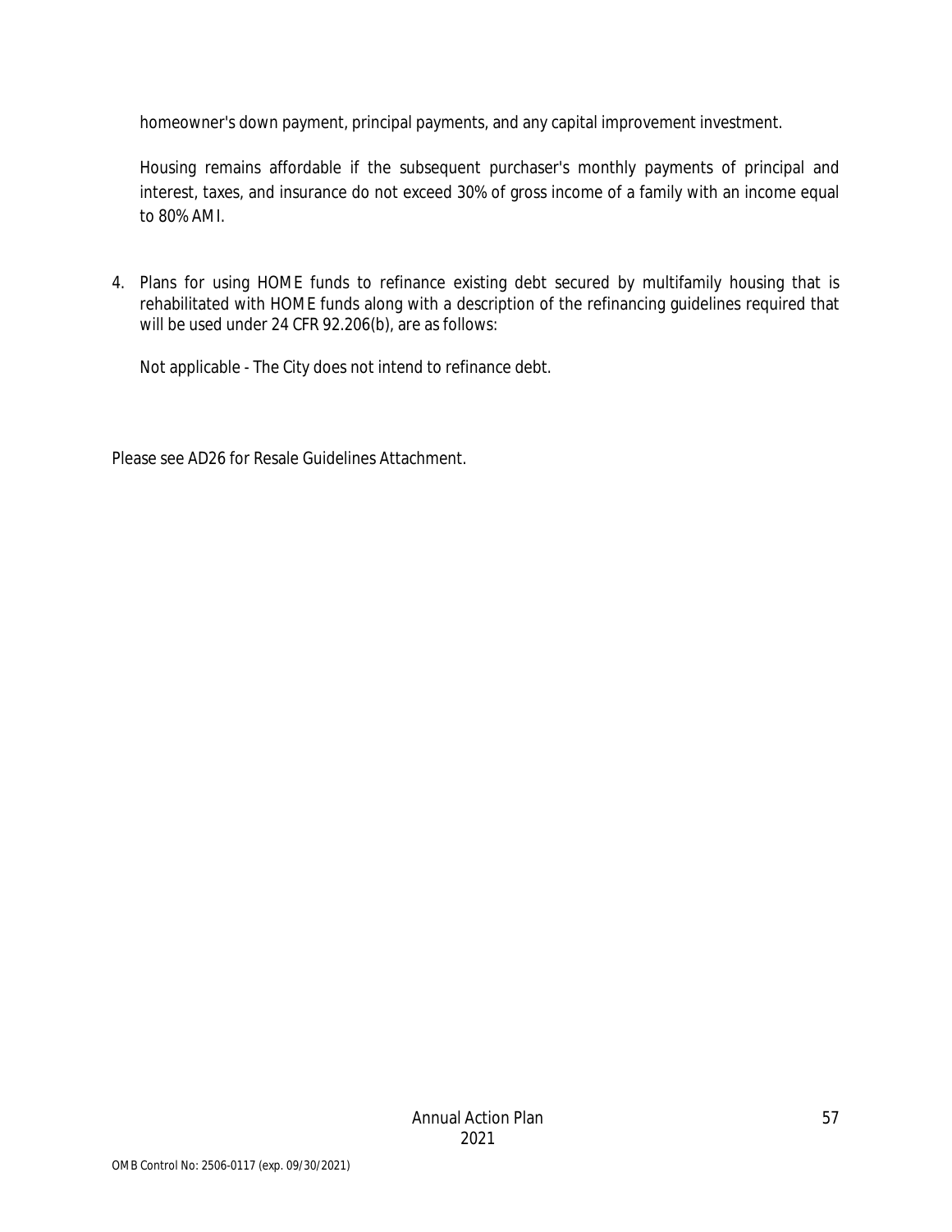homeowner's down payment, principal payments, and any capital improvement investment.

Housing remains affordable if the subsequent purchaser's monthly payments of principal and interest, taxes, and insurance do not exceed 30% of gross income of a family with an income equal to 80% AMI.

4. Plans for using HOME funds to refinance existing debt secured by multifamily housing that is rehabilitated with HOME funds along with a description of the refinancing guidelines required that will be used under 24 CFR 92.206(b), are as follows:

   Not applicable - The City does not intend to refinance debt.

Please see AD26 for Resale Guidelines Attachment.